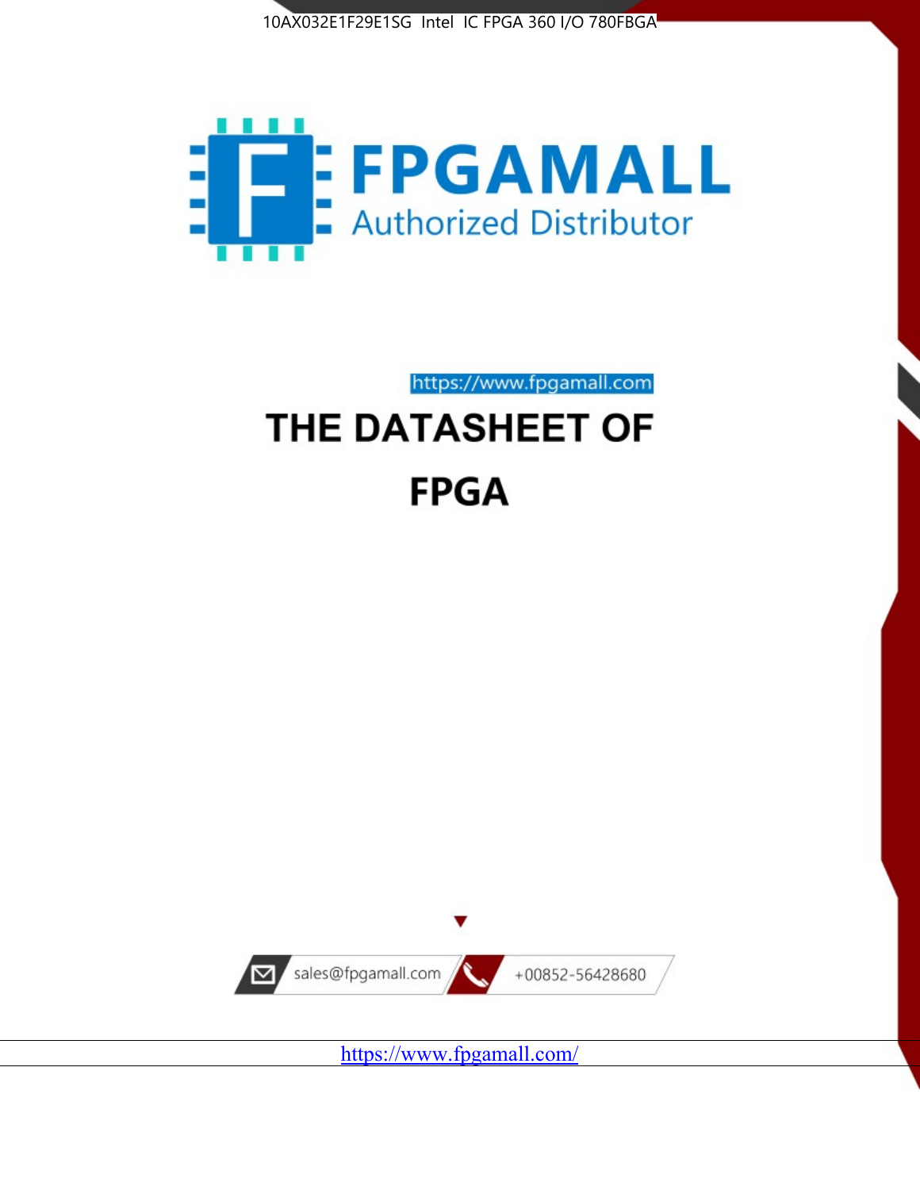10AX032E1F29E1SG Intel IC FPGA 360 I/O 780FBGA

FPGAMALL

Authorized Distributor

https://www.fpgamall.com

# THE DATASHEET OF

# FPGA

sales@fpgamall.com

+00852-56428680

https://www.fpgamall.com/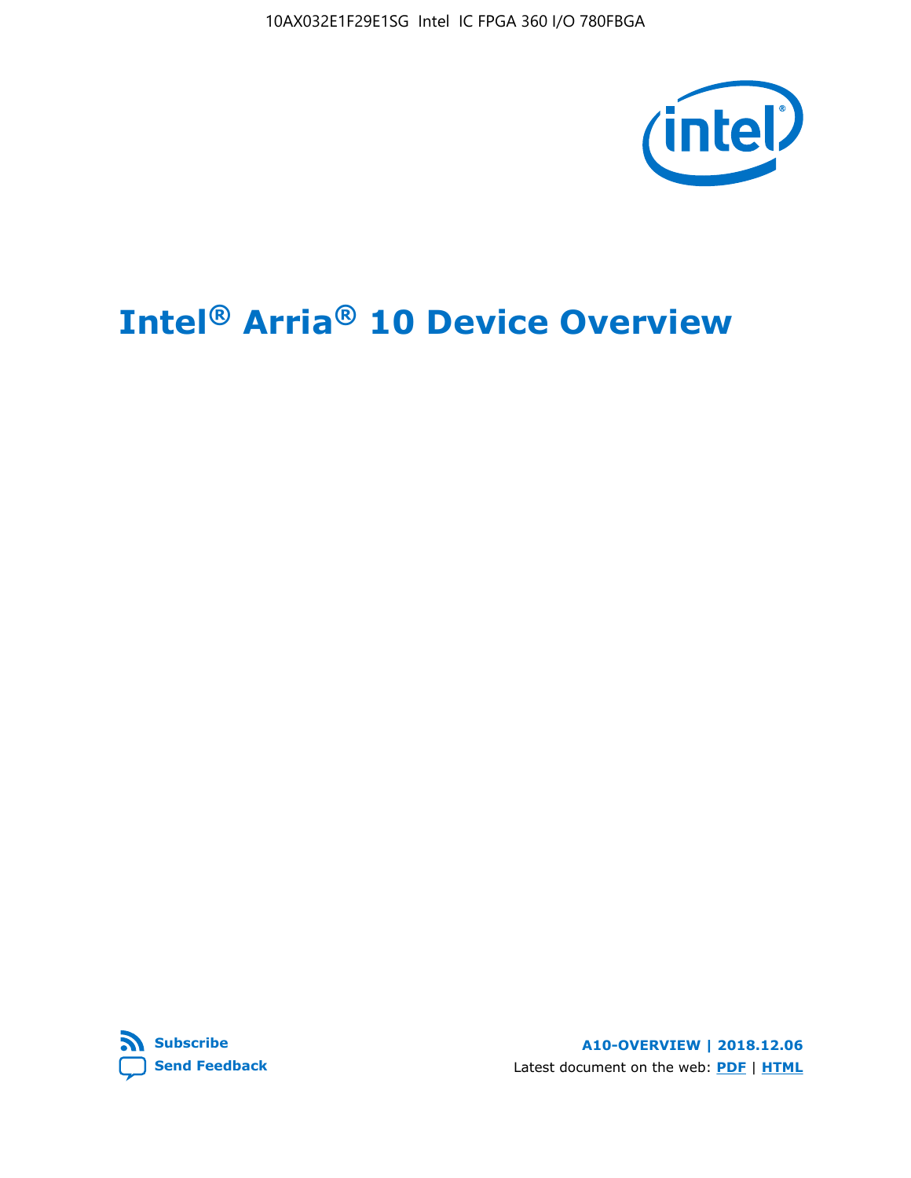# Intel® Arria® 10 Device Overview

Subscribe

Send Feedback

A10-OVERVIEW | 2018.12.06

Latest document on the web: PDF | HTML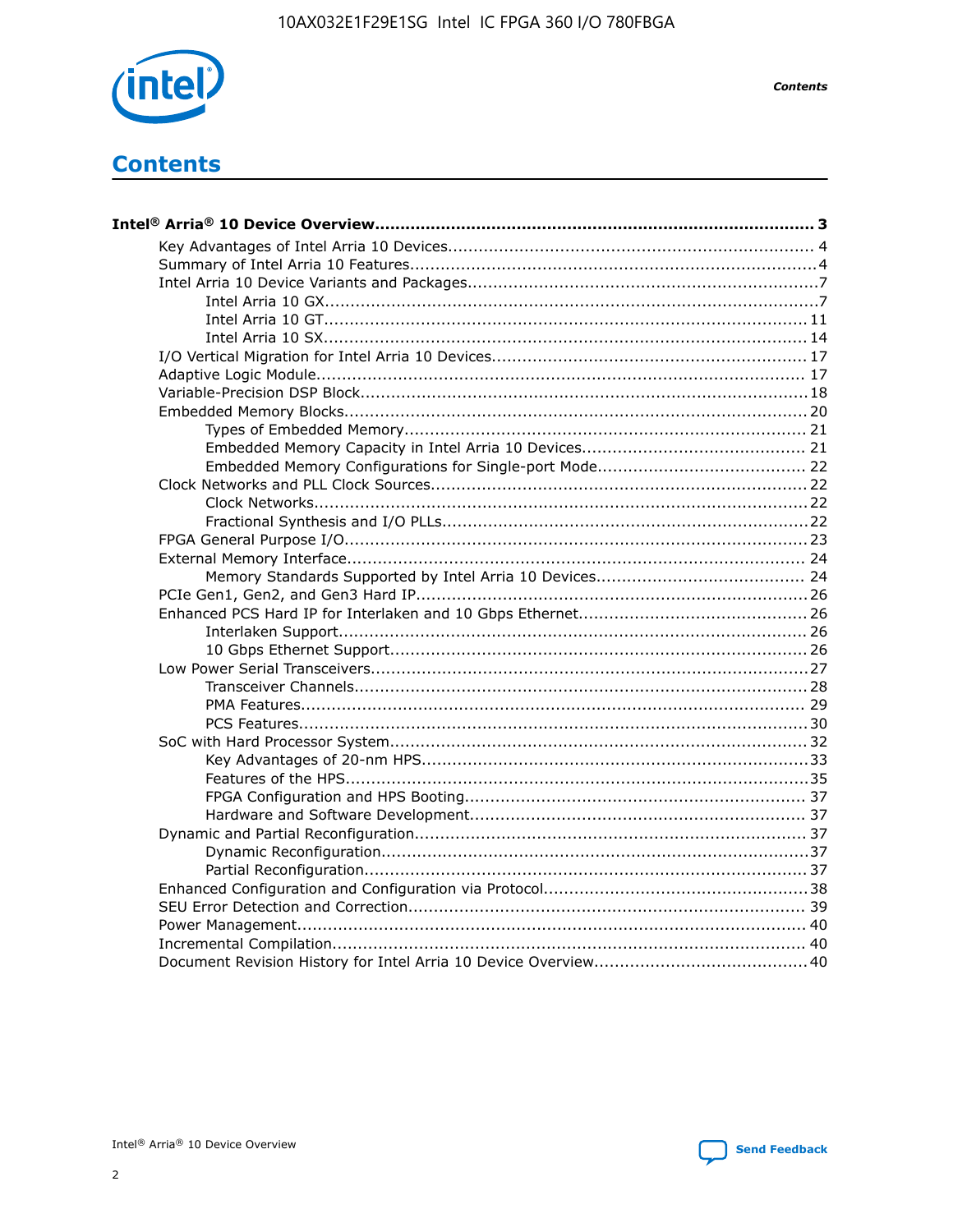# Contents

**Intel® Arria® 10 Device Overview...................................................................................... 3**

- Key Advantages of Intel Arria 10 Devices........................................................................ 4
- Summary of Intel Arria 10 Features................................................................................4
- Intel Arria 10 Device Variants and Packages.....................................................................7
  - Intel Arria 10 GX.................................................................................................7
  - Intel Arria 10 GT............................................................................................... 11
  - Intel Arria 10 SX............................................................................................... 14
- I/O Vertical Migration for Intel Arria 10 Devices.............................................................. 17
- Adaptive Logic Module................................................................................................ 17
- Variable-Precision DSP Block.......................................................................................18
- Embedded Memory Blocks...........................................................................................20
  - Types of Embedded Memory............................................................................... 21
  - Embedded Memory Capacity in Intel Arria 10 Devices............................................ 21
  - Embedded Memory Configurations for Single-port Mode......................................... 22
- Clock Networks and PLL Clock Sources.........................................................................22
  - Clock Networks.................................................................................................22
  - Fractional Synthesis and I/O PLLs........................................................................22
- FPGA General Purpose I/O..........................................................................................23
- External Memory Interface......................................................................................... 24
  - Memory Standards Supported by Intel Arria 10 Devices......................................... 24
- PCIe Gen1, Gen2, and Gen3 Hard IP.............................................................................26
- Enhanced PCS Hard IP for Interlaken and 10 Gbps Ethernet.............................................26
  - Interlaken Support............................................................................................ 26
  - 10 Gbps Ethernet Support.................................................................................. 26
- Low Power Serial Transceivers.....................................................................................27
  - Transceiver Channels.........................................................................................28
  - PMA Features................................................................................................... 29
  - PCS Features....................................................................................................30
- SoC with Hard Processor System.................................................................................32
  - Key Advantages of 20-nm HPS............................................................................33
  - Features of the HPS...........................................................................................35
  - FPGA Configuration and HPS Booting................................................................... 37
  - Hardware and Software Development.................................................................. 37
- Dynamic and Partial Reconfiguration............................................................................37
  - Dynamic Reconfiguration....................................................................................37
  - Partial Reconfiguration.......................................................................................37
- Enhanced Configuration and Configuration via Protocol....................................................38
- SEU Error Detection and Correction.............................................................................. 39
- Power Management.................................................................................................... 40
- Incremental Compilation............................................................................................. 40
- Document Revision History for Intel Arria 10 Device Overview..........................................40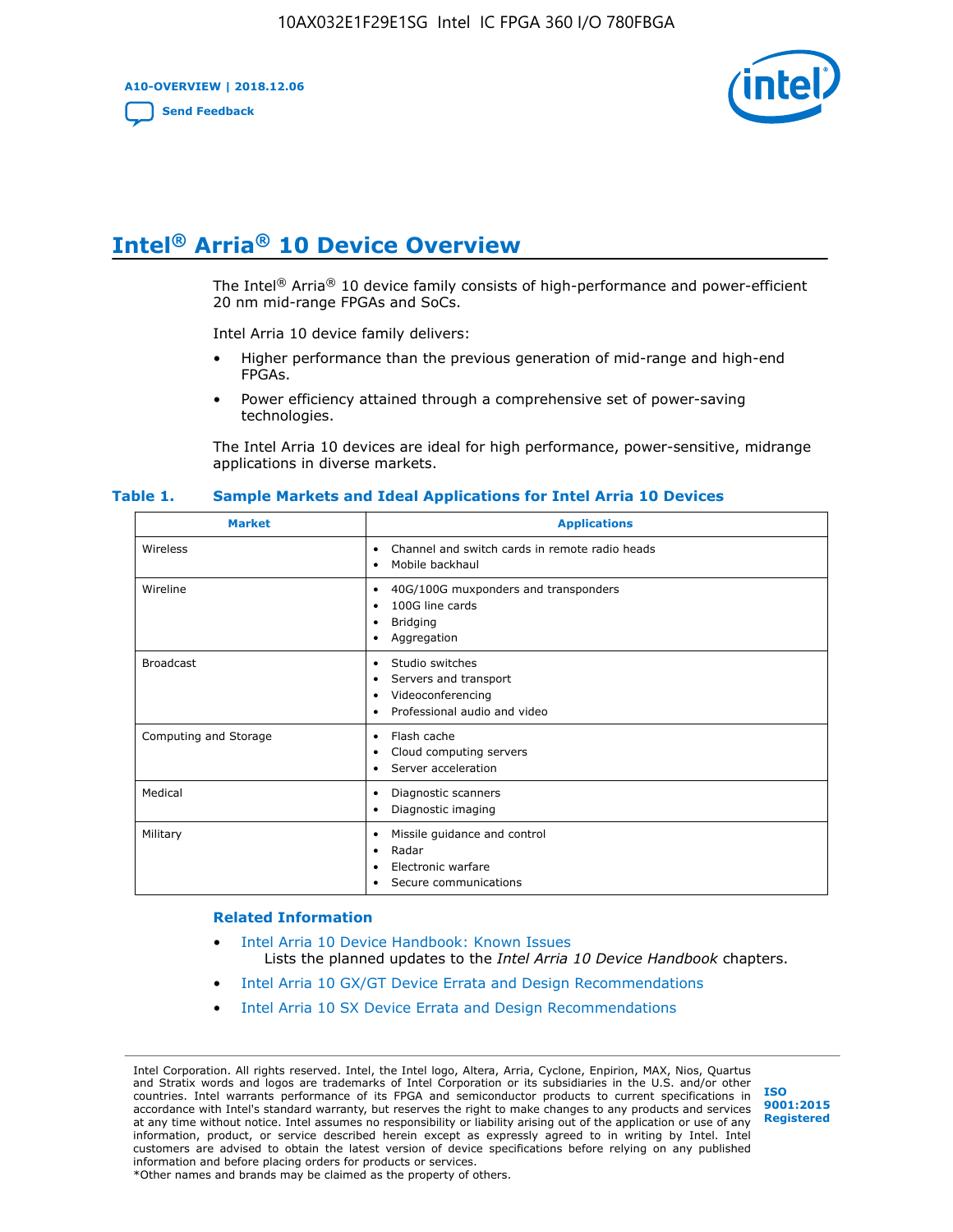# Intel® Arria® 10 Device Overview

The Intel® Arria® 10 device family consists of high-performance and power-efficient 20 nm mid-range FPGAs and SoCs.

Intel Arria 10 device family delivers:

- Higher performance than the previous generation of mid-range and high-end FPGAs.
- Power efficiency attained through a comprehensive set of power-saving technologies.

The Intel Arria 10 devices are ideal for high performance, power-sensitive, midrange applications in diverse markets.

**Table 1. Sample Markets and Ideal Applications for Intel Arria 10 Devices**

| Market | Applications |
|---|---|
| Wireless | • Channel and switch cards in remote radio heads<br>• Mobile backhaul |
| Wireline | • 40G/100G muxponders and transponders<br>• 100G line cards<br>• Bridging<br>• Aggregation |
| Broadcast | • Studio switches<br>• Servers and transport<br>• Videoconferencing<br>• Professional audio and video |
| Computing and Storage | • Flash cache<br>• Cloud computing servers<br>• Server acceleration |
| Medical | • Diagnostic scanners<br>• Diagnostic imaging |
| Military | • Missile guidance and control<br>• Radar<br>• Electronic warfare<br>• Secure communications |

### Related Information

- Intel Arria 10 Device Handbook: Known Issues
  Lists the planned updates to the *Intel Arria 10 Device Handbook* chapters.
- Intel Arria 10 GX/GT Device Errata and Design Recommendations
- Intel Arria 10 SX Device Errata and Design Recommendations

Intel Corporation. All rights reserved. Intel, the Intel logo, Altera, Arria, Cyclone, Enpirion, MAX, Nios, Quartus and Stratix words and logos are trademarks of Intel Corporation or its subsidiaries in the U.S. and/or other countries. Intel warrants performance of its FPGA and semiconductor products to current specifications in accordance with Intel's standard warranty, but reserves the right to make changes to any products and services at any time without notice. Intel assumes no responsibility or liability arising out of the application or use of any information, product, or service described herein except as expressly agreed to in writing by Intel. Intel customers are advised to obtain the latest version of device specifications before relying on any published information and before placing orders for products or services.
*Other names and brands may be claimed as the property of others.

ISO 9001:2015 Registered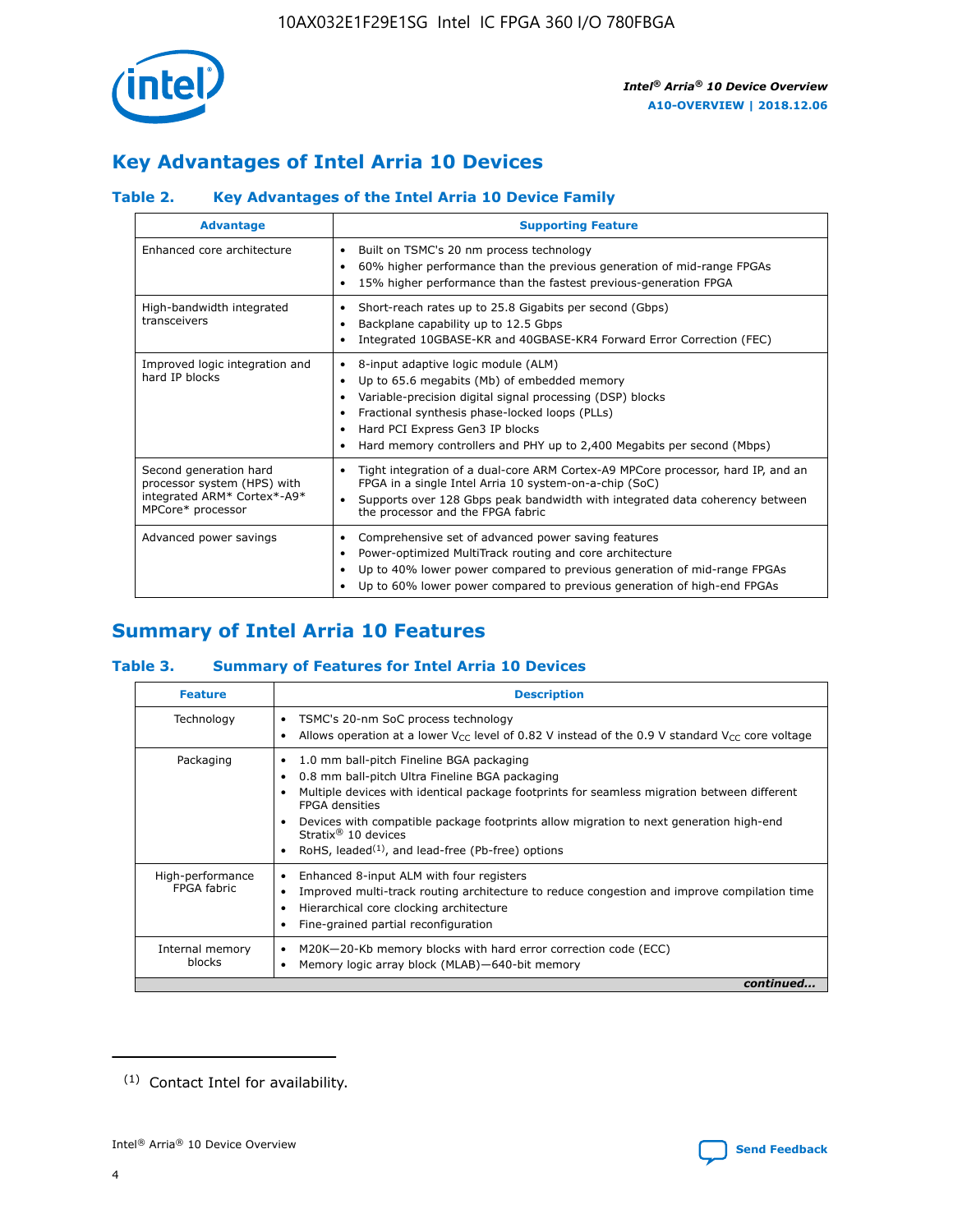## Key Advantages of Intel Arria 10 Devices

### Table 2. Key Advantages of the Intel Arria 10 Device Family

| Advantage | Supporting Feature |
|---|---|
| Enhanced core architecture | • Built on TSMC's 20 nm process technology<br>• 60% higher performance than the previous generation of mid-range FPGAs<br>• 15% higher performance than the fastest previous-generation FPGA |
| High-bandwidth integrated transceivers | • Short-reach rates up to 25.8 Gigabits per second (Gbps)<br>• Backplane capability up to 12.5 Gbps<br>• Integrated 10GBASE-KR and 40GBASE-KR4 Forward Error Correction (FEC) |
| Improved logic integration and hard IP blocks | • 8-input adaptive logic module (ALM)<br>• Up to 65.6 megabits (Mb) of embedded memory<br>• Variable-precision digital signal processing (DSP) blocks<br>• Fractional synthesis phase-locked loops (PLLs)<br>• Hard PCI Express Gen3 IP blocks<br>• Hard memory controllers and PHY up to 2,400 Megabits per second (Mbps) |
| Second generation hard processor system (HPS) with integrated ARM* Cortex*-A9* MPCore* processor | • Tight integration of a dual-core ARM Cortex-A9 MPCore processor, hard IP, and an FPGA in a single Intel Arria 10 system-on-a-chip (SoC)<br>• Supports over 128 Gbps peak bandwidth with integrated data coherency between the processor and the FPGA fabric |
| Advanced power savings | • Comprehensive set of advanced power saving features<br>• Power-optimized MultiTrack routing and core architecture<br>• Up to 40% lower power compared to previous generation of mid-range FPGAs<br>• Up to 60% lower power compared to previous generation of high-end FPGAs |

## Summary of Intel Arria 10 Features

### Table 3. Summary of Features for Intel Arria 10 Devices

| Feature | Description |
|---|---|
| Technology | • TSMC's 20-nm SoC process technology<br>• Allows operation at a lower $V_{CC}$ level of 0.82 V instead of the 0.9 V standard $V_{CC}$ core voltage |
| Packaging | • 1.0 mm ball-pitch Fineline BGA packaging<br>• 0.8 mm ball-pitch Ultra Fineline BGA packaging<br>• Multiple devices with identical package footprints for seamless migration between different FPGA densities<br>• Devices with compatible package footprints allow migration to next generation high-end Stratix® 10 devices<br>• RoHS, leaded[(1)], and lead-free (Pb-free) options |
| High-performance FPGA fabric | • Enhanced 8-input ALM with four registers<br>• Improved multi-track routing architecture to reduce congestion and improve compilation time<br>• Hierarchical core clocking architecture<br>• Fine-grained partial reconfiguration |
| Internal memory blocks | • M20K—20-Kb memory blocks with hard error correction code (ECC)<br>• Memory logic array block (MLAB)—640-bit memory |

*continued...*

(1) Contact Intel for availability.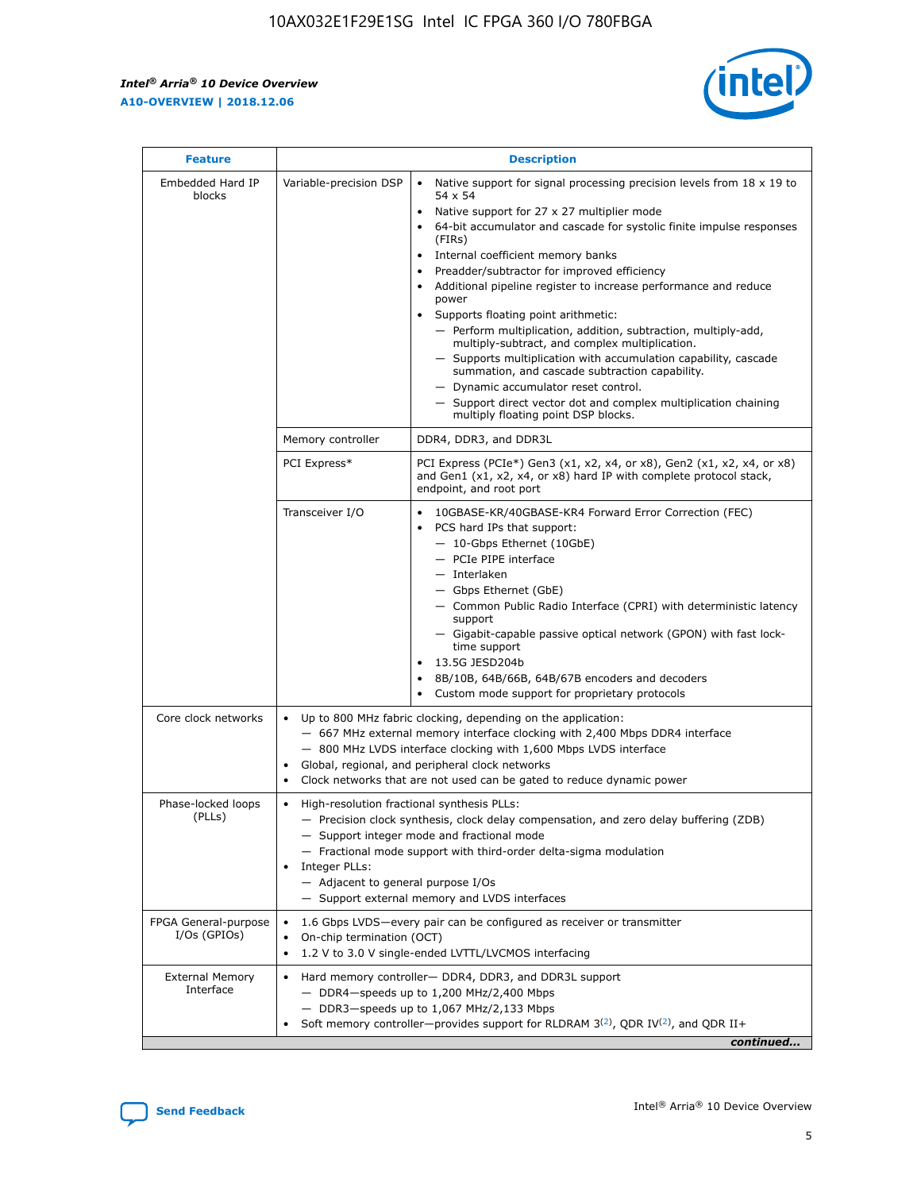| Feature | Description | |
|---|---|---|
| Embedded Hard IP blocks | Variable-precision DSP | • Native support for signal processing precision levels from 18 x 19 to 54 x 54<br>• Native support for 27 x 27 multiplier mode<br>• 64-bit accumulator and cascade for systolic finite impulse responses (FIRs)<br>• Internal coefficient memory banks<br>• Preadder/subtractor for improved efficiency<br>• Additional pipeline register to increase performance and reduce power<br>• Supports floating point arithmetic:<br>— Perform multiplication, addition, subtraction, multiply-add, multiply-subtract, and complex multiplication.<br>— Supports multiplication with accumulation capability, cascade summation, and cascade subtraction capability.<br>— Dynamic accumulator reset control.<br>— Support direct vector dot and complex multiplication chaining multiply floating point DSP blocks. |
| | Memory controller | DDR4, DDR3, and DDR3L |
| | PCI Express* | PCI Express (PCIe*) Gen3 (x1, x2, x4, or x8), Gen2 (x1, x2, x4, or x8) and Gen1 (x1, x2, x4, or x8) hard IP with complete protocol stack, endpoint, and root port |
| | Transceiver I/O | • 10GBASE-KR/40GBASE-KR4 Forward Error Correction (FEC)<br>• PCS hard IPs that support:<br>— 10-Gbps Ethernet (10GbE)<br>— PCIe PIPE interface<br>— Interlaken<br>— Gbps Ethernet (GbE)<br>— Common Public Radio Interface (CPRI) with deterministic latency support<br>— Gigabit-capable passive optical network (GPON) with fast lock-time support<br>• 13.5G JESD204b<br>• 8B/10B, 64B/66B, 64B/67B encoders and decoders<br>• Custom mode support for proprietary protocols |
| Core clock networks | • Up to 800 MHz fabric clocking, depending on the application:<br>— 667 MHz external memory interface clocking with 2,400 Mbps DDR4 interface<br>— 800 MHz LVDS interface clocking with 1,600 Mbps LVDS interface<br>• Global, regional, and peripheral clock networks<br>• Clock networks that are not used can be gated to reduce dynamic power | |
| Phase-locked loops (PLLs) | • High-resolution fractional synthesis PLLs:<br>— Precision clock synthesis, clock delay compensation, and zero delay buffering (ZDB)<br>— Support integer mode and fractional mode<br>— Fractional mode support with third-order delta-sigma modulation<br>• Integer PLLs:<br>— Adjacent to general purpose I/Os<br>— Support external memory and LVDS interfaces | |
| FPGA General-purpose I/Os (GPIOs) | • 1.6 Gbps LVDS—every pair can be configured as receiver or transmitter<br>• On-chip termination (OCT)<br>• 1.2 V to 3.0 V single-ended LVTTL/LVCMOS interfacing | |
| External Memory Interface | • Hard memory controller— DDR4, DDR3, and DDR3L support<br>— DDR4—speeds up to 1,200 MHz/2,400 Mbps<br>— DDR3—speeds up to 1,067 MHz/2,133 Mbps<br>• Soft memory controller—provides support for RLDRAM 3[(2)], QDR IV[(2)], and QDR II+ | |

*continued...*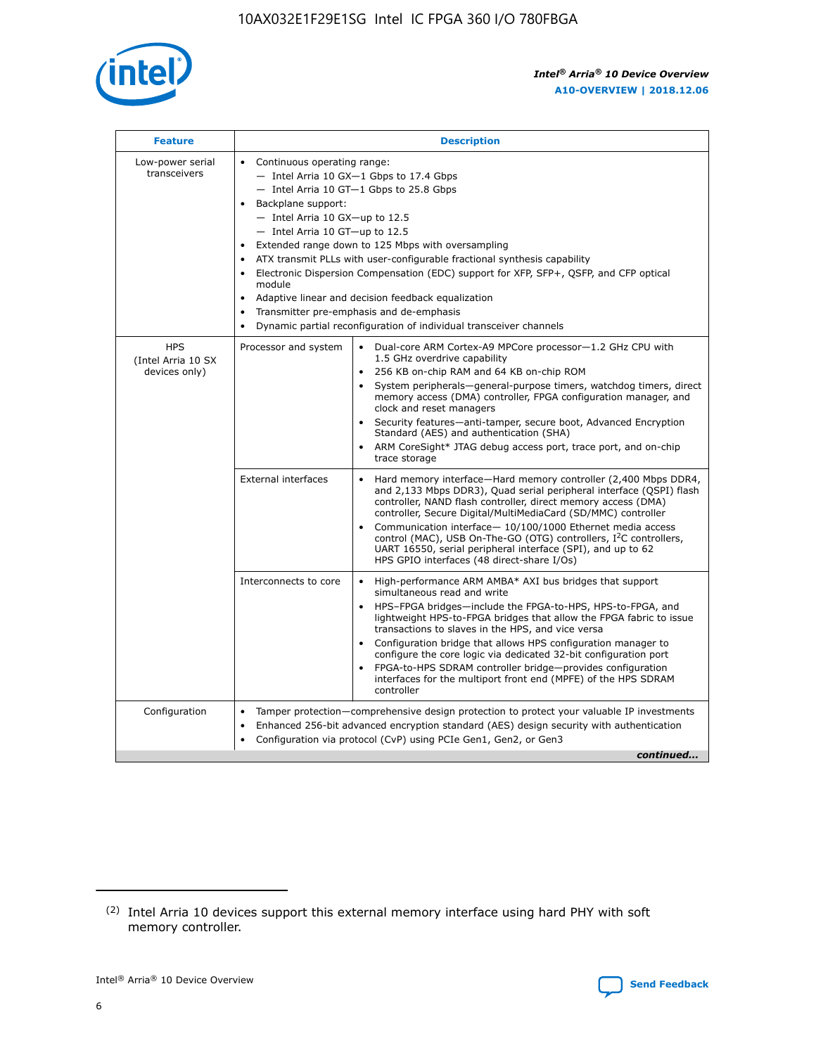| Feature | Description | |
|---|---|---|
| Low-power serial transceivers | • Continuous operating range:<br>— Intel Arria 10 GX—1 Gbps to 17.4 Gbps<br>— Intel Arria 10 GT—1 Gbps to 25.8 Gbps<br>• Backplane support:<br>— Intel Arria 10 GX—up to 12.5<br>— Intel Arria 10 GT—up to 12.5<br>• Extended range down to 125 Mbps with oversampling<br>• ATX transmit PLLs with user-configurable fractional synthesis capability<br>• Electronic Dispersion Compensation (EDC) support for XFP, SFP+, QSFP, and CFP optical module<br>• Adaptive linear and decision feedback equalization<br>• Transmitter pre-emphasis and de-emphasis<br>• Dynamic partial reconfiguration of individual transceiver channels | |
| HPS (Intel Arria 10 SX devices only) | Processor and system | • Dual-core ARM Cortex-A9 MPCore processor—1.2 GHz CPU with 1.5 GHz overdrive capability<br>• 256 KB on-chip RAM and 64 KB on-chip ROM<br>• System peripherals—general-purpose timers, watchdog timers, direct memory access (DMA) controller, FPGA configuration manager, and clock and reset managers<br>• Security features—anti-tamper, secure boot, Advanced Encryption Standard (AES) and authentication (SHA)<br>• ARM CoreSight* JTAG debug access port, trace port, and on-chip trace storage |
| | External interfaces | • Hard memory interface—Hard memory controller (2,400 Mbps DDR4, and 2,133 Mbps DDR3), Quad serial peripheral interface (QSPI) flash controller, NAND flash controller, direct memory access (DMA) controller, Secure Digital/MultiMediaCard (SD/MMC) controller<br>• Communication interface— 10/100/1000 Ethernet media access control (MAC), USB On-The-GO (OTG) controllers, I²C controllers, UART 16550, serial peripheral interface (SPI), and up to 62 HPS GPIO interfaces (48 direct-share I/Os) |
| | Interconnects to core | • High-performance ARM AMBA* AXI bus bridges that support simultaneous read and write<br>• HPS–FPGA bridges—include the FPGA-to-HPS, HPS-to-FPGA, and lightweight HPS-to-FPGA bridges that allow the FPGA fabric to issue transactions to slaves in the HPS, and vice versa<br>• Configuration bridge that allows HPS configuration manager to configure the core logic via dedicated 32-bit configuration port<br>• FPGA-to-HPS SDRAM controller bridge—provides configuration interfaces for the multiport front end (MPFE) of the HPS SDRAM controller |
| Configuration | • Tamper protection—comprehensive design protection to protect your valuable IP investments<br>• Enhanced 256-bit advanced encryption standard (AES) design security with authentication<br>• Configuration via protocol (CvP) using PCIe Gen1, Gen2, or Gen3 | |

*continued...*

(2) Intel Arria 10 devices support this external memory interface using hard PHY with soft memory controller.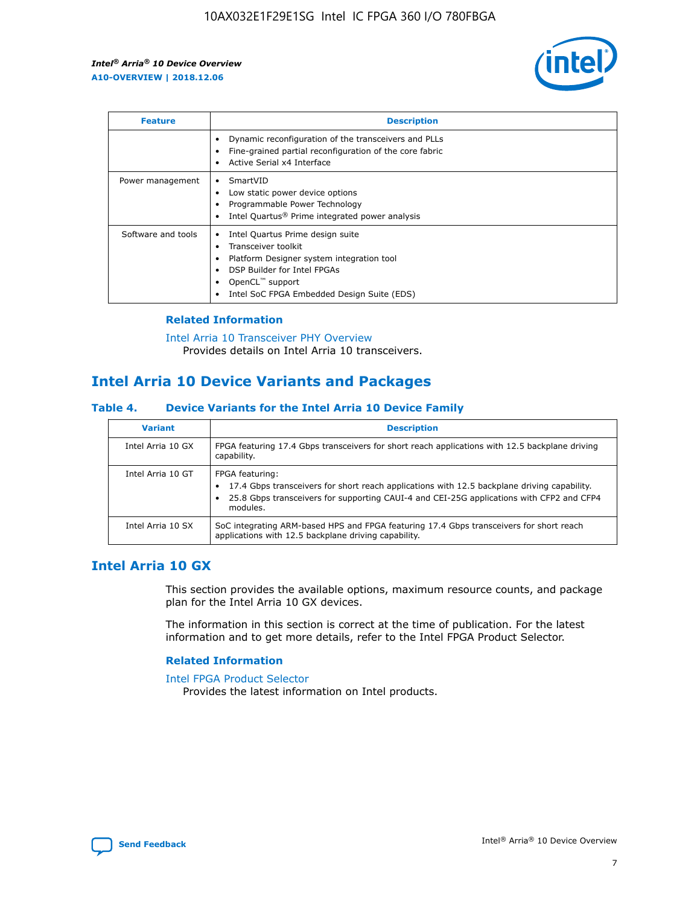| Feature | Description |
| --- | --- |
| | • Dynamic reconfiguration of the transceivers and PLLs<br>• Fine-grained partial reconfiguration of the core fabric<br>• Active Serial x4 Interface |
| Power management | • SmartVID<br>• Low static power device options<br>• Programmable Power Technology<br>• Intel Quartus® Prime integrated power analysis |
| Software and tools | • Intel Quartus Prime design suite<br>• Transceiver toolkit<br>• Platform Designer system integration tool<br>• DSP Builder for Intel FPGAs<br>• OpenCL™ support<br>• Intel SoC FPGA Embedded Design Suite (EDS) |

### Related Information

Intel Arria 10 Transceiver PHY Overview
Provides details on Intel Arria 10 transceivers.

## Intel Arria 10 Device Variants and Packages

### Table 4. Device Variants for the Intel Arria 10 Device Family

| Variant | Description |
| --- | --- |
| Intel Arria 10 GX | FPGA featuring 17.4 Gbps transceivers for short reach applications with 12.5 backplane driving capability. |
| Intel Arria 10 GT | FPGA featuring:<br>• 17.4 Gbps transceivers for short reach applications with 12.5 backplane driving capability.<br>• 25.8 Gbps transceivers for supporting CAUI-4 and CEI-25G applications with CFP2 and CFP4 modules. |
| Intel Arria 10 SX | SoC integrating ARM-based HPS and FPGA featuring 17.4 Gbps transceivers for short reach applications with 12.5 backplane driving capability. |

## Intel Arria 10 GX

This section provides the available options, maximum resource counts, and package plan for the Intel Arria 10 GX devices.

The information in this section is correct at the time of publication. For the latest information and to get more details, refer to the Intel FPGA Product Selector.

### Related Information

Intel FPGA Product Selector
Provides the latest information on Intel products.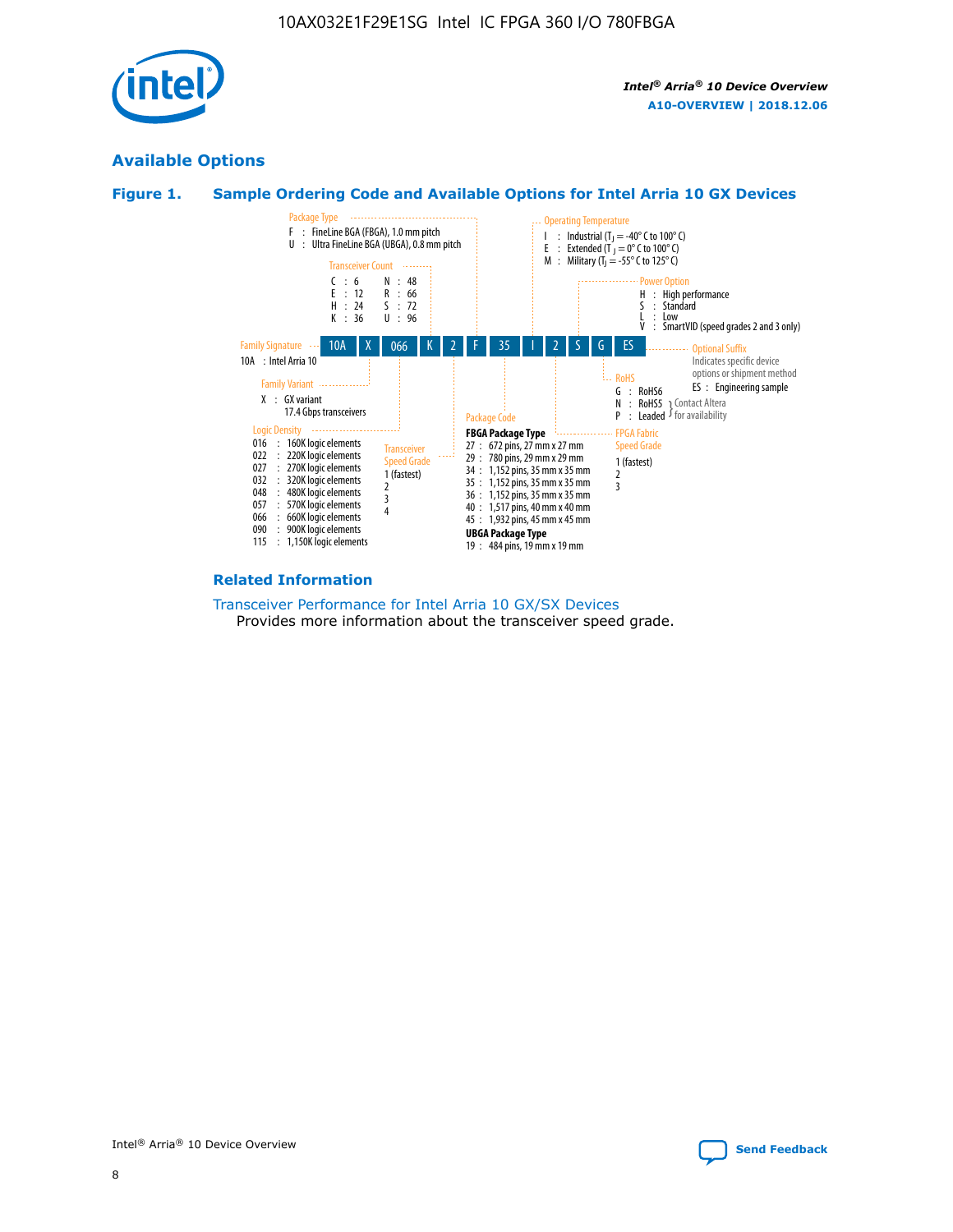## Available Options

### Figure 1. Sample Ordering Code and Available Options for Intel Arria 10 GX Devices

Sample ordering code: 10A X 066 K 2 F 35 I 2 S G ES

**Family Signature**
- 10A : Intel Arria 10

**Family Variant**
- X : GX variant 17.4 Gbps transceivers

**Logic Density**
- 016 : 160K logic elements
- 022 : 220K logic elements
- 027 : 270K logic elements
- 032 : 320K logic elements
- 048 : 480K logic elements
- 057 : 570K logic elements
- 066 : 660K logic elements
- 090 : 900K logic elements
- 115 : 1,150K logic elements

**Transceiver Count**
- C : 6
- E : 12
- H : 24
- K : 36
- N : 48
- R : 66
- S : 72
- U : 96

**Transceiver Speed Grade**
- 1 (fastest)
- 2
- 3
- 4

**Package Type**
- F : FineLine BGA (FBGA), 1.0 mm pitch
- U : Ultra FineLine BGA (UBGA), 0.8 mm pitch

**Package Code**

FBGA Package Type
- 27 : 672 pins, 27 mm x 27 mm
- 29 : 780 pins, 29 mm x 29 mm
- 34 : 1,152 pins, 35 mm x 35 mm
- 35 : 1,152 pins, 35 mm x 35 mm
- 36 : 1,152 pins, 35 mm x 35 mm
- 40 : 1,517 pins, 40 mm x 40 mm
- 45 : 1,932 pins, 45 mm x 45 mm

UBGA Package Type
- 19 : 484 pins, 19 mm x 19 mm

**Operating Temperature**
- I : Industrial ($T_J$ = -40° C to 100° C)
- E : Extended ($T_J$ = 0° C to 100° C)
- M : Military ($T_J$ = -55° C to 125° C)

**FPGA Fabric Speed Grade**
- 1 (fastest)
- 2
- 3

**Power Option**
- H : High performance
- S : Standard
- L : Low
- V : SmartVID (speed grades 2 and 3 only)

**RoHS**
- G : RoHS6
- N : RoHS5 (Contact Altera for availability)
- P : Leaded (Contact Altera for availability)

**Optional Suffix**

Indicates specific device options or shipment method
- ES : Engineering sample

### Related Information

Transceiver Performance for Intel Arria 10 GX/SX Devices

Provides more information about the transceiver speed grade.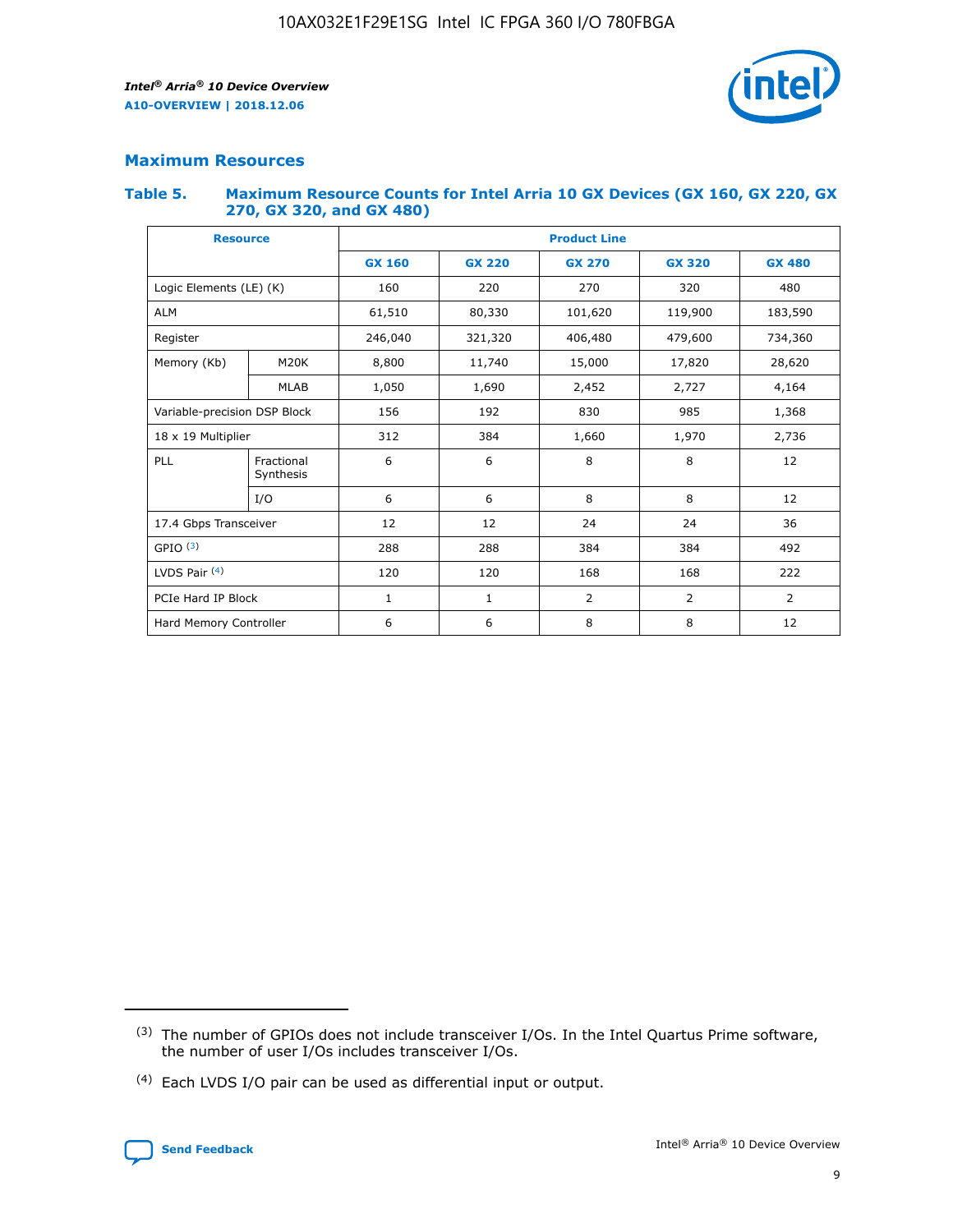## Maximum Resources

### Table 5. Maximum Resource Counts for Intel Arria 10 GX Devices (GX 160, GX 220, GX 270, GX 320, and GX 480)

| Resource | | Product Line | | | | |
|---|---|---|---|---|---|---|
| | | GX 160 | GX 220 | GX 270 | GX 320 | GX 480 |
| Logic Elements (LE) (K) | | 160 | 220 | 270 | 320 | 480 |
| ALM | | 61,510 | 80,330 | 101,620 | 119,900 | 183,590 |
| Register | | 246,040 | 321,320 | 406,480 | 479,600 | 734,360 |
| Memory (Kb) | M20K | 8,800 | 11,740 | 15,000 | 17,820 | 28,620 |
| | MLAB | 1,050 | 1,690 | 2,452 | 2,727 | 4,164 |
| Variable-precision DSP Block | | 156 | 192 | 830 | 985 | 1,368 |
| 18 x 19 Multiplier | | 312 | 384 | 1,660 | 1,970 | 2,736 |
| PLL | Fractional Synthesis | 6 | 6 | 8 | 8 | 12 |
| | I/O | 6 | 6 | 8 | 8 | 12 |
| 17.4 Gbps Transceiver | | 12 | 12 | 24 | 24 | 36 |
| GPIO [(3)] | | 288 | 288 | 384 | 384 | 492 |
| LVDS Pair [(4)] | | 120 | 120 | 168 | 168 | 222 |
| PCIe Hard IP Block | | 1 | 1 | 2 | 2 | 2 |
| Hard Memory Controller | | 6 | 6 | 8 | 8 | 12 |

(3) The number of GPIOs does not include transceiver I/Os. In the Intel Quartus Prime software, the number of user I/Os includes transceiver I/Os.

(4) Each LVDS I/O pair can be used as differential input or output.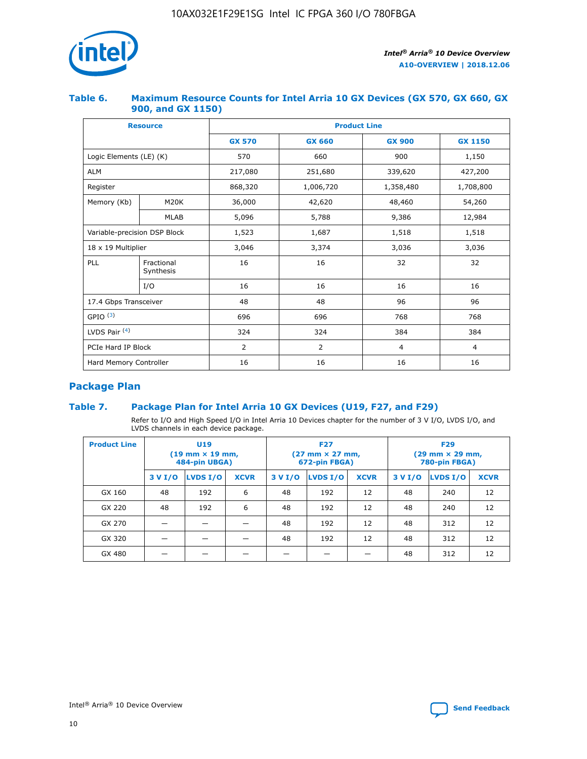### Table 6. Maximum Resource Counts for Intel Arria 10 GX Devices (GX 570, GX 660, GX 900, and GX 1150)

| Resource | | Product Line | | | |
|---|---|---|---|---|---|
| | | GX 570 | GX 660 | GX 900 | GX 1150 |
| Logic Elements (LE) (K) | | 570 | 660 | 900 | 1,150 |
| ALM | | 217,080 | 251,680 | 339,620 | 427,200 |
| Register | | 868,320 | 1,006,720 | 1,358,480 | 1,708,800 |
| Memory (Kb) | M20K | 36,000 | 42,620 | 48,460 | 54,260 |
| | MLAB | 5,096 | 5,788 | 9,386 | 12,984 |
| Variable-precision DSP Block | | 1,523 | 1,687 | 1,518 | 1,518 |
| 18 x 19 Multiplier | | 3,046 | 3,374 | 3,036 | 3,036 |
| PLL | Fractional Synthesis | 16 | 16 | 32 | 32 |
| | I/O | 16 | 16 | 16 | 16 |
| 17.4 Gbps Transceiver | | 48 | 48 | 96 | 96 |
| GPIO [(3)] | | 696 | 696 | 768 | 768 |
| LVDS Pair [(4)] | | 324 | 324 | 384 | 384 |
| PCIe Hard IP Block | | 2 | 2 | 4 | 4 |
| Hard Memory Controller | | 16 | 16 | 16 | 16 |

## Package Plan

### Table 7. Package Plan for Intel Arria 10 GX Devices (U19, F27, and F29)

Refer to I/O and High Speed I/O in Intel Arria 10 Devices chapter for the number of 3 V I/O, LVDS I/O, and LVDS channels in each device package.

| Product Line | U19 (19 mm × 19 mm, 484-pin UBGA) | | | F27 (27 mm × 27 mm, 672-pin FBGA) | | | F29 (29 mm × 29 mm, 780-pin FBGA) | | |
|---|---|---|---|---|---|---|---|---|---|
| | 3 V I/O | LVDS I/O | XCVR | 3 V I/O | LVDS I/O | XCVR | 3 V I/O | LVDS I/O | XCVR |
| GX 160 | 48 | 192 | 6 | 48 | 192 | 12 | 48 | 240 | 12 |
| GX 220 | 48 | 192 | 6 | 48 | 192 | 12 | 48 | 240 | 12 |
| GX 270 | — | — | — | 48 | 192 | 12 | 48 | 312 | 12 |
| GX 320 | — | — | — | 48 | 192 | 12 | 48 | 312 | 12 |
| GX 480 | — | — | — | — | — | — | 48 | 312 | 12 |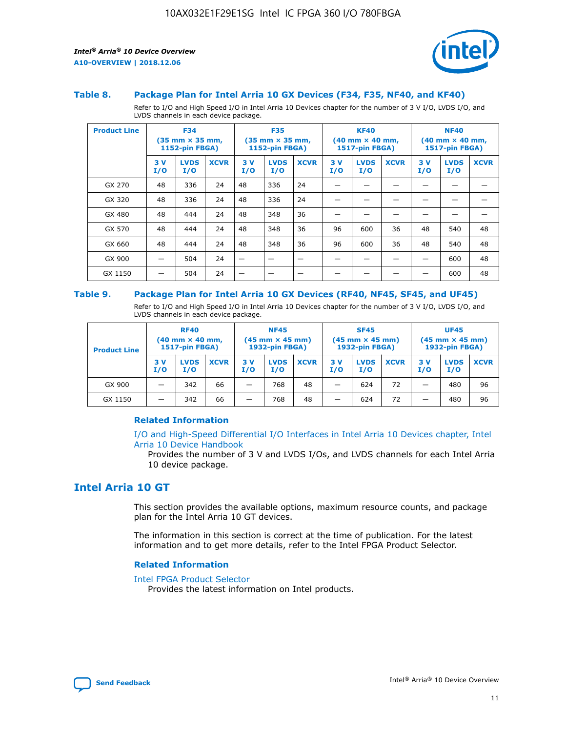### Table 8. Package Plan for Intel Arria 10 GX Devices (F34, F35, NF40, and KF40)

Refer to I/O and High Speed I/O in Intel Arria 10 Devices chapter for the number of 3 V I/O, LVDS I/O, and LVDS channels in each device package.

| Product Line | F34 (35 mm × 35 mm, 1152-pin FBGA) | | | F35 (35 mm × 35 mm, 1152-pin FBGA) | | | KF40 (40 mm × 40 mm, 1517-pin FBGA) | | | NF40 (40 mm × 40 mm, 1517-pin FBGA) | | |
|---|---|---|---|---|---|---|---|---|---|---|---|---|
| | 3 V I/O | LVDS I/O | XCVR | 3 V I/O | LVDS I/O | XCVR | 3 V I/O | LVDS I/O | XCVR | 3 V I/O | LVDS I/O | XCVR |
| GX 270 | 48 | 336 | 24 | 48 | 336 | 24 | — | — | — | — | — | — |
| GX 320 | 48 | 336 | 24 | 48 | 336 | 24 | — | — | — | — | — | — |
| GX 480 | 48 | 444 | 24 | 48 | 348 | 36 | — | — | — | — | — | — |
| GX 570 | 48 | 444 | 24 | 48 | 348 | 36 | 96 | 600 | 36 | 48 | 540 | 48 |
| GX 660 | 48 | 444 | 24 | 48 | 348 | 36 | 96 | 600 | 36 | 48 | 540 | 48 |
| GX 900 | — | 504 | 24 | — | — | — | — | — | — | — | 600 | 48 |
| GX 1150 | — | 504 | 24 | — | — | — | — | — | — | — | 600 | 48 |

### Table 9. Package Plan for Intel Arria 10 GX Devices (RF40, NF45, SF45, and UF45)

Refer to I/O and High Speed I/O in Intel Arria 10 Devices chapter for the number of 3 V I/O, LVDS I/O, and LVDS channels in each device package.

| Product Line | RF40 (40 mm × 40 mm, 1517-pin FBGA) | | | NF45 (45 mm × 45 mm) 1932-pin FBGA) | | | SF45 (45 mm × 45 mm) 1932-pin FBGA) | | | UF45 (45 mm × 45 mm) 1932-pin FBGA) | | |
|---|---|---|---|---|---|---|---|---|---|---|---|---|
| | 3 V I/O | LVDS I/O | XCVR | 3 V I/O | LVDS I/O | XCVR | 3 V I/O | LVDS I/O | XCVR | 3 V I/O | LVDS I/O | XCVR |
| GX 900 | — | 342 | 66 | — | 768 | 48 | — | 624 | 72 | — | 480 | 96 |
| GX 1150 | — | 342 | 66 | — | 768 | 48 | — | 624 | 72 | — | 480 | 96 |

#### Related Information

I/O and High-Speed Differential I/O Interfaces in Intel Arria 10 Devices chapter, Intel Arria 10 Device Handbook

Provides the number of 3 V and LVDS I/Os, and LVDS channels for each Intel Arria 10 device package.

## Intel Arria 10 GT

This section provides the available options, maximum resource counts, and package plan for the Intel Arria 10 GT devices.

The information in this section is correct at the time of publication. For the latest information and to get more details, refer to the Intel FPGA Product Selector.

#### Related Information

Intel FPGA Product Selector

Provides the latest information on Intel products.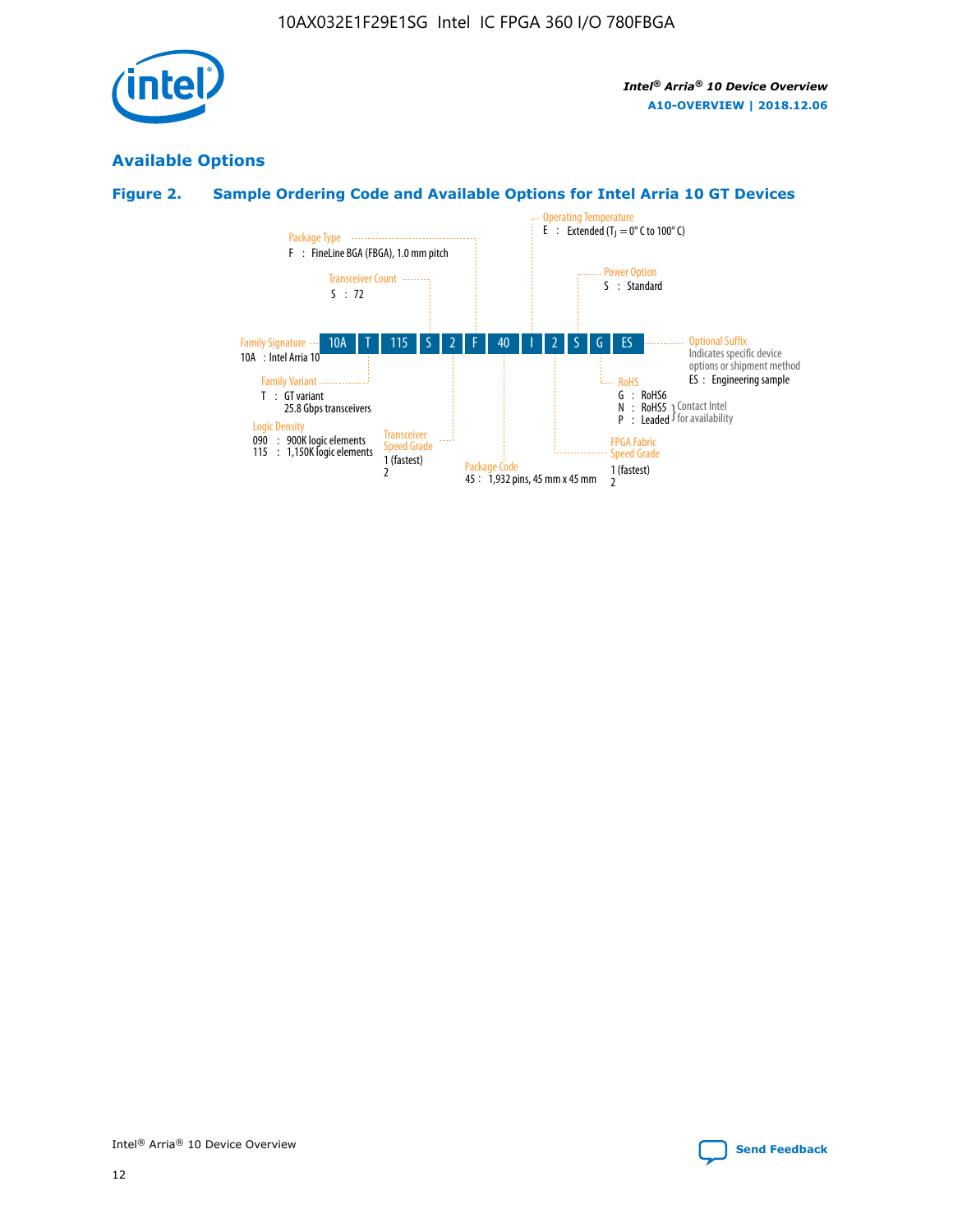## Available Options

### Figure 2. Sample Ordering Code and Available Options for Intel Arria 10 GT Devices

Sample ordering code: 10A T 115 S 2 F 40 I 2 S G ES

- **Family Signature**
  - 10A : Intel Arria 10
- **Family Variant**
  - T : GT variant 25.8 Gbps transceivers
- **Logic Density**
  - 090 : 900K logic elements
  - 115 : 1,150K logic elements
- **Transceiver Count**
  - S : 72
- **Transceiver Speed Grade**
  - 1 (fastest)
  - 2
- **Package Type**
  - F : FineLine BGA (FBGA), 1.0 mm pitch
- **Package Code**
  - 45 : 1,932 pins, 45 mm x 45 mm
- **Operating Temperature**
  - E : Extended ($T_J$ = 0° C to 100° C)
- **FPGA Fabric Speed Grade**
  - 1 (fastest)
  - 2
- **Power Option**
  - S : Standard
- **RoHS**
  - G : RoHS6
  - N : RoHS5 (Contact Intel for availability)
  - P : Leaded (Contact Intel for availability)
- **Optional Suffix**
  - Indicates specific device options or shipment method
  - ES : Engineering sample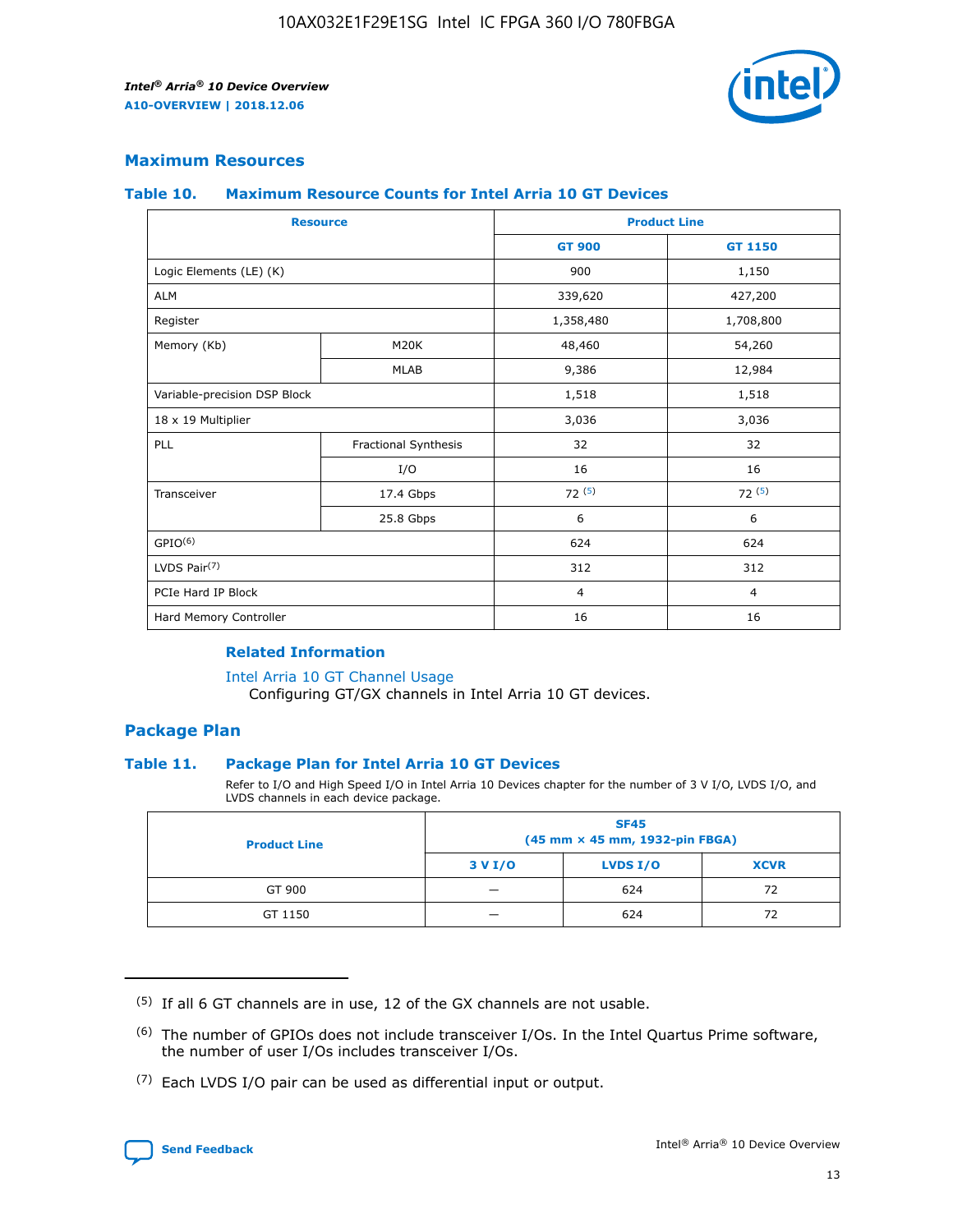## Maximum Resources

### Table 10. Maximum Resource Counts for Intel Arria 10 GT Devices

| Resource | | Product Line | |
|---|---|---|---|
| | | GT 900 | GT 1150 |
| Logic Elements (LE) (K) | | 900 | 1,150 |
| ALM | | 339,620 | 427,200 |
| Register | | 1,358,480 | 1,708,800 |
| Memory (Kb) | M20K | 48,460 | 54,260 |
| | MLAB | 9,386 | 12,984 |
| Variable-precision DSP Block | | 1,518 | 1,518 |
| 18 x 19 Multiplier | | 3,036 | 3,036 |
| PLL | Fractional Synthesis | 32 | 32 |
| | I/O | 16 | 16 |
| Transceiver | 17.4 Gbps | 72 (5) | 72 (5) |
| | 25.8 Gbps | 6 | 6 |
| GPIO(6) | | 624 | 624 |
| LVDS Pair(7) | | 312 | 312 |
| PCIe Hard IP Block | | 4 | 4 |
| Hard Memory Controller | | 16 | 16 |

**Related Information**

Intel Arria 10 GT Channel Usage
Configuring GT/GX channels in Intel Arria 10 GT devices.

## Package Plan

### Table 11. Package Plan for Intel Arria 10 GT Devices

Refer to I/O and High Speed I/O in Intel Arria 10 Devices chapter for the number of 3 V I/O, LVDS I/O, and LVDS channels in each device package.

| Product Line | SF45 (45 mm × 45 mm, 1932-pin FBGA) | | |
|---|---|---|---|
| | 3 V I/O | LVDS I/O | XCVR |
| GT 900 | — | 624 | 72 |
| GT 1150 | — | 624 | 72 |

(5) If all 6 GT channels are in use, 12 of the GX channels are not usable.

(6) The number of GPIOs does not include transceiver I/Os. In the Intel Quartus Prime software, the number of user I/Os includes transceiver I/Os.

(7) Each LVDS I/O pair can be used as differential input or output.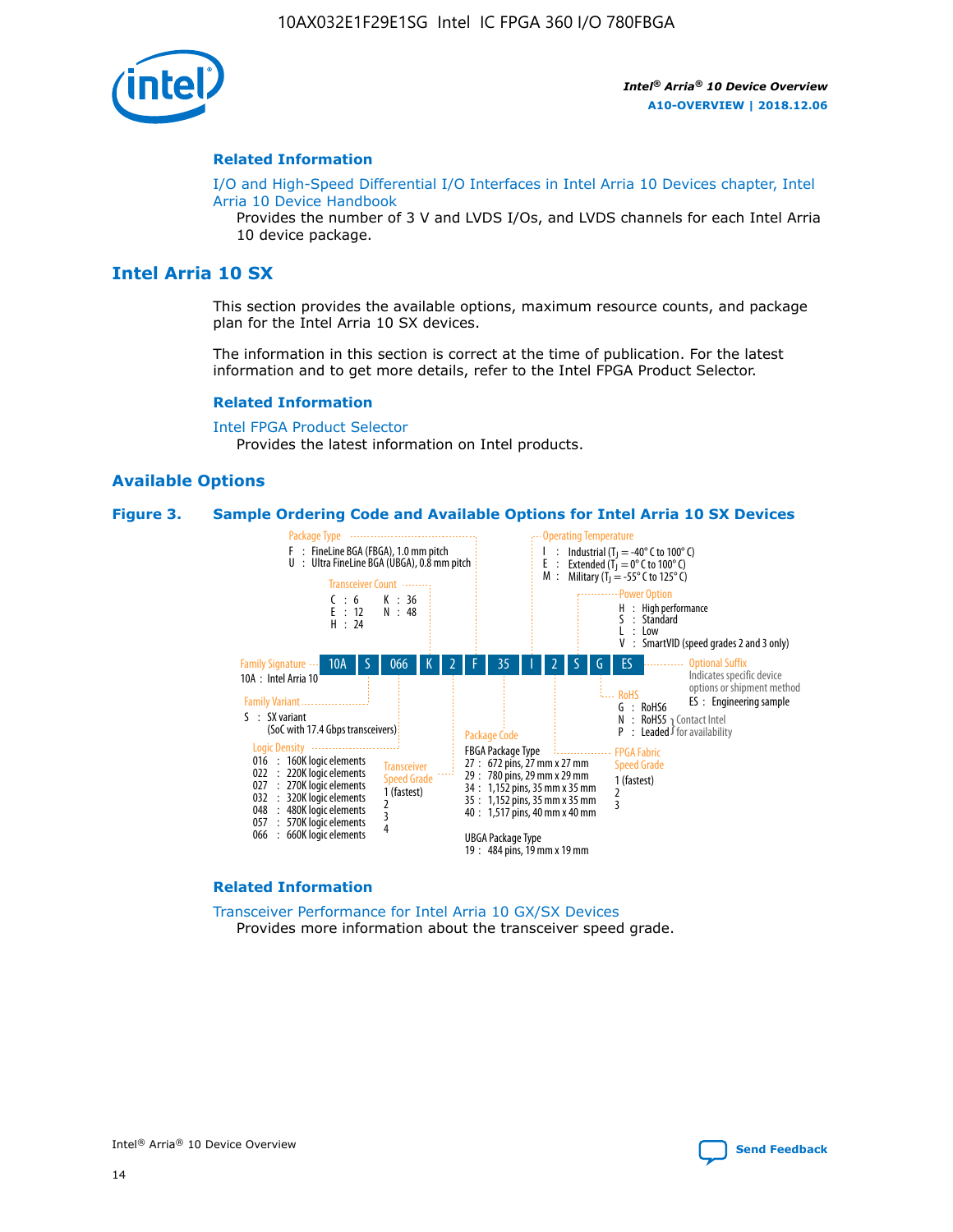## Related Information

I/O and High-Speed Differential I/O Interfaces in Intel Arria 10 Devices chapter, Intel Arria 10 Device Handbook

Provides the number of 3 V and LVDS I/Os, and LVDS channels for each Intel Arria 10 device package.

# Intel Arria 10 SX

This section provides the available options, maximum resource counts, and package plan for the Intel Arria 10 SX devices.

The information in this section is correct at the time of publication. For the latest information and to get more details, refer to the Intel FPGA Product Selector.

## Related Information

Intel FPGA Product Selector

Provides the latest information on Intel products.

## Available Options

**Figure 3. Sample Ordering Code and Available Options for Intel Arria 10 SX Devices**

Sample ordering code: 10A S 066 K 2 F 35 I 2 S G ES

- **Family Signature**
  - 10A : Intel Arria 10
- **Family Variant**
  - S : SX variant (SoC with 17.4 Gbps transceivers)
- **Logic Density**
  - 016 : 160K logic elements
  - 022 : 220K logic elements
  - 027 : 270K logic elements
  - 032 : 320K logic elements
  - 048 : 480K logic elements
  - 057 : 570K logic elements
  - 066 : 660K logic elements
- **Transceiver Count**
  - C : 6
  - E : 12
  - H : 24
  - K : 36
  - N : 48
- **Transceiver Speed Grade**
  - 1 (fastest)
  - 2
  - 3
  - 4
- **Package Type**
  - F : FineLine BGA (FBGA), 1.0 mm pitch
  - U : Ultra FineLine BGA (UBGA), 0.8 mm pitch
- **Package Code**
  - FBGA Package Type
    - 27 : 672 pins, 27 mm x 27 mm
    - 29 : 780 pins, 29 mm x 29 mm
    - 34 : 1,152 pins, 35 mm x 35 mm
    - 35 : 1,152 pins, 35 mm x 35 mm
    - 40 : 1,517 pins, 40 mm x 40 mm
  - UBGA Package Type
    - 19 : 484 pins, 19 mm x 19 mm
- **Operating Temperature**
  - I : Industrial ($T_J$ = -40° C to 100° C)
  - E : Extended ($T_J$ = 0° C to 100° C)
  - M : Military ($T_J$ = -55° C to 125° C)
- **FPGA Fabric Speed Grade**
  - 1 (fastest)
  - 2
  - 3
- **Power Option**
  - H : High performance
  - S : Standard
  - L : Low
  - V : SmartVID (speed grades 2 and 3 only)
- **RoHS**
  - G : RoHS6
  - N : RoHS5 (Contact Intel for availability)
  - P : Leaded (Contact Intel for availability)
- **Optional Suffix**
  - Indicates specific device options or shipment method
  - ES : Engineering sample

## Related Information

Transceiver Performance for Intel Arria 10 GX/SX Devices

Provides more information about the transceiver speed grade.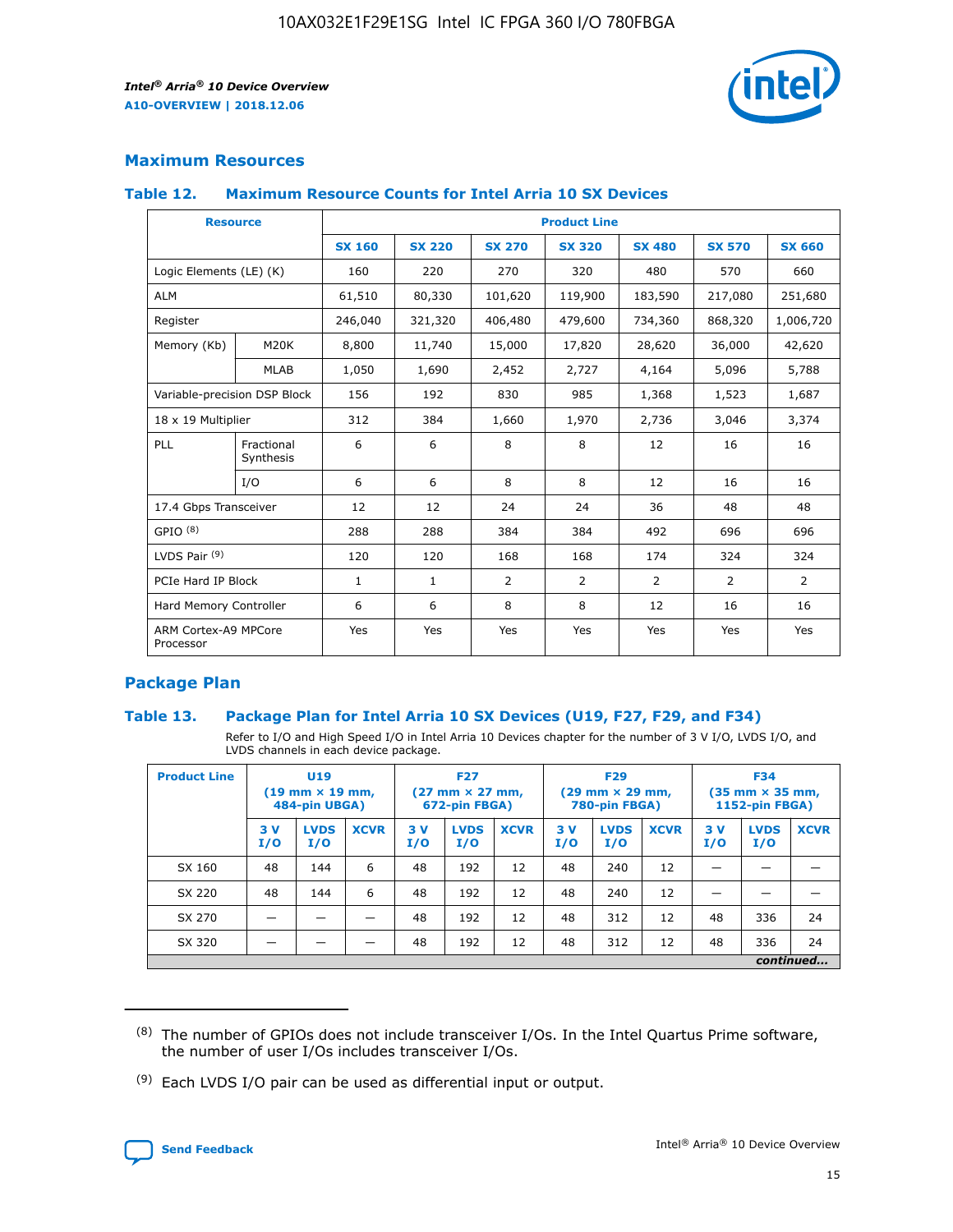## Maximum Resources

### Table 12. Maximum Resource Counts for Intel Arria 10 SX Devices

| Resource | | Product Line | | | | | | |
|---|---|---|---|---|---|---|---|---|
| | | SX 160 | SX 220 | SX 270 | SX 320 | SX 480 | SX 570 | SX 660 |
| Logic Elements (LE) (K) | | 160 | 220 | 270 | 320 | 480 | 570 | 660 |
| ALM | | 61,510 | 80,330 | 101,620 | 119,900 | 183,590 | 217,080 | 251,680 |
| Register | | 246,040 | 321,320 | 406,480 | 479,600 | 734,360 | 868,320 | 1,006,720 |
| Memory (Kb) | M20K | 8,800 | 11,740 | 15,000 | 17,820 | 28,620 | 36,000 | 42,620 |
| | MLAB | 1,050 | 1,690 | 2,452 | 2,727 | 4,164 | 5,096 | 5,788 |
| Variable-precision DSP Block | | 156 | 192 | 830 | 985 | 1,368 | 1,523 | 1,687 |
| 18 x 19 Multiplier | | 312 | 384 | 1,660 | 1,970 | 2,736 | 3,046 | 3,374 |
| PLL | Fractional Synthesis | 6 | 6 | 8 | 8 | 12 | 16 | 16 |
| | I/O | 6 | 6 | 8 | 8 | 12 | 16 | 16 |
| 17.4 Gbps Transceiver | | 12 | 12 | 24 | 24 | 36 | 48 | 48 |
| GPIO [8] | | 288 | 288 | 384 | 384 | 492 | 696 | 696 |
| LVDS Pair [9] | | 120 | 120 | 168 | 168 | 174 | 324 | 324 |
| PCIe Hard IP Block | | 1 | 1 | 2 | 2 | 2 | 2 | 2 |
| Hard Memory Controller | | 6 | 6 | 8 | 8 | 12 | 16 | 16 |
| ARM Cortex-A9 MPCore Processor | | Yes | Yes | Yes | Yes | Yes | Yes | Yes |

## Package Plan

### Table 13. Package Plan for Intel Arria 10 SX Devices (U19, F27, F29, and F34)

Refer to I/O and High Speed I/O in Intel Arria 10 Devices chapter for the number of 3 V I/O, LVDS I/O, and LVDS channels in each device package.

| Product Line | U19 (19 mm × 19 mm, 484-pin UBGA) | | | F27 (27 mm × 27 mm, 672-pin FBGA) | | | F29 (29 mm × 29 mm, 780-pin FBGA) | | | F34 (35 mm × 35 mm, 1152-pin FBGA) | | |
|---|---|---|---|---|---|---|---|---|---|---|---|---|
| | 3 V I/O | LVDS I/O | XCVR | 3 V I/O | LVDS I/O | XCVR | 3 V I/O | LVDS I/O | XCVR | 3 V I/O | LVDS I/O | XCVR |
| SX 160 | 48 | 144 | 6 | 48 | 192 | 12 | 48 | 240 | 12 | — | — | — |
| SX 220 | 48 | 144 | 6 | 48 | 192 | 12 | 48 | 240 | 12 | — | — | — |
| SX 270 | — | — | — | 48 | 192 | 12 | 48 | 312 | 12 | 48 | 336 | 24 |
| SX 320 | — | — | — | 48 | 192 | 12 | 48 | 312 | 12 | 48 | 336 | 24 |

*continued...*

(8) The number of GPIOs does not include transceiver I/Os. In the Intel Quartus Prime software, the number of user I/Os includes transceiver I/Os.

(9) Each LVDS I/O pair can be used as differential input or output.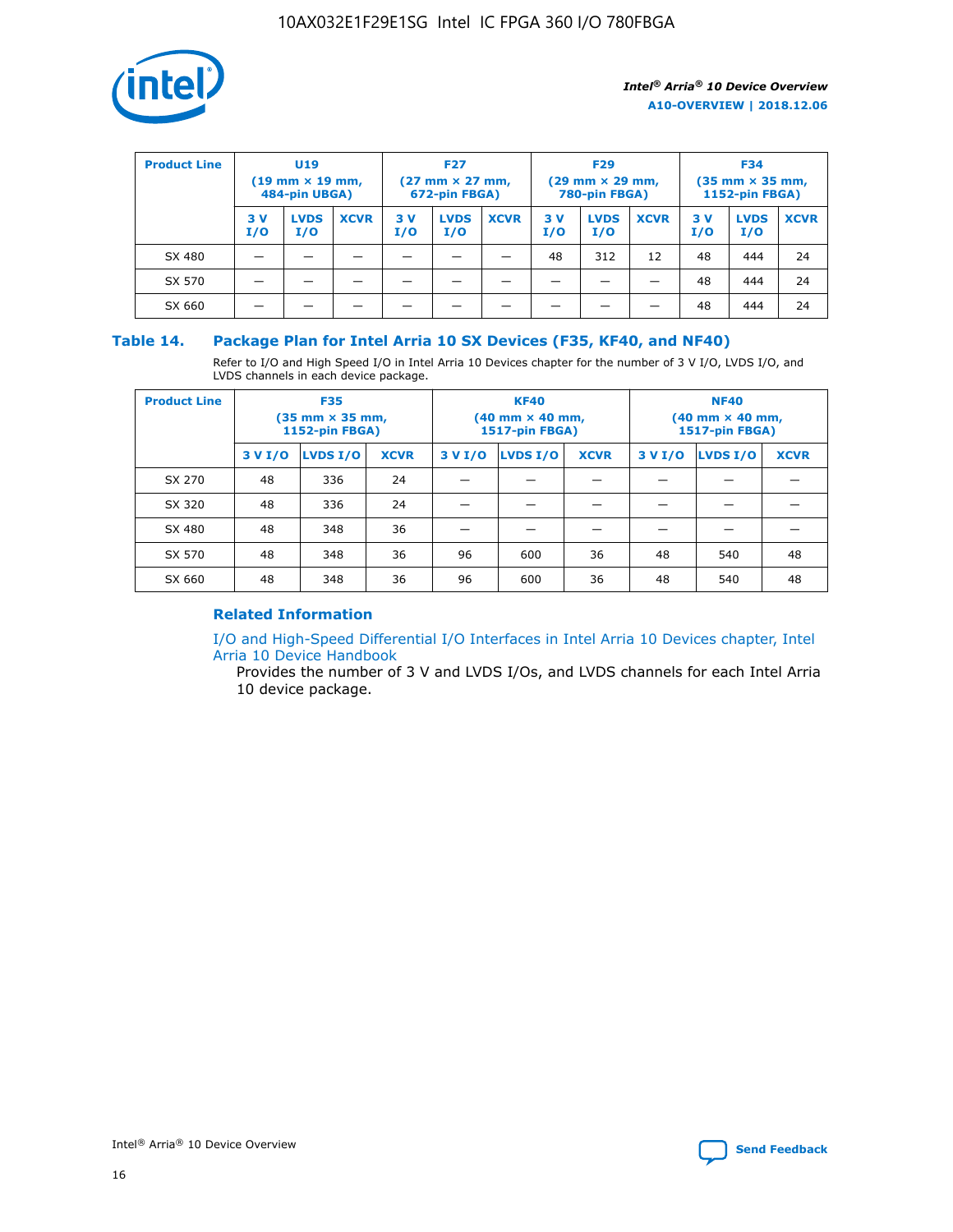| Product Line | U19 (19 mm × 19 mm, 484-pin UBGA) | | | F27 (27 mm × 27 mm, 672-pin FBGA) | | | F29 (29 mm × 29 mm, 780-pin FBGA) | | | F34 (35 mm × 35 mm, 1152-pin FBGA) | | |
|---|---|---|---|---|---|---|---|---|---|---|---|---|
| | 3 V I/O | LVDS I/O | XCVR | 3 V I/O | LVDS I/O | XCVR | 3 V I/O | LVDS I/O | XCVR | 3 V I/O | LVDS I/O | XCVR |
| SX 480 | — | — | — | — | — | — | 48 | 312 | 12 | 48 | 444 | 24 |
| SX 570 | — | — | — | — | — | — | — | — | — | 48 | 444 | 24 |
| SX 660 | — | — | — | — | — | — | — | — | — | 48 | 444 | 24 |

## Table 14. Package Plan for Intel Arria 10 SX Devices (F35, KF40, and NF40)

Refer to I/O and High Speed I/O in Intel Arria 10 Devices chapter for the number of 3 V I/O, LVDS I/O, and LVDS channels in each device package.

| Product Line | F35 (35 mm × 35 mm, 1152-pin FBGA) | | | KF40 (40 mm × 40 mm, 1517-pin FBGA) | | | NF40 (40 mm × 40 mm, 1517-pin FBGA) | | |
|---|---|---|---|---|---|---|---|---|---|
| | 3 V I/O | LVDS I/O | XCVR | 3 V I/O | LVDS I/O | XCVR | 3 V I/O | LVDS I/O | XCVR |
| SX 270 | 48 | 336 | 24 | — | — | — | — | — | — |
| SX 320 | 48 | 336 | 24 | — | — | — | — | — | — |
| SX 480 | 48 | 348 | 36 | — | — | — | — | — | — |
| SX 570 | 48 | 348 | 36 | 96 | 600 | 36 | 48 | 540 | 48 |
| SX 660 | 48 | 348 | 36 | 96 | 600 | 36 | 48 | 540 | 48 |

### Related Information

I/O and High-Speed Differential I/O Interfaces in Intel Arria 10 Devices chapter, Intel Arria 10 Device Handbook

Provides the number of 3 V and LVDS I/Os, and LVDS channels for each Intel Arria 10 device package.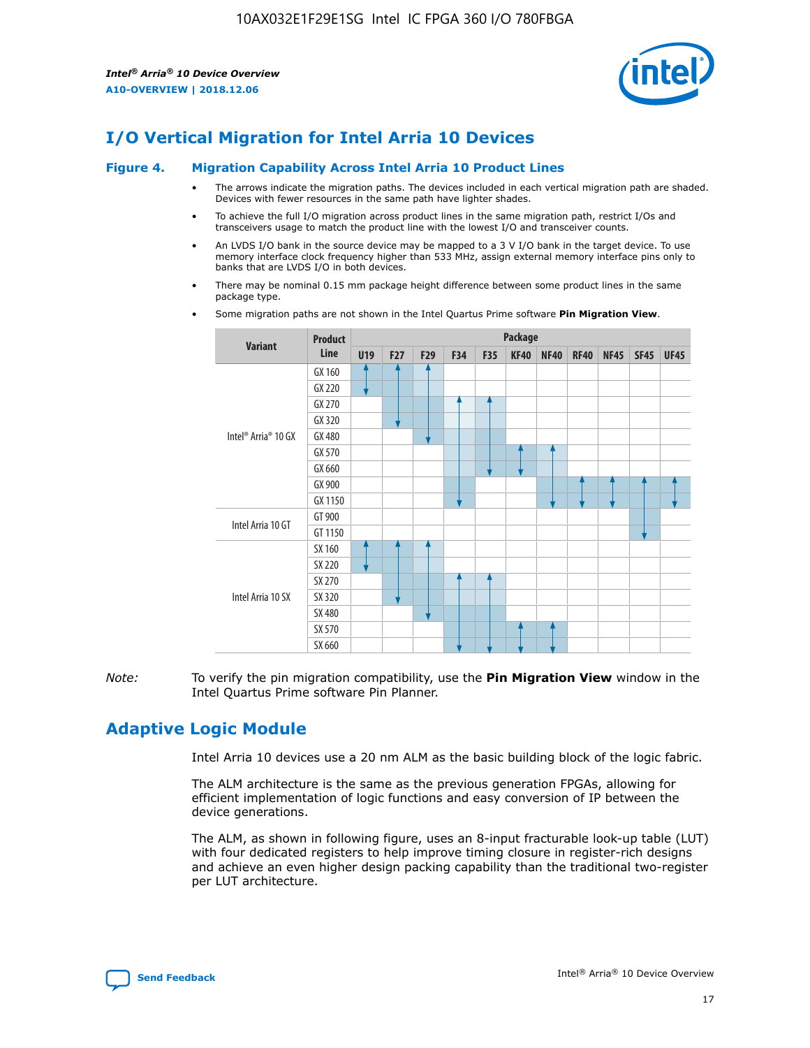# I/O Vertical Migration for Intel Arria 10 Devices

**Figure 4. Migration Capability Across Intel Arria 10 Product Lines**

- The arrows indicate the migration paths. The devices included in each vertical migration path are shaded. Devices with fewer resources in the same path have lighter shades.
- To achieve the full I/O migration across product lines in the same migration path, restrict I/Os and transceivers usage to match the product line with the lowest I/O and transceiver counts.
- An LVDS I/O bank in the source device may be mapped to a 3 V I/O bank in the target device. To use memory interface clock frequency higher than 533 MHz, assign external memory interface pins only to banks that are LVDS I/O in both devices.
- There may be nominal 0.15 mm package height difference between some product lines in the same package type.
- Some migration paths are not shown in the Intel Quartus Prime software **Pin Migration View**.

| Variant | Product Line | Package | | | | | | | | | | |
|---|---|---|---|---|---|---|---|---|---|---|---|---|
| | | U19 | F27 | F29 | F34 | F35 | KF40 | NF40 | RF40 | NF45 | SF45 | UF45 |
| Intel® Arria® 10 GX | GX 160 | | | | | | | | | | | |
| | GX 220 | | | | | | | | | | | |
| | GX 270 | | | | | | | | | | | |
| | GX 320 | | | | | | | | | | | |
| | GX 480 | | | | | | | | | | | |
| | GX 570 | | | | | | | | | | | |
| | GX 660 | | | | | | | | | | | |
| | GX 900 | | | | | | | | | | | |
| | GX 1150 | | | | | | | | | | | |
| Intel Arria 10 GT | GT 900 | | | | | | | | | | | |
| | GT 1150 | | | | | | | | | | | |
| Intel Arria 10 SX | SX 160 | | | | | | | | | | | |
| | SX 220 | | | | | | | | | | | |
| | SX 270 | | | | | | | | | | | |
| | SX 320 | | | | | | | | | | | |
| | SX 480 | | | | | | | | | | | |
| | SX 570 | | | | | | | | | | | |
| | SX 660 | | | | | | | | | | | |

*Note:* To verify the pin migration compatibility, use the **Pin Migration View** window in the Intel Quartus Prime software Pin Planner.

# Adaptive Logic Module

Intel Arria 10 devices use a 20 nm ALM as the basic building block of the logic fabric.

The ALM architecture is the same as the previous generation FPGAs, allowing for efficient implementation of logic functions and easy conversion of IP between the device generations.

The ALM, as shown in following figure, uses an 8-input fracturable look-up table (LUT) with four dedicated registers to help improve timing closure in register-rich designs and achieve an even higher design packing capability than the traditional two-register per LUT architecture.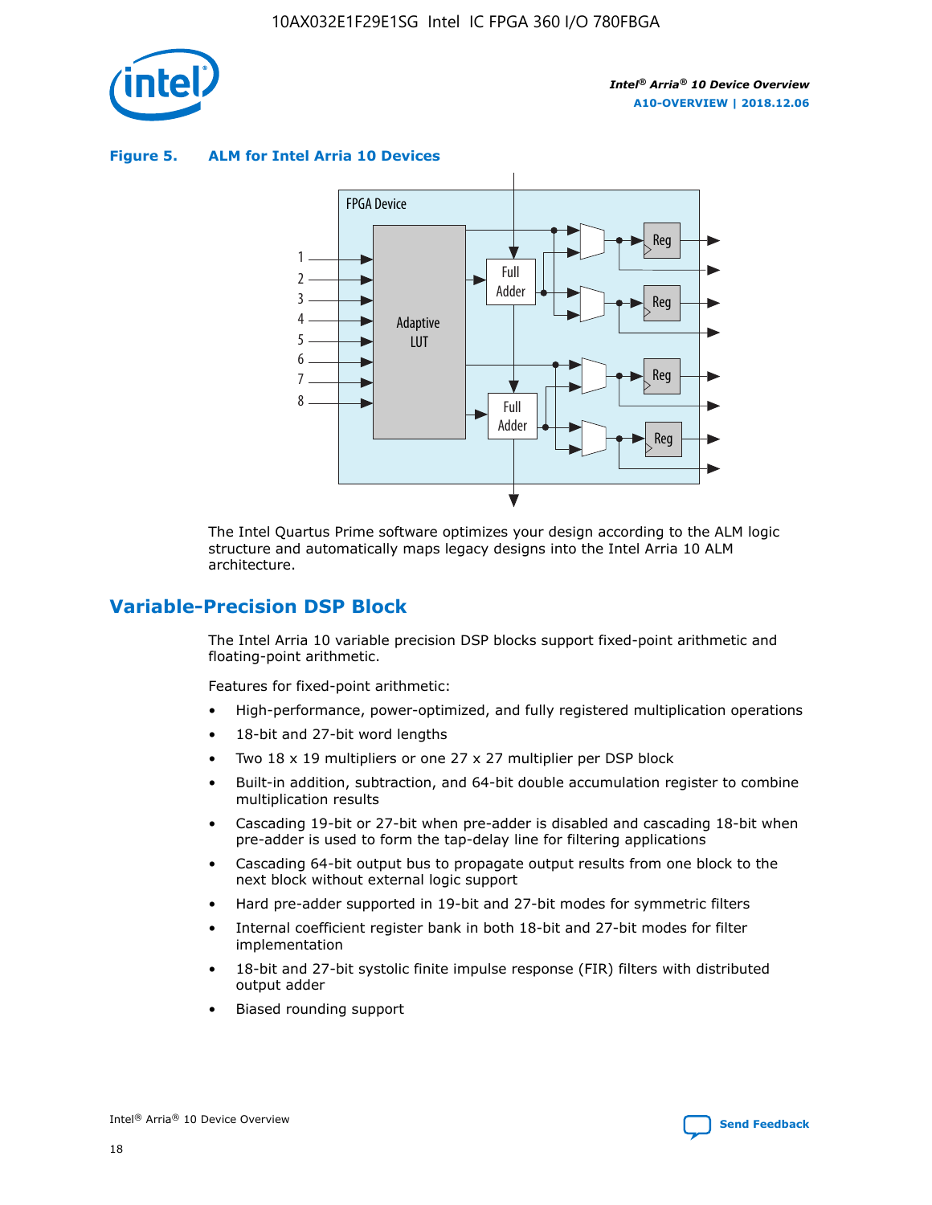**Figure 5. ALM for Intel Arria 10 Devices**

The Intel Quartus Prime software optimizes your design according to the ALM logic structure and automatically maps legacy designs into the Intel Arria 10 ALM architecture.

## Variable-Precision DSP Block

The Intel Arria 10 variable precision DSP blocks support fixed-point arithmetic and floating-point arithmetic.

Features for fixed-point arithmetic:

- High-performance, power-optimized, and fully registered multiplication operations
- 18-bit and 27-bit word lengths
- Two 18 x 19 multipliers or one 27 x 27 multiplier per DSP block
- Built-in addition, subtraction, and 64-bit double accumulation register to combine multiplication results
- Cascading 19-bit or 27-bit when pre-adder is disabled and cascading 18-bit when pre-adder is used to form the tap-delay line for filtering applications
- Cascading 64-bit output bus to propagate output results from one block to the next block without external logic support
- Hard pre-adder supported in 19-bit and 27-bit modes for symmetric filters
- Internal coefficient register bank in both 18-bit and 27-bit modes for filter implementation
- 18-bit and 27-bit systolic finite impulse response (FIR) filters with distributed output adder
- Biased rounding support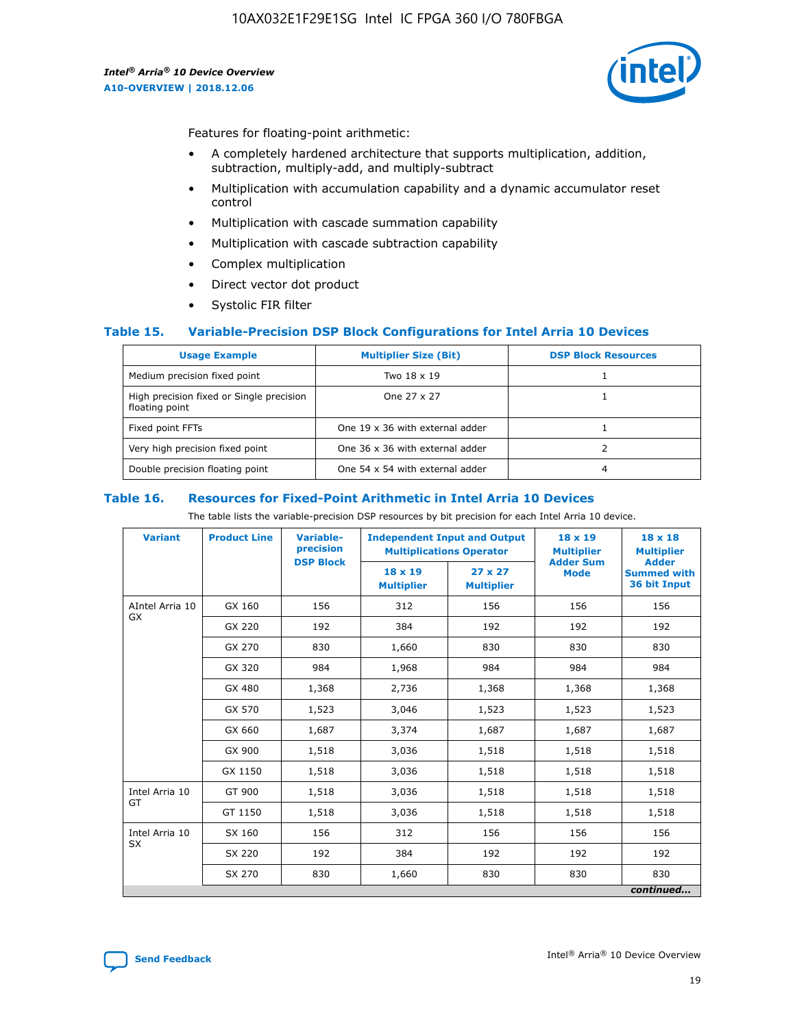Features for floating-point arithmetic:

- A completely hardened architecture that supports multiplication, addition, subtraction, multiply-add, and multiply-subtract
- Multiplication with accumulation capability and a dynamic accumulator reset control
- Multiplication with cascade summation capability
- Multiplication with cascade subtraction capability
- Complex multiplication
- Direct vector dot product
- Systolic FIR filter

### Table 15. Variable-Precision DSP Block Configurations for Intel Arria 10 Devices

| Usage Example | Multiplier Size (Bit) | DSP Block Resources |
|---|---|---|
| Medium precision fixed point | Two 18 x 19 | 1 |
| High precision fixed or Single precision floating point | One 27 x 27 | 1 |
| Fixed point FFTs | One 19 x 36 with external adder | 1 |
| Very high precision fixed point | One 36 x 36 with external adder | 2 |
| Double precision floating point | One 54 x 54 with external adder | 4 |

### Table 16. Resources for Fixed-Point Arithmetic in Intel Arria 10 Devices

The table lists the variable-precision DSP resources by bit precision for each Intel Arria 10 device.

| Variant | Product Line | Variable-precision DSP Block | Independent Input and Output Multiplications Operator | | 18 x 19 Multiplier Adder Sum Mode | 18 x 18 Multiplier Adder Summed with 36 bit Input |
|---|---|---|---|---|---|---|
| | | | 18 x 19 Multiplier | 27 x 27 Multiplier | | |
| AIntel Arria 10 GX | GX 160 | 156 | 312 | 156 | 156 | 156 |
| | GX 220 | 192 | 384 | 192 | 192 | 192 |
| | GX 270 | 830 | 1,660 | 830 | 830 | 830 |
| | GX 320 | 984 | 1,968 | 984 | 984 | 984 |
| | GX 480 | 1,368 | 2,736 | 1,368 | 1,368 | 1,368 |
| | GX 570 | 1,523 | 3,046 | 1,523 | 1,523 | 1,523 |
| | GX 660 | 1,687 | 3,374 | 1,687 | 1,687 | 1,687 |
| | GX 900 | 1,518 | 3,036 | 1,518 | 1,518 | 1,518 |
| | GX 1150 | 1,518 | 3,036 | 1,518 | 1,518 | 1,518 |
| Intel Arria 10 GT | GT 900 | 1,518 | 3,036 | 1,518 | 1,518 | 1,518 |
| | GT 1150 | 1,518 | 3,036 | 1,518 | 1,518 | 1,518 |
| Intel Arria 10 SX | SX 160 | 156 | 312 | 156 | 156 | 156 |
| | SX 220 | 192 | 384 | 192 | 192 | 192 |
| | SX 270 | 830 | 1,660 | 830 | 830 | 830 |

*continued...*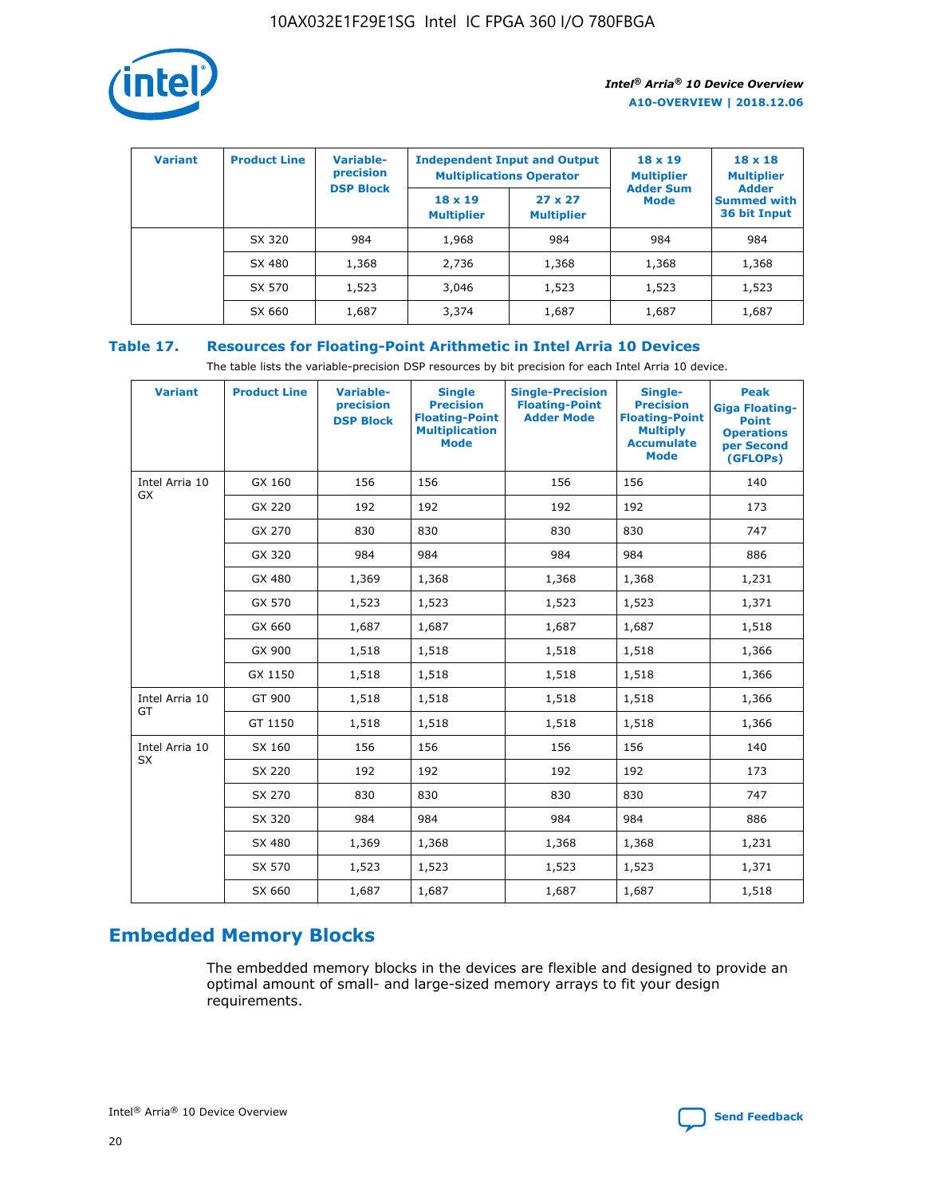| Variant | Product Line | Variable-precision DSP Block | Independent Input and Output Multiplications Operator | | 18 x 19 Multiplier Adder Sum Mode | 18 x 18 Multiplier Adder Summed with 36 bit Input |
|---|---|---|---|---|---|---|
| | | | 18 x 19 Multiplier | 27 x 27 Multiplier | | |
| | SX 320 | 984 | 1,968 | 984 | 984 | 984 |
| | SX 480 | 1,368 | 2,736 | 1,368 | 1,368 | 1,368 |
| | SX 570 | 1,523 | 3,046 | 1,523 | 1,523 | 1,523 |
| | SX 660 | 1,687 | 3,374 | 1,687 | 1,687 | 1,687 |

**Table 17. Resources for Floating-Point Arithmetic in Intel Arria 10 Devices**

The table lists the variable-precision DSP resources by bit precision for each Intel Arria 10 device.

| Variant | Product Line | Variable-precision DSP Block | Single Precision Floating-Point Multiplication Mode | Single-Precision Floating-Point Adder Mode | Single-Precision Floating-Point Multiply Accumulate Mode | Peak Giga Floating-Point Operations per Second (GFLOPs) |
|---|---|---|---|---|---|---|
| Intel Arria 10 GX | GX 160 | 156 | 156 | 156 | 156 | 140 |
| | GX 220 | 192 | 192 | 192 | 192 | 173 |
| | GX 270 | 830 | 830 | 830 | 830 | 747 |
| | GX 320 | 984 | 984 | 984 | 984 | 886 |
| | GX 480 | 1,369 | 1,368 | 1,368 | 1,368 | 1,231 |
| | GX 570 | 1,523 | 1,523 | 1,523 | 1,523 | 1,371 |
| | GX 660 | 1,687 | 1,687 | 1,687 | 1,687 | 1,518 |
| | GX 900 | 1,518 | 1,518 | 1,518 | 1,518 | 1,366 |
| | GX 1150 | 1,518 | 1,518 | 1,518 | 1,518 | 1,366 |
| Intel Arria 10 GT | GT 900 | 1,518 | 1,518 | 1,518 | 1,518 | 1,366 |
| | GT 1150 | 1,518 | 1,518 | 1,518 | 1,518 | 1,366 |
| Intel Arria 10 SX | SX 160 | 156 | 156 | 156 | 156 | 140 |
| | SX 220 | 192 | 192 | 192 | 192 | 173 |
| | SX 270 | 830 | 830 | 830 | 830 | 747 |
| | SX 320 | 984 | 984 | 984 | 984 | 886 |
| | SX 480 | 1,369 | 1,368 | 1,368 | 1,368 | 1,231 |
| | SX 570 | 1,523 | 1,523 | 1,523 | 1,523 | 1,371 |
| | SX 660 | 1,687 | 1,687 | 1,687 | 1,687 | 1,518 |

## Embedded Memory Blocks

The embedded memory blocks in the devices are flexible and designed to provide an optimal amount of small- and large-sized memory arrays to fit your design requirements.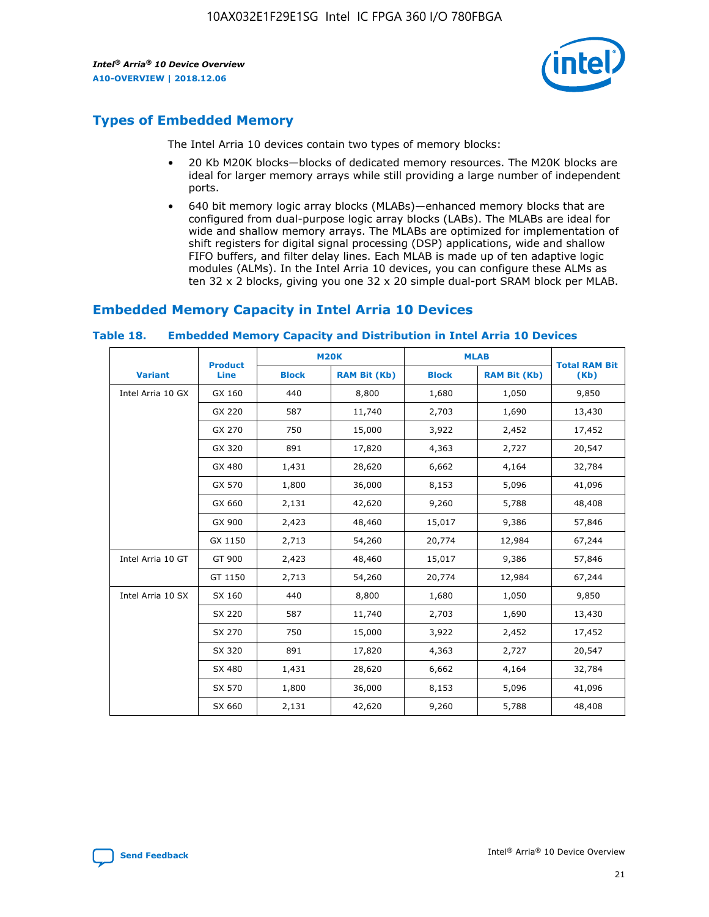## Types of Embedded Memory

The Intel Arria 10 devices contain two types of memory blocks:

- 20 Kb M20K blocks—blocks of dedicated memory resources. The M20K blocks are ideal for larger memory arrays while still providing a large number of independent ports.
- 640 bit memory logic array blocks (MLABs)—enhanced memory blocks that are configured from dual-purpose logic array blocks (LABs). The MLABs are ideal for wide and shallow memory arrays. The MLABs are optimized for implementation of shift registers for digital signal processing (DSP) applications, wide and shallow FIFO buffers, and filter delay lines. Each MLAB is made up of ten adaptive logic modules (ALMs). In the Intel Arria 10 devices, you can configure these ALMs as ten 32 x 2 blocks, giving you one 32 x 20 simple dual-port SRAM block per MLAB.

## Embedded Memory Capacity in Intel Arria 10 Devices

**Table 18. Embedded Memory Capacity and Distribution in Intel Arria 10 Devices**

| Variant | Product Line | M20K | | MLAB | | Total RAM Bit (Kb) |
|---|---|---|---|---|---|---|
| | | Block | RAM Bit (Kb) | Block | RAM Bit (Kb) | |
| Intel Arria 10 GX | GX 160 | 440 | 8,800 | 1,680 | 1,050 | 9,850 |
| | GX 220 | 587 | 11,740 | 2,703 | 1,690 | 13,430 |
| | GX 270 | 750 | 15,000 | 3,922 | 2,452 | 17,452 |
| | GX 320 | 891 | 17,820 | 4,363 | 2,727 | 20,547 |
| | GX 480 | 1,431 | 28,620 | 6,662 | 4,164 | 32,784 |
| | GX 570 | 1,800 | 36,000 | 8,153 | 5,096 | 41,096 |
| | GX 660 | 2,131 | 42,620 | 9,260 | 5,788 | 48,408 |
| | GX 900 | 2,423 | 48,460 | 15,017 | 9,386 | 57,846 |
| | GX 1150 | 2,713 | 54,260 | 20,774 | 12,984 | 67,244 |
| Intel Arria 10 GT | GT 900 | 2,423 | 48,460 | 15,017 | 9,386 | 57,846 |
| | GT 1150 | 2,713 | 54,260 | 20,774 | 12,984 | 67,244 |
| Intel Arria 10 SX | SX 160 | 440 | 8,800 | 1,680 | 1,050 | 9,850 |
| | SX 220 | 587 | 11,740 | 2,703 | 1,690 | 13,430 |
| | SX 270 | 750 | 15,000 | 3,922 | 2,452 | 17,452 |
| | SX 320 | 891 | 17,820 | 4,363 | 2,727 | 20,547 |
| | SX 480 | 1,431 | 28,620 | 6,662 | 4,164 | 32,784 |
| | SX 570 | 1,800 | 36,000 | 8,153 | 5,096 | 41,096 |
| | SX 660 | 2,131 | 42,620 | 9,260 | 5,788 | 48,408 |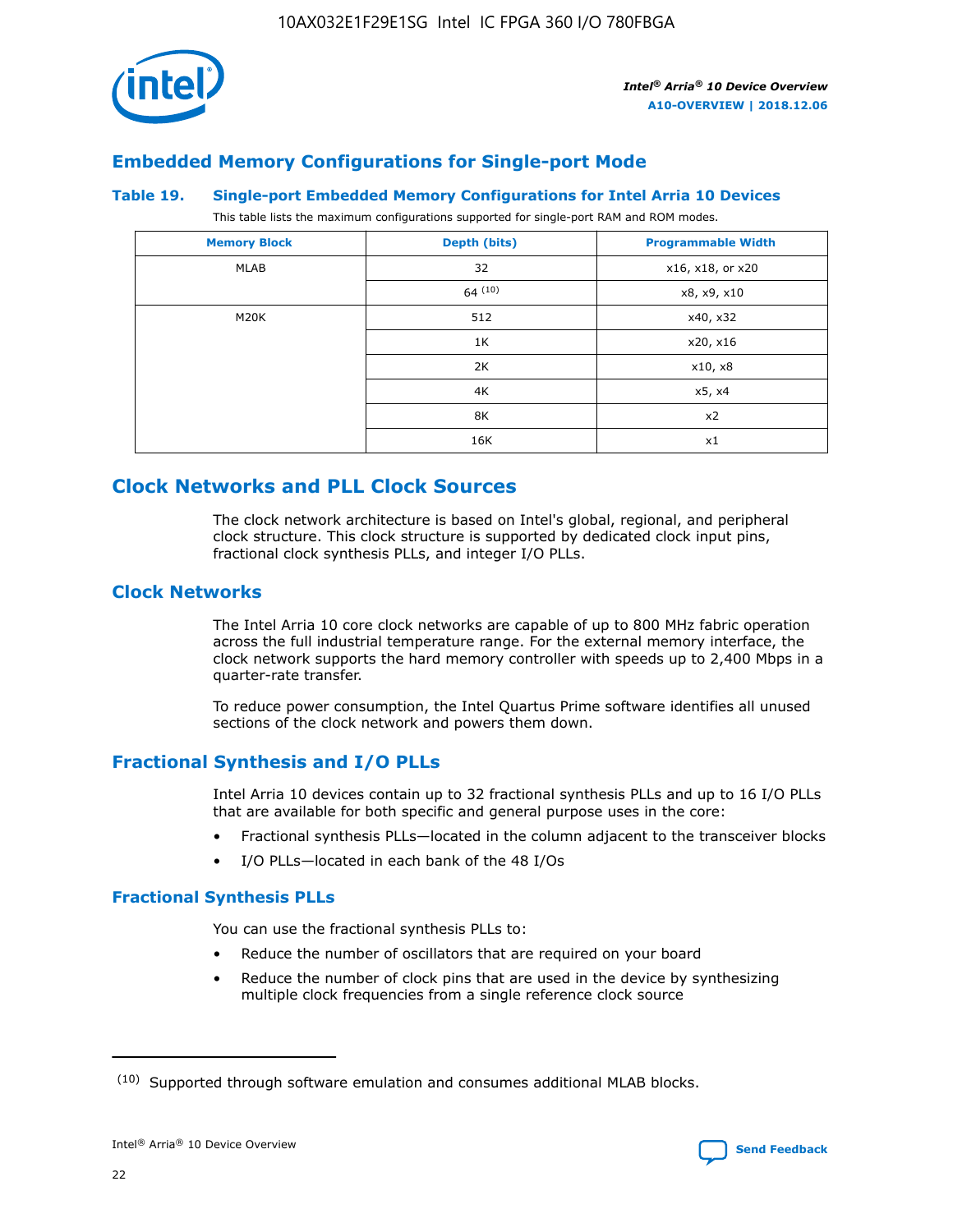## Embedded Memory Configurations for Single-port Mode

### Table 19. Single-port Embedded Memory Configurations for Intel Arria 10 Devices

This table lists the maximum configurations supported for single-port RAM and ROM modes.

| Memory Block | Depth (bits) | Programmable Width |
|---|---|---|
| MLAB | 32 | x16, x18, or x20 |
| | 64 [10] | x8, x9, x10 |
| M20K | 512 | x40, x32 |
| | 1K | x20, x16 |
| | 2K | x10, x8 |
| | 4K | x5, x4 |
| | 8K | x2 |
| | 16K | x1 |

# Clock Networks and PLL Clock Sources

The clock network architecture is based on Intel's global, regional, and peripheral clock structure. This clock structure is supported by dedicated clock input pins, fractional clock synthesis PLLs, and integer I/O PLLs.

## Clock Networks

The Intel Arria 10 core clock networks are capable of up to 800 MHz fabric operation across the full industrial temperature range. For the external memory interface, the clock network supports the hard memory controller with speeds up to 2,400 Mbps in a quarter-rate transfer.

To reduce power consumption, the Intel Quartus Prime software identifies all unused sections of the clock network and powers them down.

## Fractional Synthesis and I/O PLLs

Intel Arria 10 devices contain up to 32 fractional synthesis PLLs and up to 16 I/O PLLs that are available for both specific and general purpose uses in the core:

- Fractional synthesis PLLs—located in the column adjacent to the transceiver blocks
- I/O PLLs—located in each bank of the 48 I/Os

### Fractional Synthesis PLLs

You can use the fractional synthesis PLLs to:

- Reduce the number of oscillators that are required on your board
- Reduce the number of clock pins that are used in the device by synthesizing multiple clock frequencies from a single reference clock source

(10) Supported through software emulation and consumes additional MLAB blocks.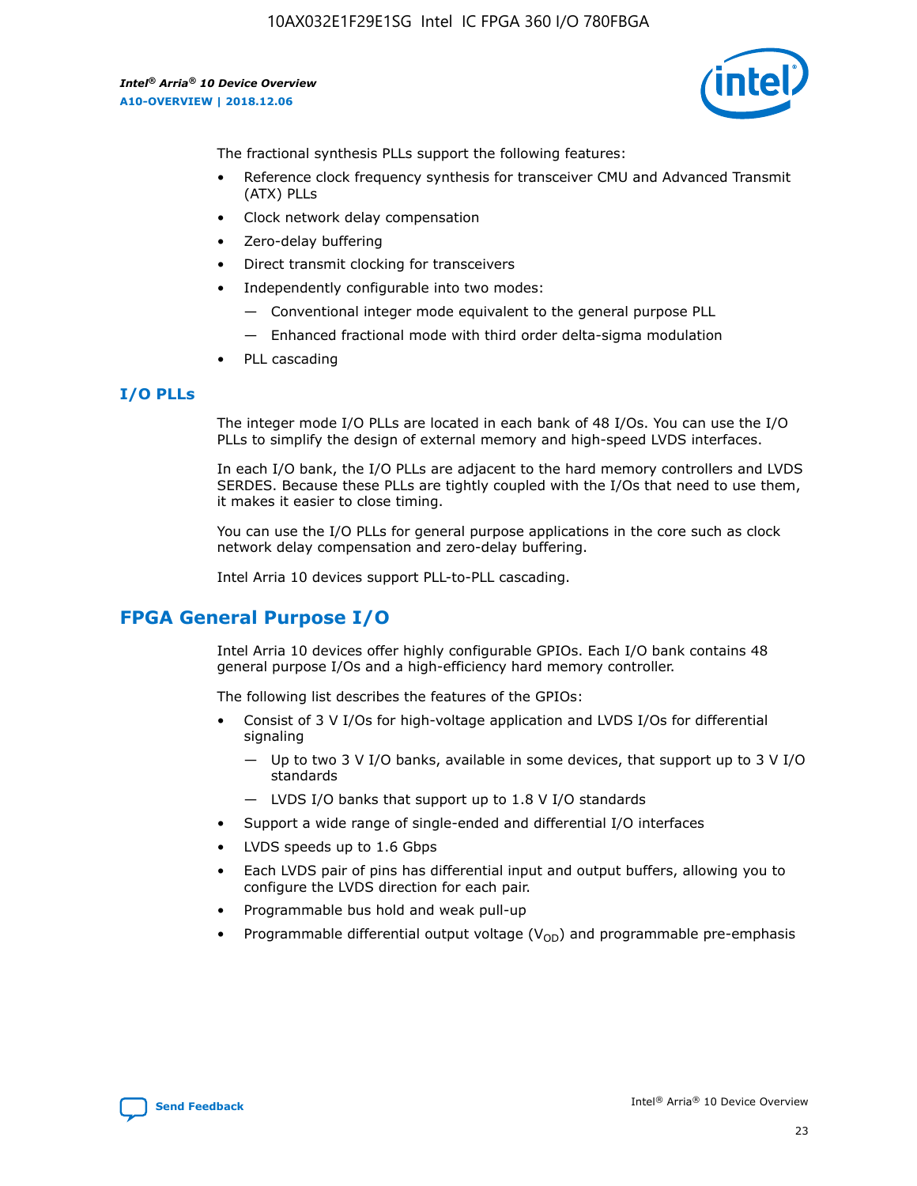The fractional synthesis PLLs support the following features:

- Reference clock frequency synthesis for transceiver CMU and Advanced Transmit (ATX) PLLs
- Clock network delay compensation
- Zero-delay buffering
- Direct transmit clocking for transceivers
- Independently configurable into two modes:
  - — Conventional integer mode equivalent to the general purpose PLL
  - — Enhanced fractional mode with third order delta-sigma modulation
- PLL cascading

### I/O PLLs

The integer mode I/O PLLs are located in each bank of 48 I/Os. You can use the I/O PLLs to simplify the design of external memory and high-speed LVDS interfaces.

In each I/O bank, the I/O PLLs are adjacent to the hard memory controllers and LVDS SERDES. Because these PLLs are tightly coupled with the I/Os that need to use them, it makes it easier to close timing.

You can use the I/O PLLs for general purpose applications in the core such as clock network delay compensation and zero-delay buffering.

Intel Arria 10 devices support PLL-to-PLL cascading.

## FPGA General Purpose I/O

Intel Arria 10 devices offer highly configurable GPIOs. Each I/O bank contains 48 general purpose I/Os and a high-efficiency hard memory controller.

The following list describes the features of the GPIOs:

- Consist of 3 V I/Os for high-voltage application and LVDS I/Os for differential signaling
  - — Up to two 3 V I/O banks, available in some devices, that support up to 3 V I/O standards
  - — LVDS I/O banks that support up to 1.8 V I/O standards
- Support a wide range of single-ended and differential I/O interfaces
- LVDS speeds up to 1.6 Gbps
- Each LVDS pair of pins has differential input and output buffers, allowing you to configure the LVDS direction for each pair.
- Programmable bus hold and weak pull-up
- Programmable differential output voltage ($V_{OD}$) and programmable pre-emphasis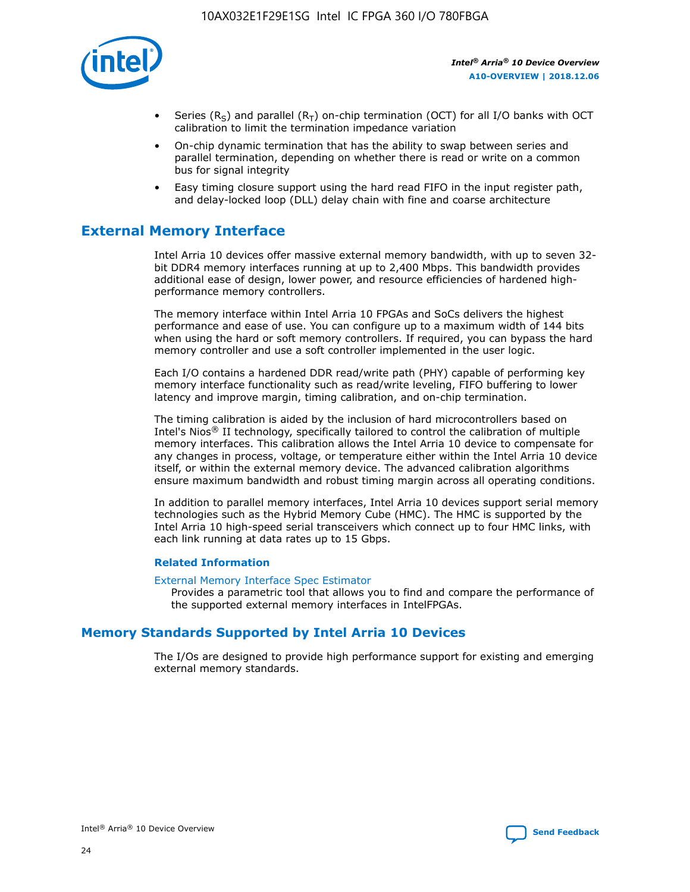- Series ($R_S$) and parallel ($R_T$) on-chip termination (OCT) for all I/O banks with OCT calibration to limit the termination impedance variation
- On-chip dynamic termination that has the ability to swap between series and parallel termination, depending on whether there is read or write on a common bus for signal integrity
- Easy timing closure support using the hard read FIFO in the input register path, and delay-locked loop (DLL) delay chain with fine and coarse architecture

## External Memory Interface

Intel Arria 10 devices offer massive external memory bandwidth, with up to seven 32-bit DDR4 memory interfaces running at up to 2,400 Mbps. This bandwidth provides additional ease of design, lower power, and resource efficiencies of hardened high-performance memory controllers.

The memory interface within Intel Arria 10 FPGAs and SoCs delivers the highest performance and ease of use. You can configure up to a maximum width of 144 bits when using the hard or soft memory controllers. If required, you can bypass the hard memory controller and use a soft controller implemented in the user logic.

Each I/O contains a hardened DDR read/write path (PHY) capable of performing key memory interface functionality such as read/write leveling, FIFO buffering to lower latency and improve margin, timing calibration, and on-chip termination.

The timing calibration is aided by the inclusion of hard microcontrollers based on Intel's Nios® II technology, specifically tailored to control the calibration of multiple memory interfaces. This calibration allows the Intel Arria 10 device to compensate for any changes in process, voltage, or temperature either within the Intel Arria 10 device itself, or within the external memory device. The advanced calibration algorithms ensure maximum bandwidth and robust timing margin across all operating conditions.

In addition to parallel memory interfaces, Intel Arria 10 devices support serial memory technologies such as the Hybrid Memory Cube (HMC). The HMC is supported by the Intel Arria 10 high-speed serial transceivers which connect up to four HMC links, with each link running at data rates up to 15 Gbps.

### Related Information

External Memory Interface Spec Estimator

Provides a parametric tool that allows you to find and compare the performance of the supported external memory interfaces in IntelFPGAs.

## Memory Standards Supported by Intel Arria 10 Devices

The I/Os are designed to provide high performance support for existing and emerging external memory standards.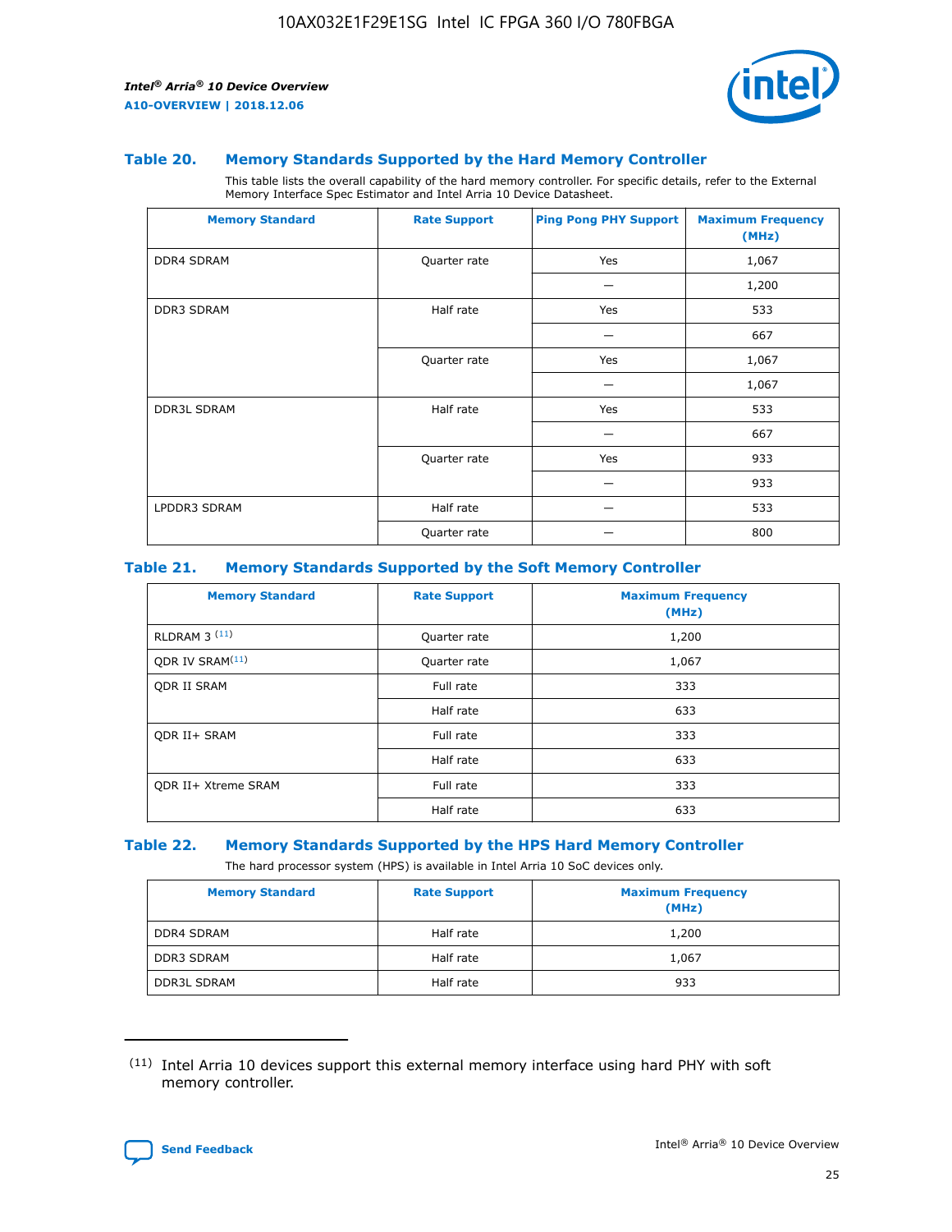### Table 20. Memory Standards Supported by the Hard Memory Controller

This table lists the overall capability of the hard memory controller. For specific details, refer to the External Memory Interface Spec Estimator and Intel Arria 10 Device Datasheet.

| Memory Standard | Rate Support | Ping Pong PHY Support | Maximum Frequency (MHz) |
|---|---|---|---|
| DDR4 SDRAM | Quarter rate | Yes | 1,067 |
| | | — | 1,200 |
| DDR3 SDRAM | Half rate | Yes | 533 |
| | | — | 667 |
| | Quarter rate | Yes | 1,067 |
| | | — | 1,067 |
| DDR3L SDRAM | Half rate | Yes | 533 |
| | | — | 667 |
| | Quarter rate | Yes | 933 |
| | | — | 933 |
| LPDDR3 SDRAM | Half rate | — | 533 |
| | Quarter rate | — | 800 |

### Table 21. Memory Standards Supported by the Soft Memory Controller

| Memory Standard | Rate Support | Maximum Frequency (MHz) |
|---|---|---|
| RLDRAM 3 [11] | Quarter rate | 1,200 |
| QDR IV SRAM[11] | Quarter rate | 1,067 |
| QDR II SRAM | Full rate | 333 |
| | Half rate | 633 |
| QDR II+ SRAM | Full rate | 333 |
| | Half rate | 633 |
| QDR II+ Xtreme SRAM | Full rate | 333 |
| | Half rate | 633 |

### Table 22. Memory Standards Supported by the HPS Hard Memory Controller

The hard processor system (HPS) is available in Intel Arria 10 SoC devices only.

| Memory Standard | Rate Support | Maximum Frequency (MHz) |
|---|---|---|
| DDR4 SDRAM | Half rate | 1,200 |
| DDR3 SDRAM | Half rate | 1,067 |
| DDR3L SDRAM | Half rate | 933 |

(11) Intel Arria 10 devices support this external memory interface using hard PHY with soft memory controller.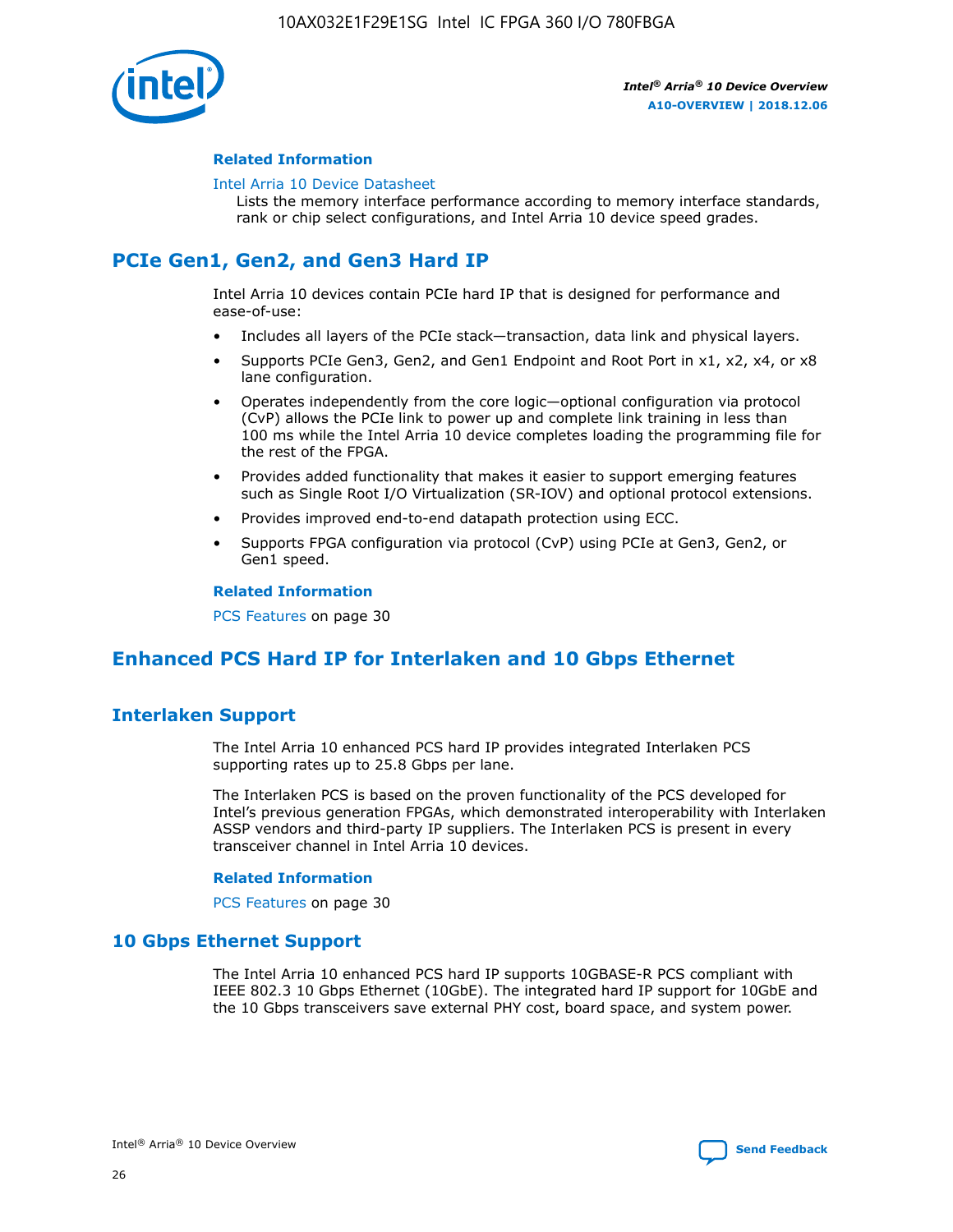#### Related Information

Intel Arria 10 Device Datasheet

Lists the memory interface performance according to memory interface standards, rank or chip select configurations, and Intel Arria 10 device speed grades.

## PCIe Gen1, Gen2, and Gen3 Hard IP

Intel Arria 10 devices contain PCIe hard IP that is designed for performance and ease-of-use:

- Includes all layers of the PCIe stack—transaction, data link and physical layers.
- Supports PCIe Gen3, Gen2, and Gen1 Endpoint and Root Port in x1, x2, x4, or x8 lane configuration.
- Operates independently from the core logic—optional configuration via protocol (CvP) allows the PCIe link to power up and complete link training in less than 100 ms while the Intel Arria 10 device completes loading the programming file for the rest of the FPGA.
- Provides added functionality that makes it easier to support emerging features such as Single Root I/O Virtualization (SR-IOV) and optional protocol extensions.
- Provides improved end-to-end datapath protection using ECC.
- Supports FPGA configuration via protocol (CvP) using PCIe at Gen3, Gen2, or Gen1 speed.

#### Related Information

PCS Features on page 30

## Enhanced PCS Hard IP for Interlaken and 10 Gbps Ethernet

### Interlaken Support

The Intel Arria 10 enhanced PCS hard IP provides integrated Interlaken PCS supporting rates up to 25.8 Gbps per lane.

The Interlaken PCS is based on the proven functionality of the PCS developed for Intel's previous generation FPGAs, which demonstrated interoperability with Interlaken ASSP vendors and third-party IP suppliers. The Interlaken PCS is present in every transceiver channel in Intel Arria 10 devices.

#### Related Information

PCS Features on page 30

### 10 Gbps Ethernet Support

The Intel Arria 10 enhanced PCS hard IP supports 10GBASE-R PCS compliant with IEEE 802.3 10 Gbps Ethernet (10GbE). The integrated hard IP support for 10GbE and the 10 Gbps transceivers save external PHY cost, board space, and system power.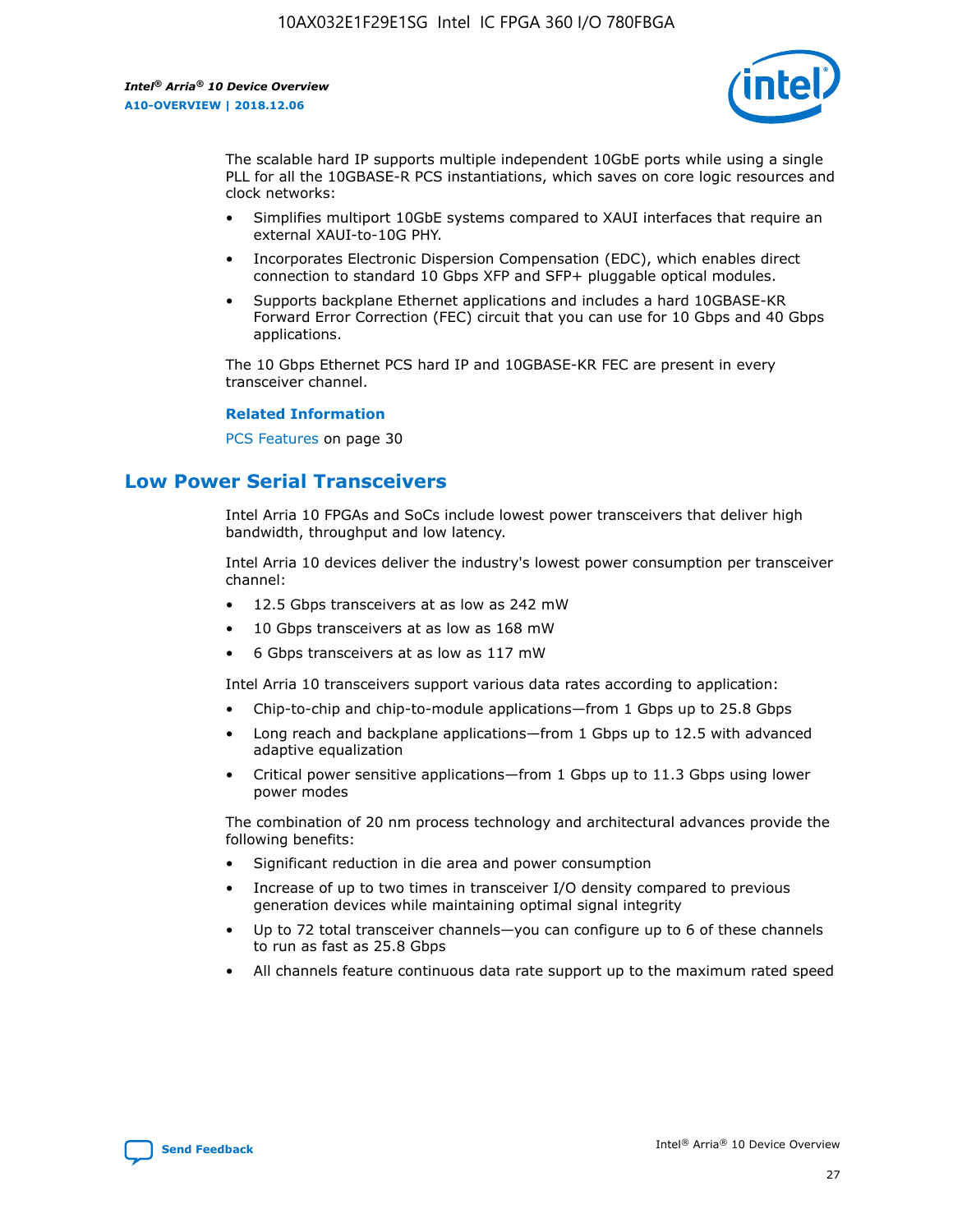The scalable hard IP supports multiple independent 10GbE ports while using a single PLL for all the 10GBASE-R PCS instantiations, which saves on core logic resources and clock networks:

- Simplifies multiport 10GbE systems compared to XAUI interfaces that require an external XAUI-to-10G PHY.
- Incorporates Electronic Dispersion Compensation (EDC), which enables direct connection to standard 10 Gbps XFP and SFP+ pluggable optical modules.
- Supports backplane Ethernet applications and includes a hard 10GBASE-KR Forward Error Correction (FEC) circuit that you can use for 10 Gbps and 40 Gbps applications.

The 10 Gbps Ethernet PCS hard IP and 10GBASE-KR FEC are present in every transceiver channel.

**Related Information**

PCS Features on page 30

## Low Power Serial Transceivers

Intel Arria 10 FPGAs and SoCs include lowest power transceivers that deliver high bandwidth, throughput and low latency.

Intel Arria 10 devices deliver the industry's lowest power consumption per transceiver channel:

- 12.5 Gbps transceivers at as low as 242 mW
- 10 Gbps transceivers at as low as 168 mW
- 6 Gbps transceivers at as low as 117 mW

Intel Arria 10 transceivers support various data rates according to application:

- Chip-to-chip and chip-to-module applications—from 1 Gbps up to 25.8 Gbps
- Long reach and backplane applications—from 1 Gbps up to 12.5 with advanced adaptive equalization
- Critical power sensitive applications—from 1 Gbps up to 11.3 Gbps using lower power modes

The combination of 20 nm process technology and architectural advances provide the following benefits:

- Significant reduction in die area and power consumption
- Increase of up to two times in transceiver I/O density compared to previous generation devices while maintaining optimal signal integrity
- Up to 72 total transceiver channels—you can configure up to 6 of these channels to run as fast as 25.8 Gbps
- All channels feature continuous data rate support up to the maximum rated speed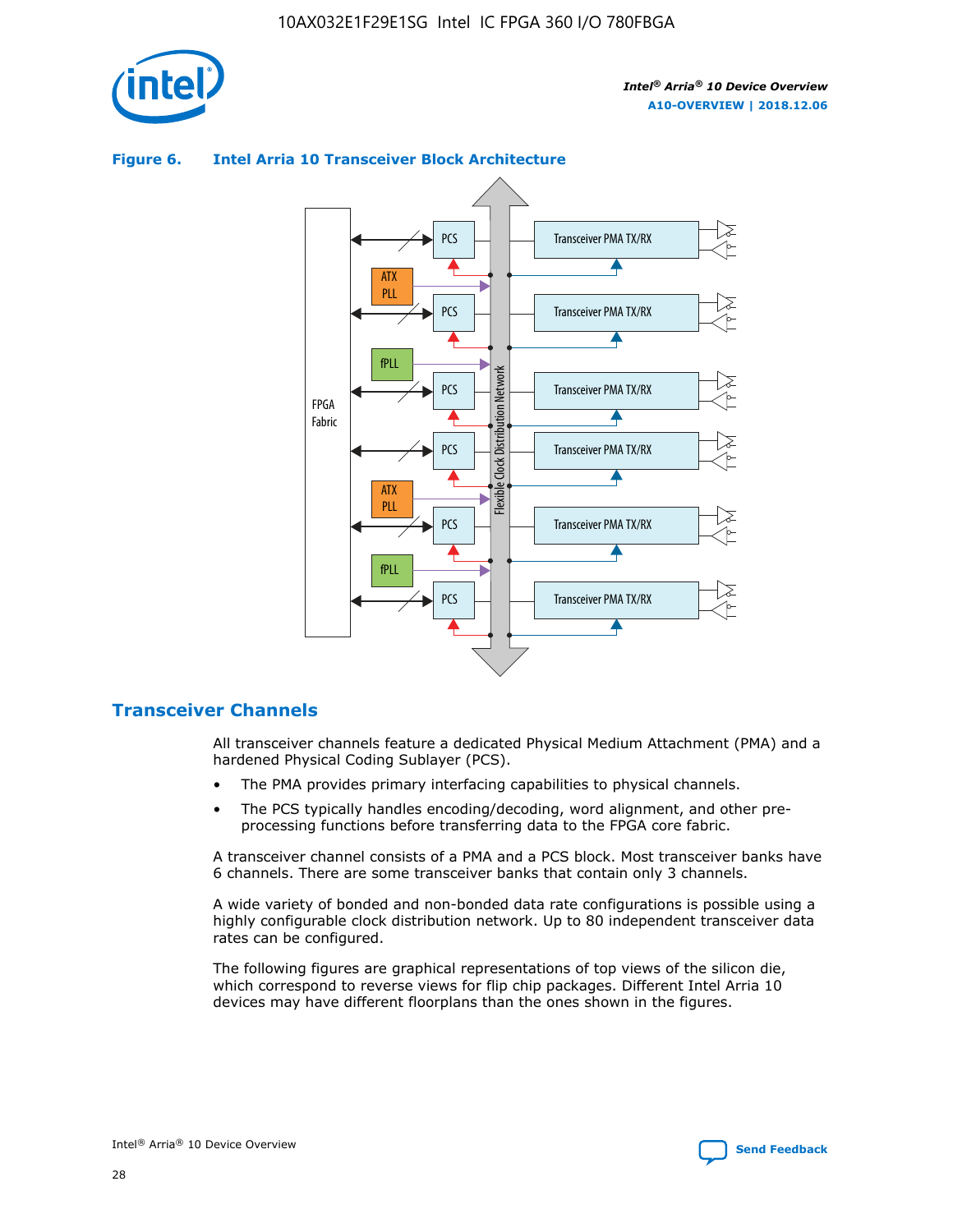**Figure 6. Intel Arria 10 Transceiver Block Architecture**

## Transceiver Channels

All transceiver channels feature a dedicated Physical Medium Attachment (PMA) and a hardened Physical Coding Sublayer (PCS).

- The PMA provides primary interfacing capabilities to physical channels.
- The PCS typically handles encoding/decoding, word alignment, and other pre-processing functions before transferring data to the FPGA core fabric.

A transceiver channel consists of a PMA and a PCS block. Most transceiver banks have 6 channels. There are some transceiver banks that contain only 3 channels.

A wide variety of bonded and non-bonded data rate configurations is possible using a highly configurable clock distribution network. Up to 80 independent transceiver data rates can be configured.

The following figures are graphical representations of top views of the silicon die, which correspond to reverse views for flip chip packages. Different Intel Arria 10 devices may have different floorplans than the ones shown in the figures.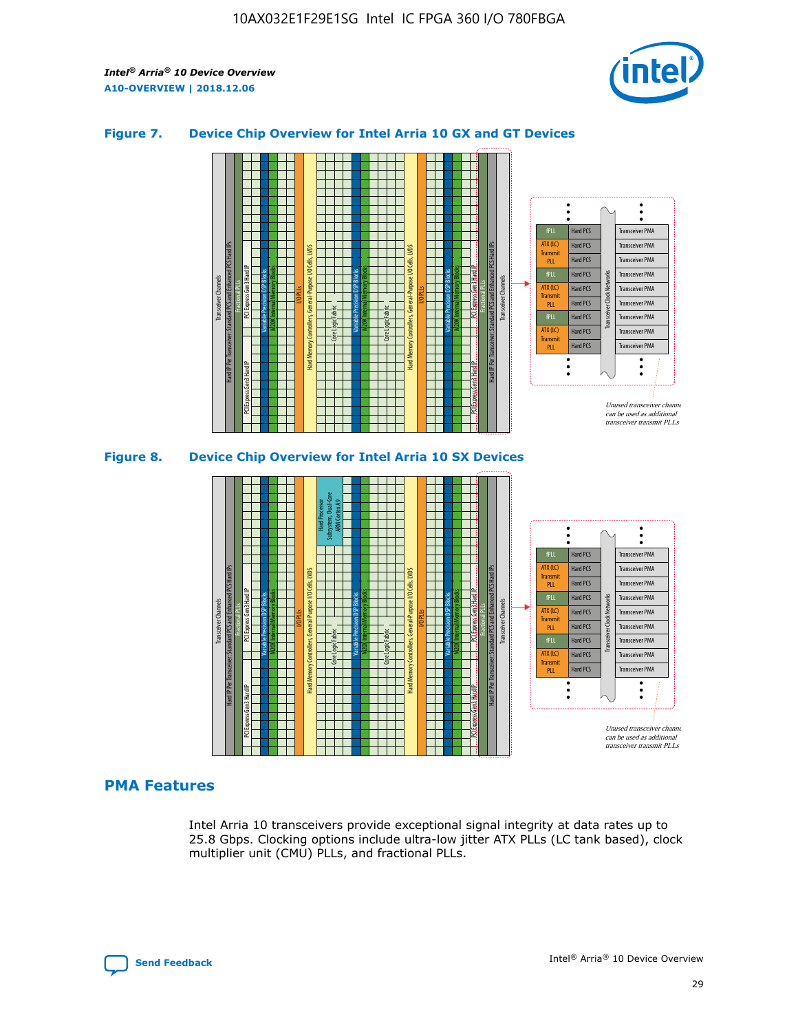### Figure 7. Device Chip Overview for Intel Arria 10 GX and GT Devices

### Figure 8. Device Chip Overview for Intel Arria 10 SX Devices

## PMA Features

Intel Arria 10 transceivers provide exceptional signal integrity at data rates up to 25.8 Gbps. Clocking options include ultra-low jitter ATX PLLs (LC tank based), clock multiplier unit (CMU) PLLs, and fractional PLLs.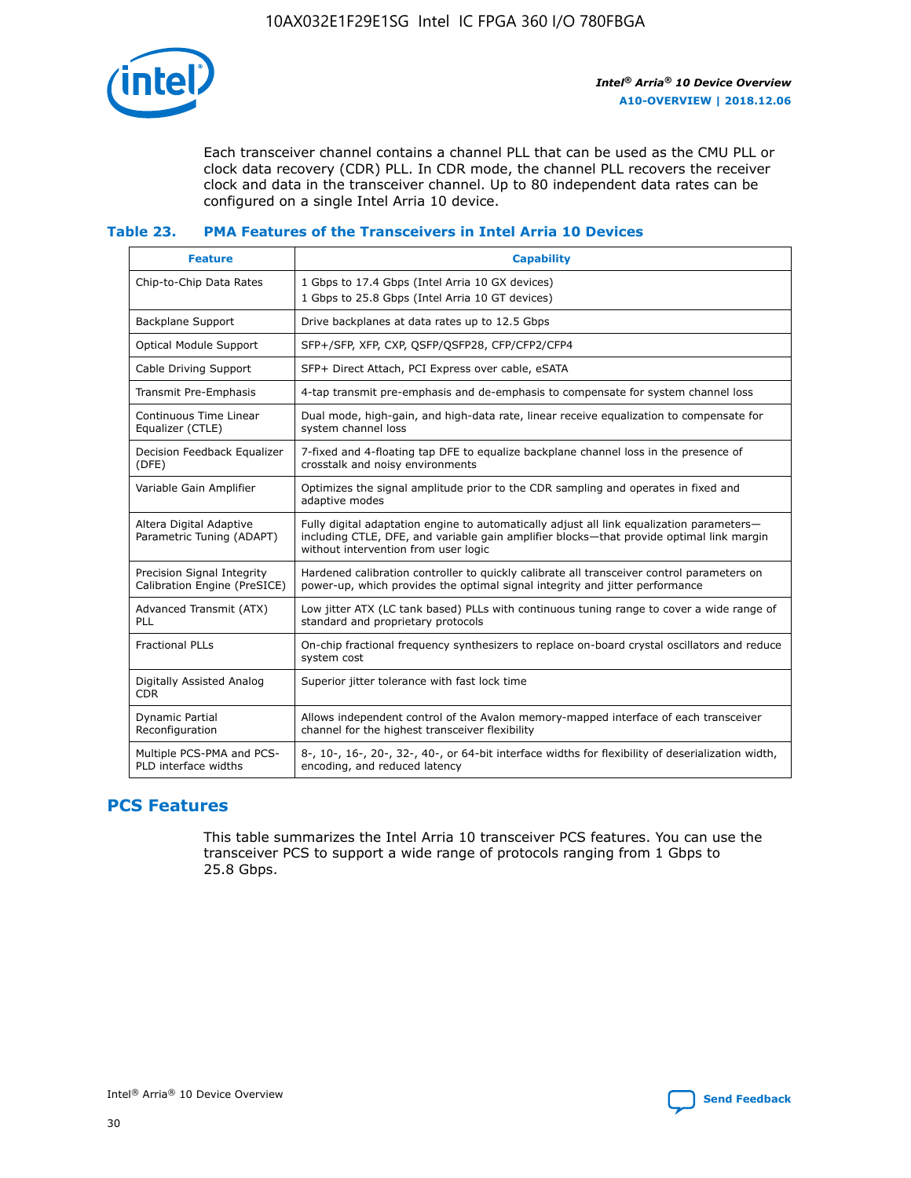Each transceiver channel contains a channel PLL that can be used as the CMU PLL or clock data recovery (CDR) PLL. In CDR mode, the channel PLL recovers the receiver clock and data in the transceiver channel. Up to 80 independent data rates can be configured on a single Intel Arria 10 device.

### Table 23. PMA Features of the Transceivers in Intel Arria 10 Devices

| Feature | Capability |
| --- | --- |
| Chip-to-Chip Data Rates | 1 Gbps to 17.4 Gbps (Intel Arria 10 GX devices)<br>1 Gbps to 25.8 Gbps (Intel Arria 10 GT devices) |
| Backplane Support | Drive backplanes at data rates up to 12.5 Gbps |
| Optical Module Support | SFP+/SFP, XFP, CXP, QSFP/QSFP28, CFP/CFP2/CFP4 |
| Cable Driving Support | SFP+ Direct Attach, PCI Express over cable, eSATA |
| Transmit Pre-Emphasis | 4-tap transmit pre-emphasis and de-emphasis to compensate for system channel loss |
| Continuous Time Linear Equalizer (CTLE) | Dual mode, high-gain, and high-data rate, linear receive equalization to compensate for system channel loss |
| Decision Feedback Equalizer (DFE) | 7-fixed and 4-floating tap DFE to equalize backplane channel loss in the presence of crosstalk and noisy environments |
| Variable Gain Amplifier | Optimizes the signal amplitude prior to the CDR sampling and operates in fixed and adaptive modes |
| Altera Digital Adaptive Parametric Tuning (ADAPT) | Fully digital adaptation engine to automatically adjust all link equalization parameters—including CTLE, DFE, and variable gain amplifier blocks—that provide optimal link margin without intervention from user logic |
| Precision Signal Integrity Calibration Engine (PreSICE) | Hardened calibration controller to quickly calibrate all transceiver control parameters on power-up, which provides the optimal signal integrity and jitter performance |
| Advanced Transmit (ATX) PLL | Low jitter ATX (LC tank based) PLLs with continuous tuning range to cover a wide range of standard and proprietary protocols |
| Fractional PLLs | On-chip fractional frequency synthesizers to replace on-board crystal oscillators and reduce system cost |
| Digitally Assisted Analog CDR | Superior jitter tolerance with fast lock time |
| Dynamic Partial Reconfiguration | Allows independent control of the Avalon memory-mapped interface of each transceiver channel for the highest transceiver flexibility |
| Multiple PCS-PMA and PCS-PLD interface widths | 8-, 10-, 16-, 20-, 32-, 40-, or 64-bit interface widths for flexibility of deserialization width, encoding, and reduced latency |

## PCS Features

This table summarizes the Intel Arria 10 transceiver PCS features. You can use the transceiver PCS to support a wide range of protocols ranging from 1 Gbps to 25.8 Gbps.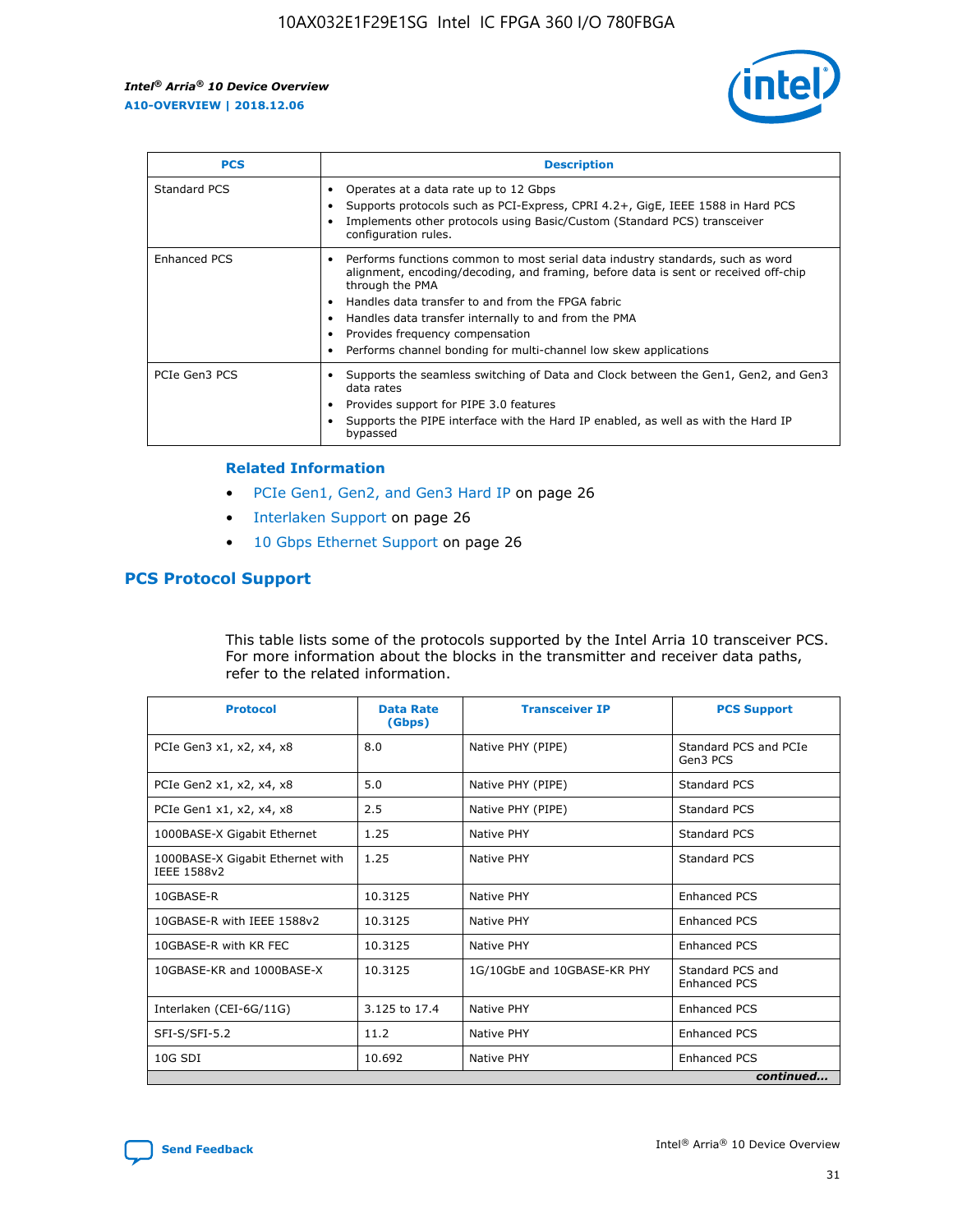| PCS | Description |
| --- | --- |
| Standard PCS | • Operates at a data rate up to 12 Gbps<br>• Supports protocols such as PCI-Express, CPRI 4.2+, GigE, IEEE 1588 in Hard PCS<br>• Implements other protocols using Basic/Custom (Standard PCS) transceiver configuration rules. |
| Enhanced PCS | • Performs functions common to most serial data industry standards, such as word alignment, encoding/decoding, and framing, before data is sent or received off-chip through the PMA<br>• Handles data transfer to and from the FPGA fabric<br>• Handles data transfer internally to and from the PMA<br>• Provides frequency compensation<br>• Performs channel bonding for multi-channel low skew applications |
| PCIe Gen3 PCS | • Supports the seamless switching of Data and Clock between the Gen1, Gen2, and Gen3 data rates<br>• Provides support for PIPE 3.0 features<br>• Supports the PIPE interface with the Hard IP enabled, as well as with the Hard IP bypassed |

### Related Information

- PCIe Gen1, Gen2, and Gen3 Hard IP on page 26
- Interlaken Support on page 26
- 10 Gbps Ethernet Support on page 26

## PCS Protocol Support

This table lists some of the protocols supported by the Intel Arria 10 transceiver PCS. For more information about the blocks in the transmitter and receiver data paths, refer to the related information.

| Protocol | Data Rate (Gbps) | Transceiver IP | PCS Support |
| --- | --- | --- | --- |
| PCIe Gen3 x1, x2, x4, x8 | 8.0 | Native PHY (PIPE) | Standard PCS and PCIe Gen3 PCS |
| PCIe Gen2 x1, x2, x4, x8 | 5.0 | Native PHY (PIPE) | Standard PCS |
| PCIe Gen1 x1, x2, x4, x8 | 2.5 | Native PHY (PIPE) | Standard PCS |
| 1000BASE-X Gigabit Ethernet | 1.25 | Native PHY | Standard PCS |
| 1000BASE-X Gigabit Ethernet with IEEE 1588v2 | 1.25 | Native PHY | Standard PCS |
| 10GBASE-R | 10.3125 | Native PHY | Enhanced PCS |
| 10GBASE-R with IEEE 1588v2 | 10.3125 | Native PHY | Enhanced PCS |
| 10GBASE-R with KR FEC | 10.3125 | Native PHY | Enhanced PCS |
| 10GBASE-KR and 1000BASE-X | 10.3125 | 1G/10GbE and 10GBASE-KR PHY | Standard PCS and Enhanced PCS |
| Interlaken (CEI-6G/11G) | 3.125 to 17.4 | Native PHY | Enhanced PCS |
| SFI-S/SFI-5.2 | 11.2 | Native PHY | Enhanced PCS |
| 10G SDI | 10.692 | Native PHY | Enhanced PCS |

*continued...*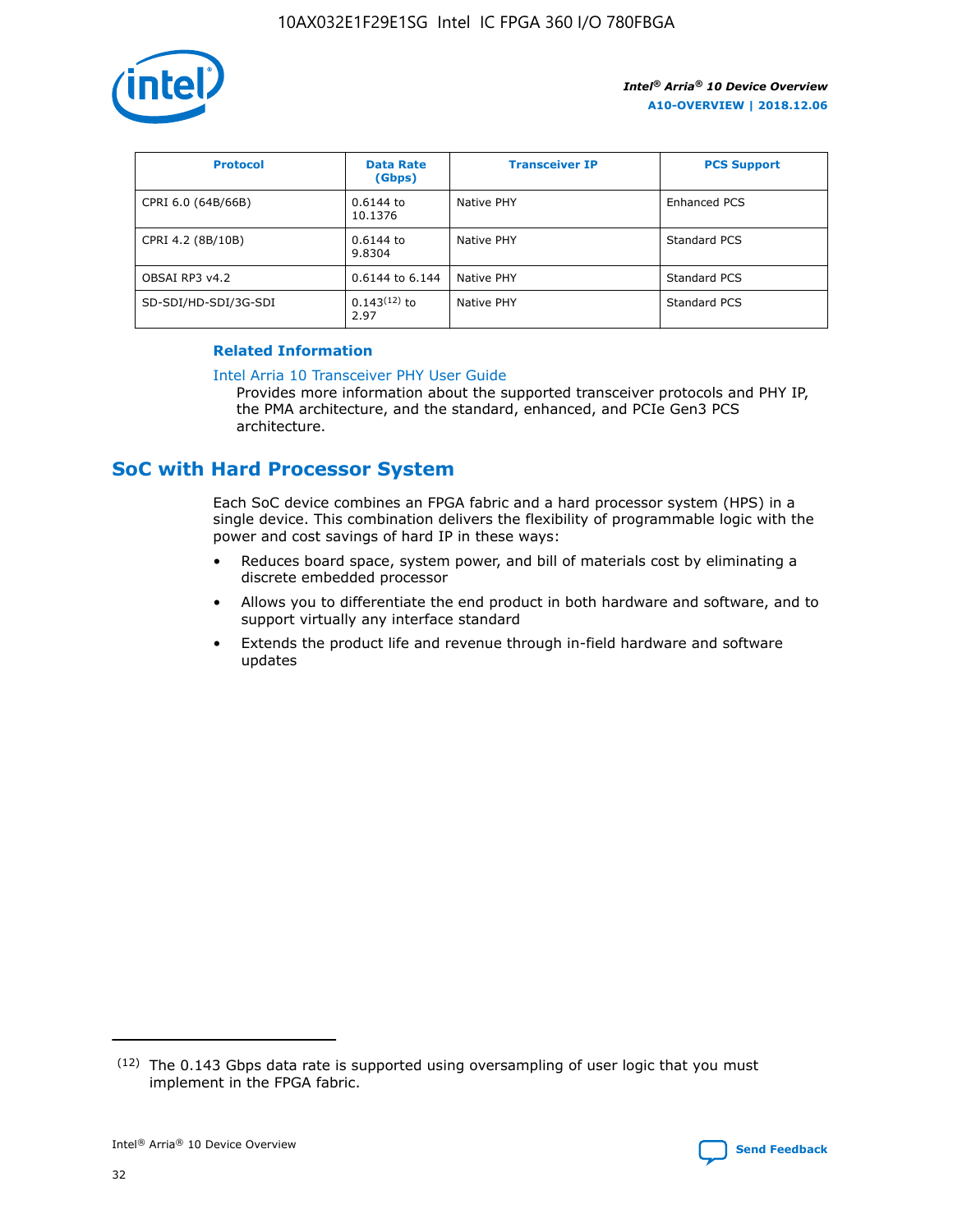| Protocol | Data Rate (Gbps) | Transceiver IP | PCS Support |
|---|---|---|---|
| CPRI 6.0 (64B/66B) | 0.6144 to 10.1376 | Native PHY | Enhanced PCS |
| CPRI 4.2 (8B/10B) | 0.6144 to 9.8304 | Native PHY | Standard PCS |
| OBSAI RP3 v4.2 | 0.6144 to 6.144 | Native PHY | Standard PCS |
| SD-SDI/HD-SDI/3G-SDI | 0.143[12] to 2.97 | Native PHY | Standard PCS |

**Related Information**

Intel Arria 10 Transceiver PHY User Guide

Provides more information about the supported transceiver protocols and PHY IP, the PMA architecture, and the standard, enhanced, and PCIe Gen3 PCS architecture.

## SoC with Hard Processor System

Each SoC device combines an FPGA fabric and a hard processor system (HPS) in a single device. This combination delivers the flexibility of programmable logic with the power and cost savings of hard IP in these ways:

- Reduces board space, system power, and bill of materials cost by eliminating a discrete embedded processor
- Allows you to differentiate the end product in both hardware and software, and to support virtually any interface standard
- Extends the product life and revenue through in-field hardware and software updates

[12] The 0.143 Gbps data rate is supported using oversampling of user logic that you must implement in the FPGA fabric.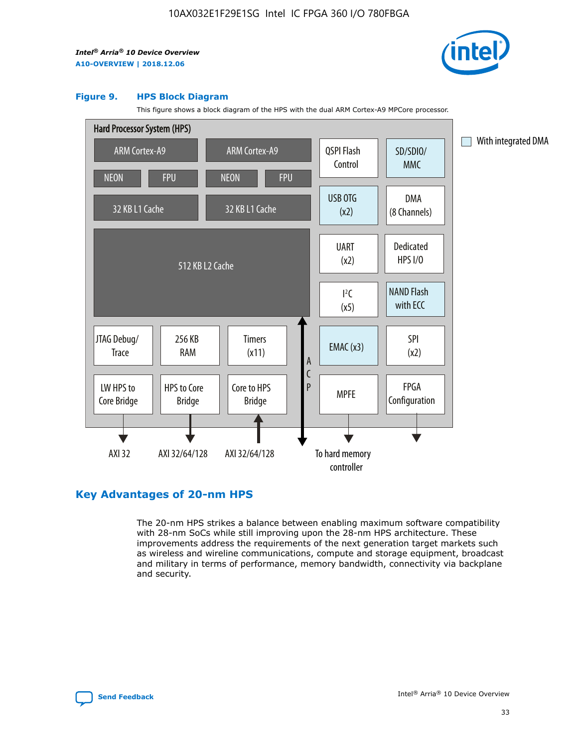**Figure 9. HPS Block Diagram**

This figure shows a block diagram of the HPS with the dual ARM Cortex-A9 MPCore processor.

Hard Processor System (HPS)

- ARM Cortex-A9 (NEON, FPU, 32 KB L1 Cache)
- ARM Cortex-A9 (NEON, FPU, 32 KB L1 Cache)
- 512 KB L2 Cache
- QSPI Flash Control
- SD/SDIO/MMC
- USB OTG (x2)
- DMA (8 Channels)
- UART (x2)
- Dedicated HPS I/O
- I²C (x5)
- NAND Flash with ECC
- JTAG Debug/Trace
- 256 KB RAM
- Timers (x11)
- EMAC (x3)
- SPI (x2)
- LW HPS to Core Bridge → AXI 32
- HPS to Core Bridge → AXI 32/64/128
- Core to HPS Bridge ← AXI 32/64/128
- ACP
- MPFE → To hard memory controller
- FPGA Configuration

With integrated DMA: SD/SDIO/MMC, USB OTG (x2), NAND Flash with ECC, EMAC (x3)

## Key Advantages of 20-nm HPS

The 20-nm HPS strikes a balance between enabling maximum software compatibility with 28-nm SoCs while still improving upon the 28-nm HPS architecture. These improvements address the requirements of the next generation target markets such as wireless and wireline communications, compute and storage equipment, broadcast and military in terms of performance, memory bandwidth, connectivity via backplane and security.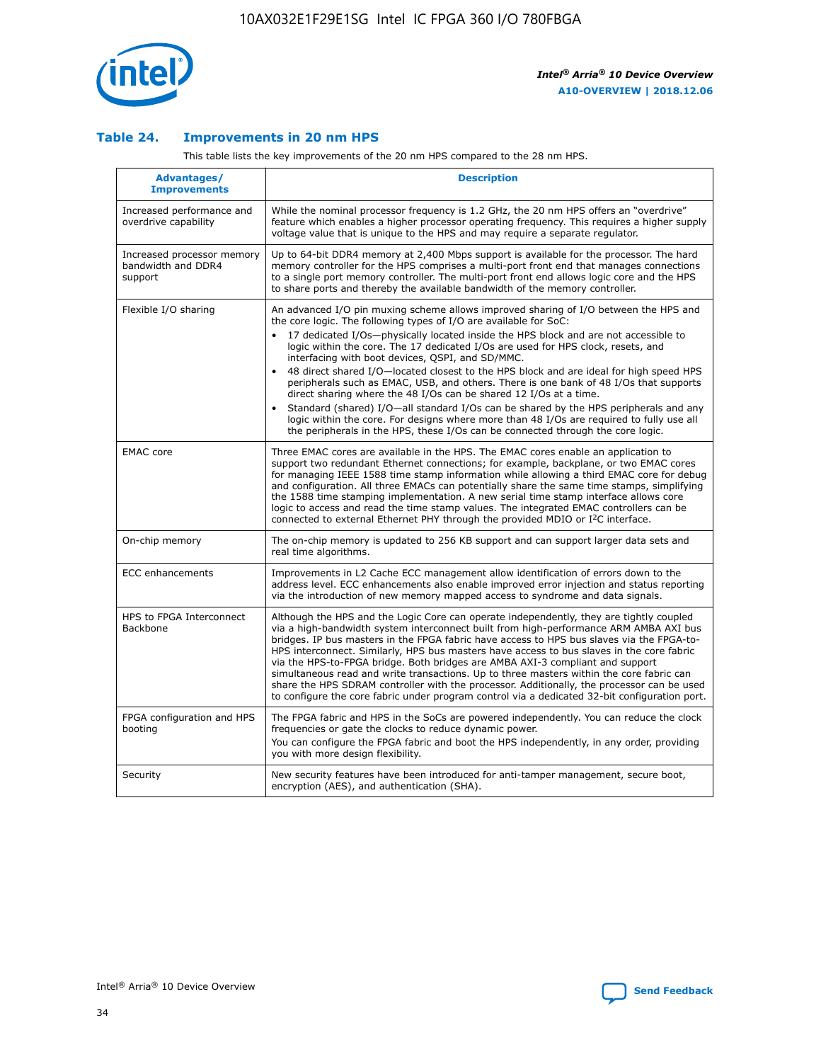### Table 24. Improvements in 20 nm HPS

This table lists the key improvements of the 20 nm HPS compared to the 28 nm HPS.

| Advantages/ Improvements | Description |
|---|---|
| Increased performance and overdrive capability | While the nominal processor frequency is 1.2 GHz, the 20 nm HPS offers an "overdrive" feature which enables a higher processor operating frequency. This requires a higher supply voltage value that is unique to the HPS and may require a separate regulator. |
| Increased processor memory bandwidth and DDR4 support | Up to 64-bit DDR4 memory at 2,400 Mbps support is available for the processor. The hard memory controller for the HPS comprises a multi-port front end that manages connections to a single port memory controller. The multi-port front end allows logic core and the HPS to share ports and thereby the available bandwidth of the memory controller. |
| Flexible I/O sharing | An advanced I/O pin muxing scheme allows improved sharing of I/O between the HPS and the core logic. The following types of I/O are available for SoC:<br>• 17 dedicated I/Os—physically located inside the HPS block and are not accessible to logic within the core. The 17 dedicated I/Os are used for HPS clock, resets, and interfacing with boot devices, QSPI, and SD/MMC.<br>• 48 direct shared I/O—located closest to the HPS block and are ideal for high speed HPS peripherals such as EMAC, USB, and others. There is one bank of 48 I/Os that supports direct sharing where the 48 I/Os can be shared 12 I/Os at a time.<br>• Standard (shared) I/O—all standard I/Os can be shared by the HPS peripherals and any logic within the core. For designs where more than 48 I/Os are required to fully use all the peripherals in the HPS, these I/Os can be connected through the core logic. |
| EMAC core | Three EMAC cores are available in the HPS. The EMAC cores enable an application to support two redundant Ethernet connections; for example, backplane, or two EMAC cores for managing IEEE 1588 time stamp information while allowing a third EMAC core for debug and configuration. All three EMACs can potentially share the same time stamps, simplifying the 1588 time stamping implementation. A new serial time stamp interface allows core logic to access and read the time stamp values. The integrated EMAC controllers can be connected to external Ethernet PHY through the provided MDIO or I²C interface. |
| On-chip memory | The on-chip memory is updated to 256 KB support and can support larger data sets and real time algorithms. |
| ECC enhancements | Improvements in L2 Cache ECC management allow identification of errors down to the address level. ECC enhancements also enable improved error injection and status reporting via the introduction of new memory mapped access to syndrome and data signals. |
| HPS to FPGA Interconnect Backbone | Although the HPS and the Logic Core can operate independently, they are tightly coupled via a high-bandwidth system interconnect built from high-performance ARM AMBA AXI bus bridges. IP bus masters in the FPGA fabric have access to HPS bus slaves via the FPGA-to-HPS interconnect. Similarly, HPS bus masters have access to bus slaves in the core fabric via the HPS-to-FPGA bridge. Both bridges are AMBA AXI-3 compliant and support simultaneous read and write transactions. Up to three masters within the core fabric can share the HPS SDRAM controller with the processor. Additionally, the processor can be used to configure the core fabric under program control via a dedicated 32-bit configuration port. |
| FPGA configuration and HPS booting | The FPGA fabric and HPS in the SoCs are powered independently. You can reduce the clock frequencies or gate the clocks to reduce dynamic power.<br>You can configure the FPGA fabric and boot the HPS independently, in any order, providing you with more design flexibility. |
| Security | New security features have been introduced for anti-tamper management, secure boot, encryption (AES), and authentication (SHA). |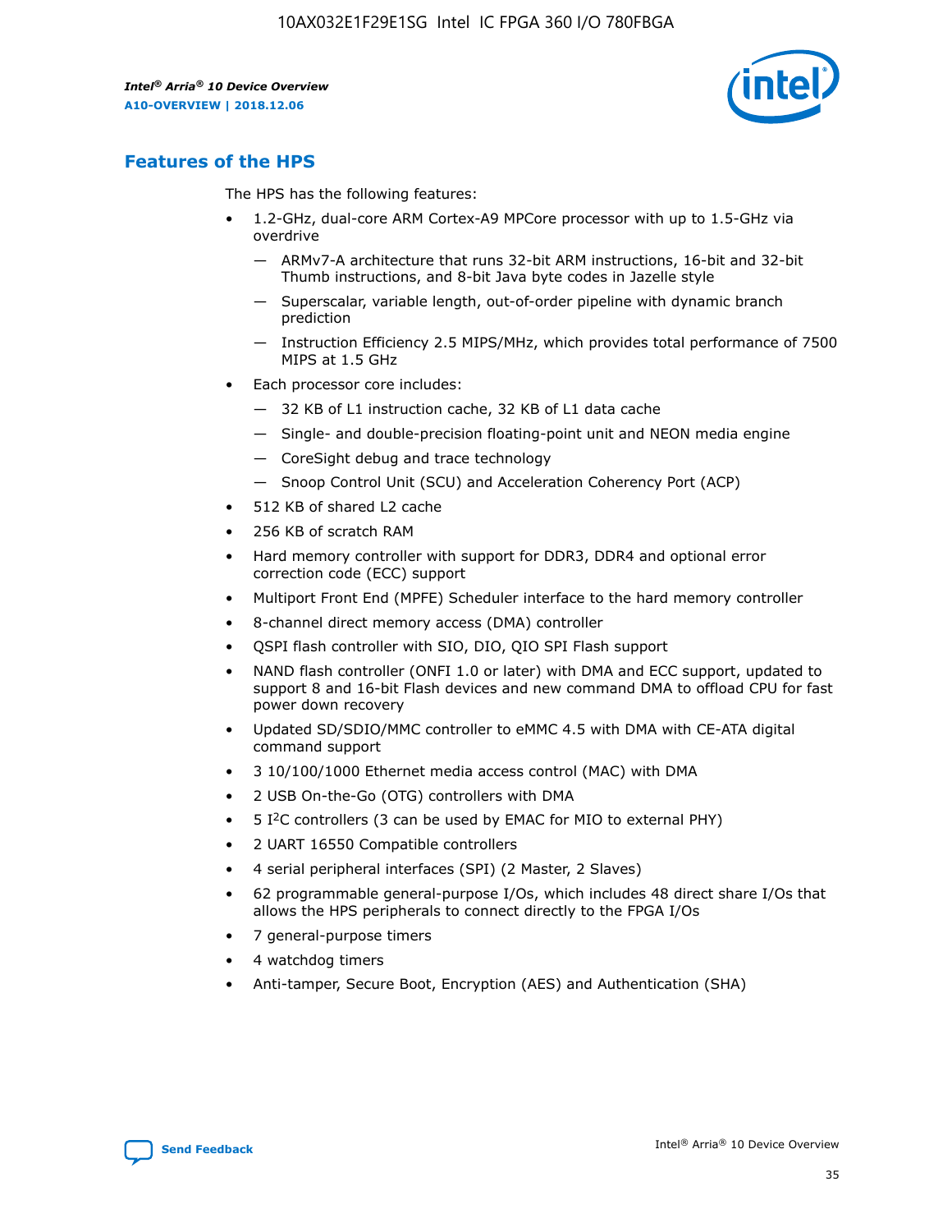## Features of the HPS

The HPS has the following features:

- 1.2-GHz, dual-core ARM Cortex-A9 MPCore processor with up to 1.5-GHz via overdrive
  - — ARMv7-A architecture that runs 32-bit ARM instructions, 16-bit and 32-bit Thumb instructions, and 8-bit Java byte codes in Jazelle style
  - — Superscalar, variable length, out-of-order pipeline with dynamic branch prediction
  - — Instruction Efficiency 2.5 MIPS/MHz, which provides total performance of 7500 MIPS at 1.5 GHz
- Each processor core includes:
  - — 32 KB of L1 instruction cache, 32 KB of L1 data cache
  - — Single- and double-precision floating-point unit and NEON media engine
  - — CoreSight debug and trace technology
  - — Snoop Control Unit (SCU) and Acceleration Coherency Port (ACP)
- 512 KB of shared L2 cache
- 256 KB of scratch RAM
- Hard memory controller with support for DDR3, DDR4 and optional error correction code (ECC) support
- Multiport Front End (MPFE) Scheduler interface to the hard memory controller
- 8-channel direct memory access (DMA) controller
- QSPI flash controller with SIO, DIO, QIO SPI Flash support
- NAND flash controller (ONFI 1.0 or later) with DMA and ECC support, updated to support 8 and 16-bit Flash devices and new command DMA to offload CPU for fast power down recovery
- Updated SD/SDIO/MMC controller to eMMC 4.5 with DMA with CE-ATA digital command support
- 3 10/100/1000 Ethernet media access control (MAC) with DMA
- 2 USB On-the-Go (OTG) controllers with DMA
- 5 I²C controllers (3 can be used by EMAC for MIO to external PHY)
- 2 UART 16550 Compatible controllers
- 4 serial peripheral interfaces (SPI) (2 Master, 2 Slaves)
- 62 programmable general-purpose I/Os, which includes 48 direct share I/Os that allows the HPS peripherals to connect directly to the FPGA I/Os
- 7 general-purpose timers
- 4 watchdog timers
- Anti-tamper, Secure Boot, Encryption (AES) and Authentication (SHA)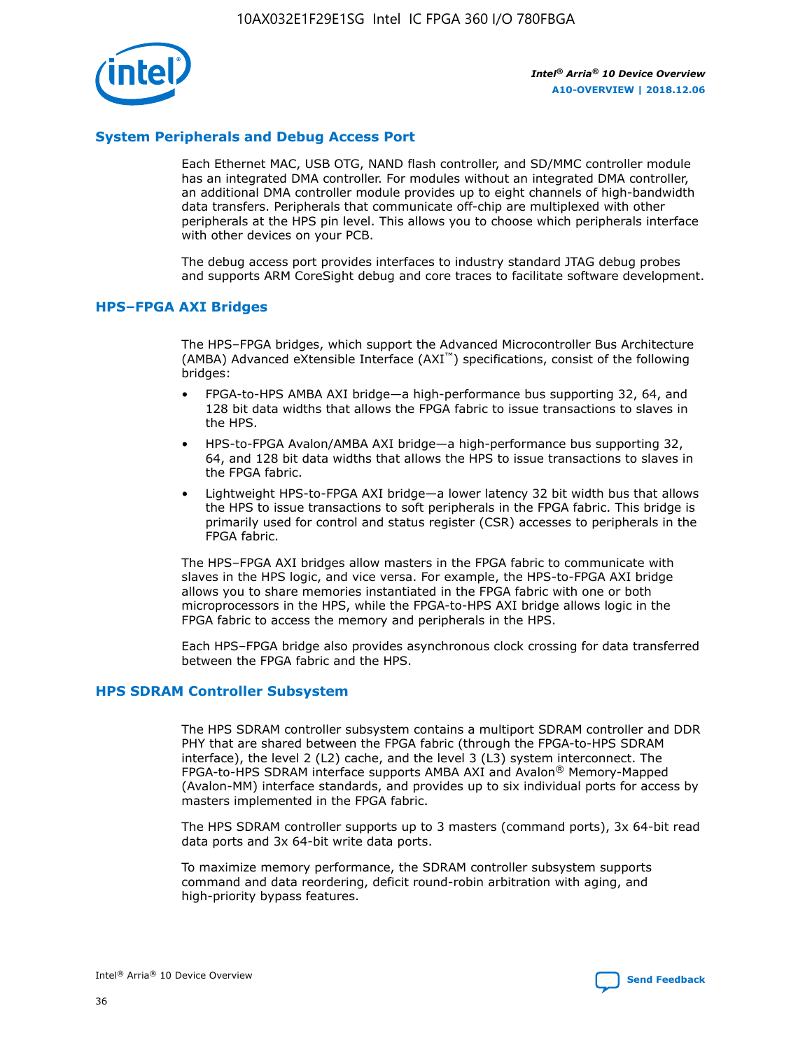## System Peripherals and Debug Access Port

Each Ethernet MAC, USB OTG, NAND flash controller, and SD/MMC controller module has an integrated DMA controller. For modules without an integrated DMA controller, an additional DMA controller module provides up to eight channels of high-bandwidth data transfers. Peripherals that communicate off-chip are multiplexed with other peripherals at the HPS pin level. This allows you to choose which peripherals interface with other devices on your PCB.

The debug access port provides interfaces to industry standard JTAG debug probes and supports ARM CoreSight debug and core traces to facilitate software development.

## HPS–FPGA AXI Bridges

The HPS–FPGA bridges, which support the Advanced Microcontroller Bus Architecture (AMBA) Advanced eXtensible Interface (AXI™) specifications, consist of the following bridges:

- FPGA-to-HPS AMBA AXI bridge—a high-performance bus supporting 32, 64, and 128 bit data widths that allows the FPGA fabric to issue transactions to slaves in the HPS.
- HPS-to-FPGA Avalon/AMBA AXI bridge—a high-performance bus supporting 32, 64, and 128 bit data widths that allows the HPS to issue transactions to slaves in the FPGA fabric.
- Lightweight HPS-to-FPGA AXI bridge—a lower latency 32 bit width bus that allows the HPS to issue transactions to soft peripherals in the FPGA fabric. This bridge is primarily used for control and status register (CSR) accesses to peripherals in the FPGA fabric.

The HPS–FPGA AXI bridges allow masters in the FPGA fabric to communicate with slaves in the HPS logic, and vice versa. For example, the HPS-to-FPGA AXI bridge allows you to share memories instantiated in the FPGA fabric with one or both microprocessors in the HPS, while the FPGA-to-HPS AXI bridge allows logic in the FPGA fabric to access the memory and peripherals in the HPS.

Each HPS–FPGA bridge also provides asynchronous clock crossing for data transferred between the FPGA fabric and the HPS.

## HPS SDRAM Controller Subsystem

The HPS SDRAM controller subsystem contains a multiport SDRAM controller and DDR PHY that are shared between the FPGA fabric (through the FPGA-to-HPS SDRAM interface), the level 2 (L2) cache, and the level 3 (L3) system interconnect. The FPGA-to-HPS SDRAM interface supports AMBA AXI and Avalon® Memory-Mapped (Avalon-MM) interface standards, and provides up to six individual ports for access by masters implemented in the FPGA fabric.

The HPS SDRAM controller supports up to 3 masters (command ports), 3x 64-bit read data ports and 3x 64-bit write data ports.

To maximize memory performance, the SDRAM controller subsystem supports command and data reordering, deficit round-robin arbitration with aging, and high-priority bypass features.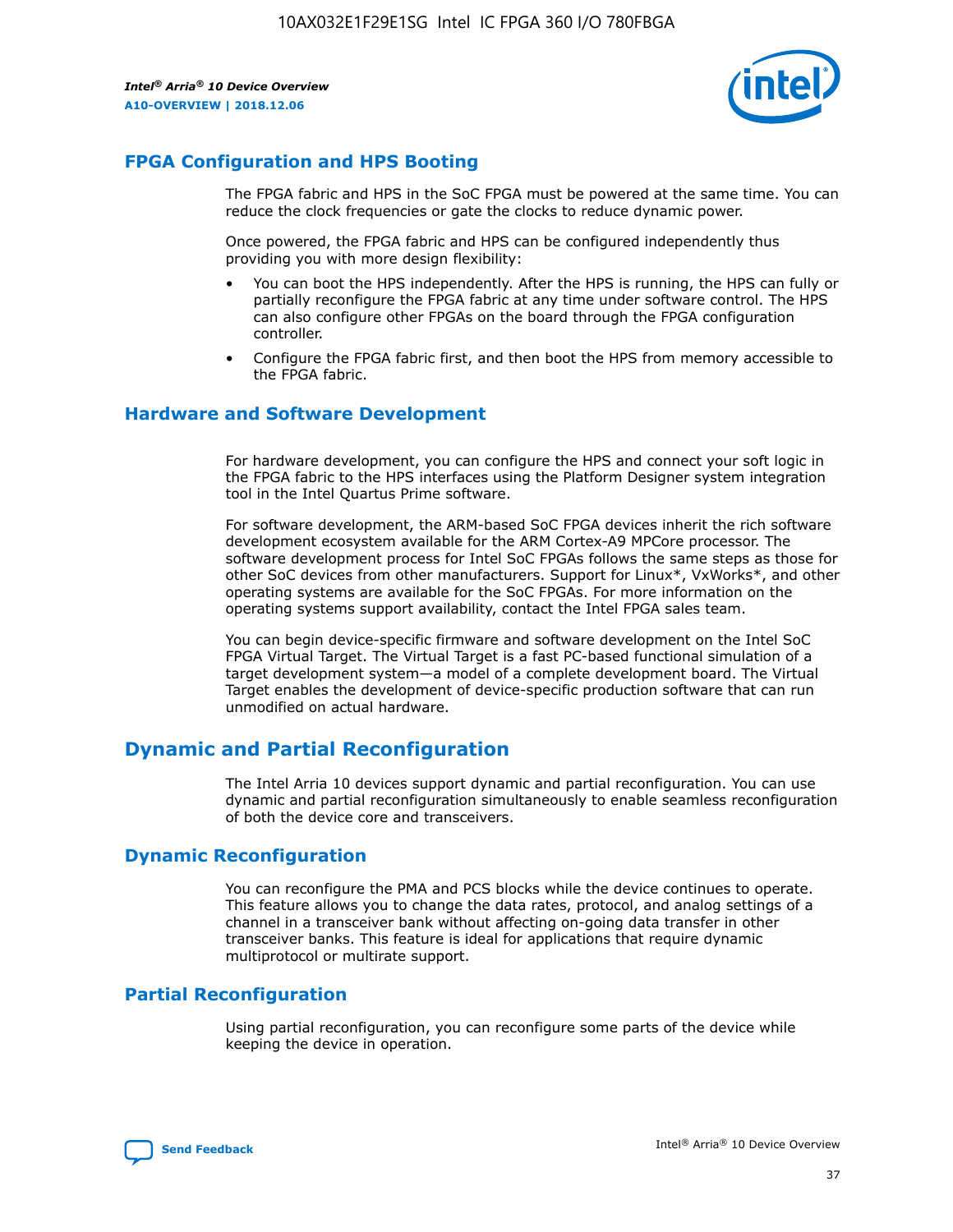## FPGA Configuration and HPS Booting

The FPGA fabric and HPS in the SoC FPGA must be powered at the same time. You can reduce the clock frequencies or gate the clocks to reduce dynamic power.

Once powered, the FPGA fabric and HPS can be configured independently thus providing you with more design flexibility:

- You can boot the HPS independently. After the HPS is running, the HPS can fully or partially reconfigure the FPGA fabric at any time under software control. The HPS can also configure other FPGAs on the board through the FPGA configuration controller.
- Configure the FPGA fabric first, and then boot the HPS from memory accessible to the FPGA fabric.

## Hardware and Software Development

For hardware development, you can configure the HPS and connect your soft logic in the FPGA fabric to the HPS interfaces using the Platform Designer system integration tool in the Intel Quartus Prime software.

For software development, the ARM-based SoC FPGA devices inherit the rich software development ecosystem available for the ARM Cortex-A9 MPCore processor. The software development process for Intel SoC FPGAs follows the same steps as those for other SoC devices from other manufacturers. Support for Linux*, VxWorks*, and other operating systems are available for the SoC FPGAs. For more information on the operating systems support availability, contact the Intel FPGA sales team.

You can begin device-specific firmware and software development on the Intel SoC FPGA Virtual Target. The Virtual Target is a fast PC-based functional simulation of a target development system—a model of a complete development board. The Virtual Target enables the development of device-specific production software that can run unmodified on actual hardware.

# Dynamic and Partial Reconfiguration

The Intel Arria 10 devices support dynamic and partial reconfiguration. You can use dynamic and partial reconfiguration simultaneously to enable seamless reconfiguration of both the device core and transceivers.

## Dynamic Reconfiguration

You can reconfigure the PMA and PCS blocks while the device continues to operate. This feature allows you to change the data rates, protocol, and analog settings of a channel in a transceiver bank without affecting on-going data transfer in other transceiver banks. This feature is ideal for applications that require dynamic multiprotocol or multirate support.

## Partial Reconfiguration

Using partial reconfiguration, you can reconfigure some parts of the device while keeping the device in operation.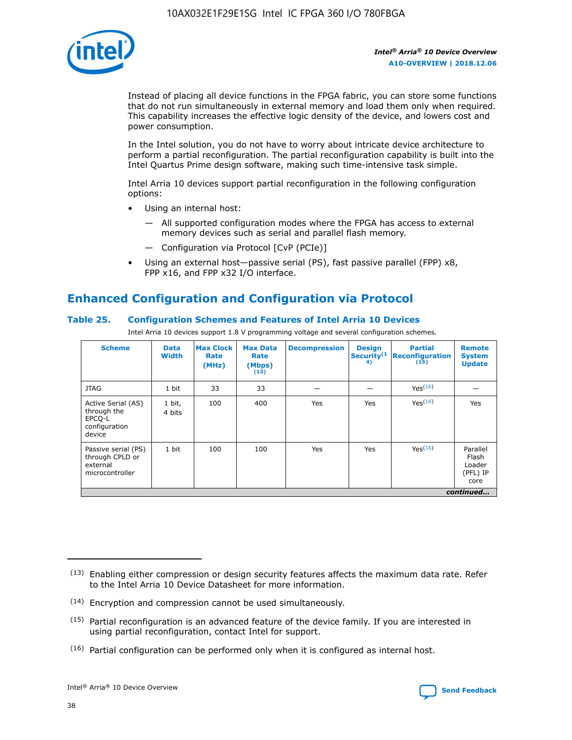Instead of placing all device functions in the FPGA fabric, you can store some functions that do not run simultaneously in external memory and load them only when required. This capability increases the effective logic density of the device, and lowers cost and power consumption.

In the Intel solution, you do not have to worry about intricate device architecture to perform a partial reconfiguration. The partial reconfiguration capability is built into the Intel Quartus Prime design software, making such time-intensive task simple.

Intel Arria 10 devices support partial reconfiguration in the following configuration options:

- Using an internal host:
  - — All supported configuration modes where the FPGA has access to external memory devices such as serial and parallel flash memory.
  - — Configuration via Protocol [CvP (PCIe)]
- Using an external host—passive serial (PS), fast passive parallel (FPP) x8, FPP x16, and FPP x32 I/O interface.

## Enhanced Configuration and Configuration via Protocol

### Table 25. Configuration Schemes and Features of Intel Arria 10 Devices

Intel Arria 10 devices support 1.8 V programming voltage and several configuration schemes.

| Scheme | Data Width | Max Clock Rate (MHz) | Max Data Rate (Mbps) (13) | Decompression | Design Security(14) | Partial Reconfiguration (15) | Remote System Update |
|---|---|---|---|---|---|---|---|
| JTAG | 1 bit | 33 | 33 | — | — | Yes(16) | — |
| Active Serial (AS) through the EPCQ-L configuration device | 1 bit, 4 bits | 100 | 400 | Yes | Yes | Yes(16) | Yes |
| Passive serial (PS) through CPLD or external microcontroller | 1 bit | 100 | 100 | Yes | Yes | Yes(16) | Parallel Flash Loader (PFL) IP core |

*continued...*

(13) Enabling either compression or design security features affects the maximum data rate. Refer to the Intel Arria 10 Device Datasheet for more information.

(14) Encryption and compression cannot be used simultaneously.

(15) Partial reconfiguration is an advanced feature of the device family. If you are interested in using partial reconfiguration, contact Intel for support.

(16) Partial configuration can be performed only when it is configured as internal host.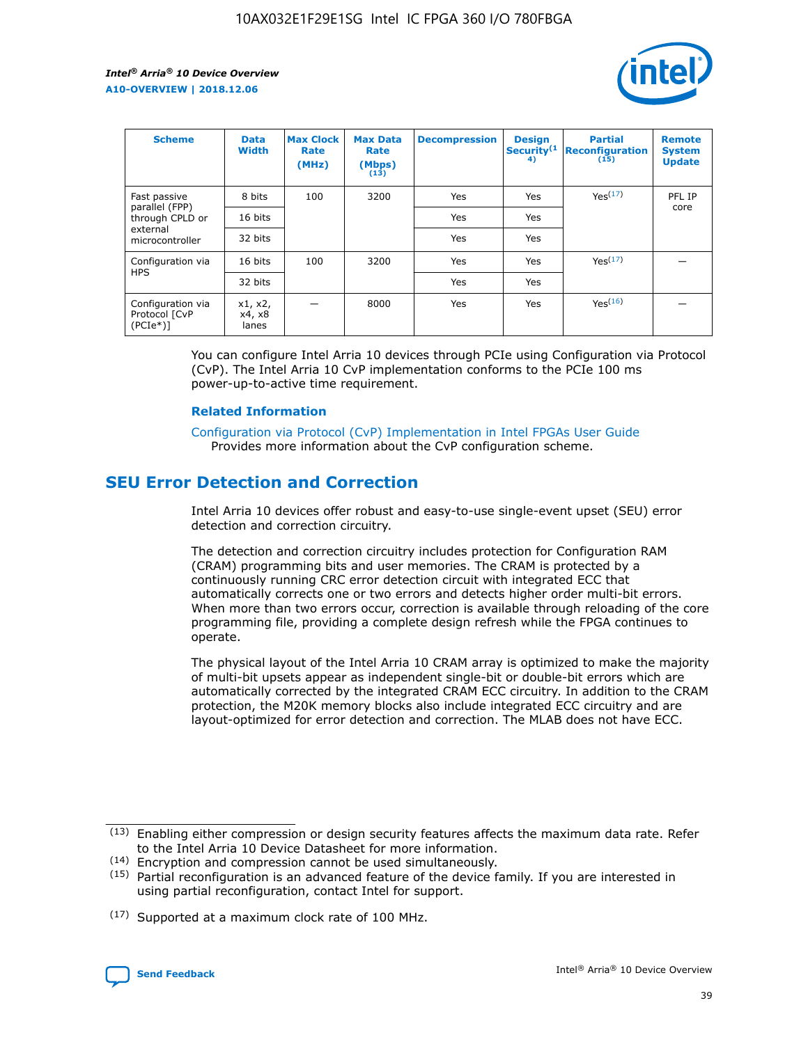| Scheme | Data Width | Max Clock Rate (MHz) | Max Data Rate (Mbps) (13) | Decompression | Design Security(14) | Partial Reconfiguration (15) | Remote System Update |
|---|---|---|---|---|---|---|---|
| Fast passive parallel (FPP) through CPLD or external microcontroller | 8 bits | 100 | 3200 | Yes | Yes | Yes(17) | PFL IP core |
| | 16 bits | | | Yes | Yes | | |
| | 32 bits | | | Yes | Yes | | |
| Configuration via HPS | 16 bits | 100 | 3200 | Yes | Yes | Yes(17) | — |
| | 32 bits | | | Yes | Yes | | |
| Configuration via Protocol [CvP (PCIe*)] | x1, x2, x4, x8 lanes | — | 8000 | Yes | Yes | Yes(16) | — |

You can configure Intel Arria 10 devices through PCIe using Configuration via Protocol (CvP). The Intel Arria 10 CvP implementation conforms to the PCIe 100 ms power-up-to-active time requirement.

### Related Information

Configuration via Protocol (CvP) Implementation in Intel FPGAs User Guide
Provides more information about the CvP configuration scheme.

## SEU Error Detection and Correction

Intel Arria 10 devices offer robust and easy-to-use single-event upset (SEU) error detection and correction circuitry.

The detection and correction circuitry includes protection for Configuration RAM (CRAM) programming bits and user memories. The CRAM is protected by a continuously running CRC error detection circuit with integrated ECC that automatically corrects one or two errors and detects higher order multi-bit errors. When more than two errors occur, correction is available through reloading of the core programming file, providing a complete design refresh while the FPGA continues to operate.

The physical layout of the Intel Arria 10 CRAM array is optimized to make the majority of multi-bit upsets appear as independent single-bit or double-bit errors which are automatically corrected by the integrated CRAM ECC circuitry. In addition to the CRAM protection, the M20K memory blocks also include integrated ECC circuitry and are layout-optimized for error detection and correction. The MLAB does not have ECC.

(13) Enabling either compression or design security features affects the maximum data rate. Refer to the Intel Arria 10 Device Datasheet for more information.

(14) Encryption and compression cannot be used simultaneously.

(15) Partial reconfiguration is an advanced feature of the device family. If you are interested in using partial reconfiguration, contact Intel for support.

(17) Supported at a maximum clock rate of 100 MHz.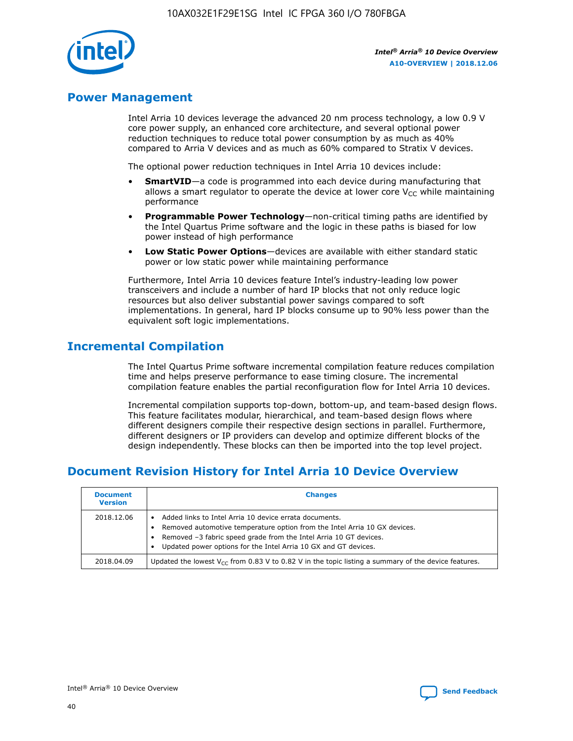## Power Management

Intel Arria 10 devices leverage the advanced 20 nm process technology, a low 0.9 V core power supply, an enhanced core architecture, and several optional power reduction techniques to reduce total power consumption by as much as 40% compared to Arria V devices and as much as 60% compared to Stratix V devices.

The optional power reduction techniques in Intel Arria 10 devices include:

- **SmartVID**—a code is programmed into each device during manufacturing that allows a smart regulator to operate the device at lower core $V_{CC}$ while maintaining performance
- **Programmable Power Technology**—non-critical timing paths are identified by the Intel Quartus Prime software and the logic in these paths is biased for low power instead of high performance
- **Low Static Power Options**—devices are available with either standard static power or low static power while maintaining performance

Furthermore, Intel Arria 10 devices feature Intel's industry-leading low power transceivers and include a number of hard IP blocks that not only reduce logic resources but also deliver substantial power savings compared to soft implementations. In general, hard IP blocks consume up to 90% less power than the equivalent soft logic implementations.

## Incremental Compilation

The Intel Quartus Prime software incremental compilation feature reduces compilation time and helps preserve performance to ease timing closure. The incremental compilation feature enables the partial reconfiguration flow for Intel Arria 10 devices.

Incremental compilation supports top-down, bottom-up, and team-based design flows. This feature facilitates modular, hierarchical, and team-based design flows where different designers compile their respective design sections in parallel. Furthermore, different designers or IP providers can develop and optimize different blocks of the design independently. These blocks can then be imported into the top level project.

## Document Revision History for Intel Arria 10 Device Overview

| Document Version | Changes |
|---|---|
| 2018.12.06 | • Added links to Intel Arria 10 device errata documents.<br>• Removed automotive temperature option from the Intel Arria 10 GX devices.<br>• Removed –3 fabric speed grade from the Intel Arria 10 GT devices.<br>• Updated power options for the Intel Arria 10 GX and GT devices. |
| 2018.04.09 | Updated the lowest $V_{CC}$ from 0.83 V to 0.82 V in the topic listing a summary of the device features. |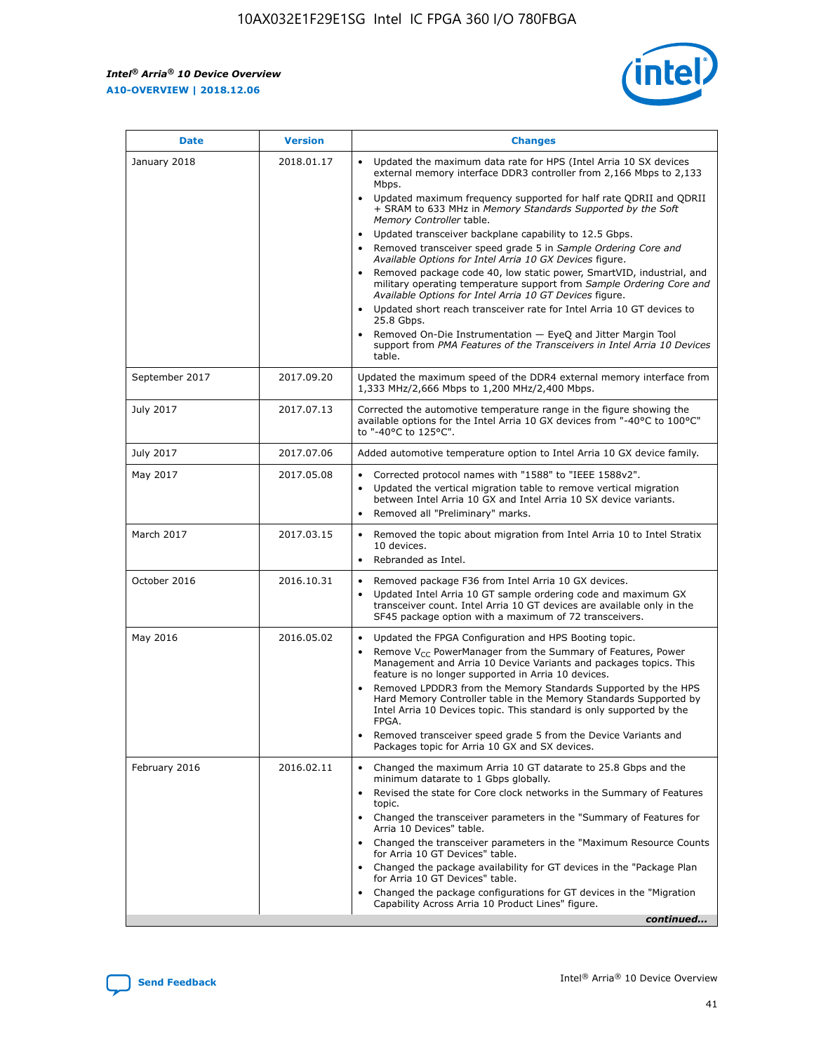| Date | Version | Changes |
| --- | --- | --- |
| January 2018 | 2018.01.17 | • Updated the maximum data rate for HPS (Intel Arria 10 SX devices external memory interface DDR3 controller from 2,166 Mbps to 2,133 Mbps. • Updated maximum frequency supported for half rate QDRII and QDRII + SRAM to 633 MHz in *Memory Standards Supported by the Soft Memory Controller* table. • Updated transceiver backplane capability to 12.5 Gbps. • Removed transceiver speed grade 5 in *Sample Ordering Core and Available Options for Intel Arria 10 GX Devices* figure. • Removed package code 40, low static power, SmartVID, industrial, and military operating temperature support from *Sample Ordering Core and Available Options for Intel Arria 10 GT Devices* figure. • Updated short reach transceiver rate for Intel Arria 10 GT devices to 25.8 Gbps. • Removed On-Die Instrumentation — EyeQ and Jitter Margin Tool support from *PMA Features of the Transceivers in Intel Arria 10 Devices* table. |
| September 2017 | 2017.09.20 | Updated the maximum speed of the DDR4 external memory interface from 1,333 MHz/2,666 Mbps to 1,200 MHz/2,400 Mbps. |
| July 2017 | 2017.07.13 | Corrected the automotive temperature range in the figure showing the available options for the Intel Arria 10 GX devices from "-40°C to 100°C" to "-40°C to 125°C". |
| July 2017 | 2017.07.06 | Added automotive temperature option to Intel Arria 10 GX device family. |
| May 2017 | 2017.05.08 | • Corrected protocol names with "1588" to "IEEE 1588v2". • Updated the vertical migration table to remove vertical migration between Intel Arria 10 GX and Intel Arria 10 SX device variants. • Removed all "Preliminary" marks. |
| March 2017 | 2017.03.15 | • Removed the topic about migration from Intel Arria 10 to Intel Stratix 10 devices. • Rebranded as Intel. |
| October 2016 | 2016.10.31 | • Removed package F36 from Intel Arria 10 GX devices. • Updated Intel Arria 10 GT sample ordering code and maximum GX transceiver count. Intel Arria 10 GT devices are available only in the SF45 package option with a maximum of 72 transceivers. |
| May 2016 | 2016.05.02 | • Updated the FPGA Configuration and HPS Booting topic. • Remove $V_{CC}$ PowerManager from the Summary of Features, Power Management and Arria 10 Device Variants and packages topics. This feature is no longer supported in Arria 10 devices. • Removed LPDDR3 from the Memory Standards Supported by the HPS Hard Memory Controller table in the Memory Standards Supported by Intel Arria 10 Devices topic. This standard is only supported by the FPGA. • Removed transceiver speed grade 5 from the Device Variants and Packages topic for Arria 10 GX and SX devices. |
| February 2016 | 2016.02.11 | • Changed the maximum Arria 10 GT datarate to 25.8 Gbps and the minimum datarate to 1 Gbps globally. • Revised the state for Core clock networks in the Summary of Features topic. • Changed the transceiver parameters in the "Summary of Features for Arria 10 Devices" table. • Changed the transceiver parameters in the "Maximum Resource Counts for Arria 10 GT Devices" table. • Changed the package availability for GT devices in the "Package Plan for Arria 10 GT Devices" table. • Changed the package configurations for GT devices in the "Migration Capability Across Arria 10 Product Lines" figure. |

*continued...*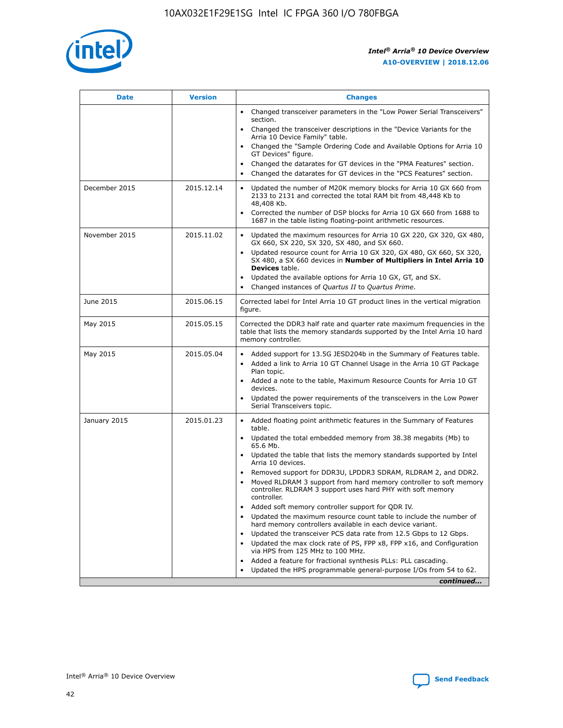| Date | Version | Changes |
| --- | --- | --- |
| | | • Changed transceiver parameters in the "Low Power Serial Transceivers" section.<br>• Changed the transceiver descriptions in the "Device Variants for the Arria 10 Device Family" table.<br>• Changed the "Sample Ordering Code and Available Options for Arria 10 GT Devices" figure.<br>• Changed the datarates for GT devices in the "PMA Features" section.<br>• Changed the datarates for GT devices in the "PCS Features" section. |
| December 2015 | 2015.12.14 | • Updated the number of M20K memory blocks for Arria 10 GX 660 from 2133 to 2131 and corrected the total RAM bit from 48,448 Kb to 48,408 Kb.<br>• Corrected the number of DSP blocks for Arria 10 GX 660 from 1688 to 1687 in the table listing floating-point arithmetic resources. |
| November 2015 | 2015.11.02 | • Updated the maximum resources for Arria 10 GX 220, GX 320, GX 480, GX 660, SX 220, SX 320, SX 480, and SX 660.<br>• Updated resource count for Arria 10 GX 320, GX 480, GX 660, SX 320, SX 480, a SX 660 devices in **Number of Multipliers in Intel Arria 10 Devices** table.<br>• Updated the available options for Arria 10 GX, GT, and SX.<br>• Changed instances of *Quartus II* to *Quartus Prime*. |
| June 2015 | 2015.06.15 | Corrected label for Intel Arria 10 GT product lines in the vertical migration figure. |
| May 2015 | 2015.05.15 | Corrected the DDR3 half rate and quarter rate maximum frequencies in the table that lists the memory standards supported by the Intel Arria 10 hard memory controller. |
| May 2015 | 2015.05.04 | • Added support for 13.5G JESD204b in the Summary of Features table.<br>• Added a link to Arria 10 GT Channel Usage in the Arria 10 GT Package Plan topic.<br>• Added a note to the table, Maximum Resource Counts for Arria 10 GT devices.<br>• Updated the power requirements of the transceivers in the Low Power Serial Transceivers topic. |
| January 2015 | 2015.01.23 | • Added floating point arithmetic features in the Summary of Features table.<br>• Updated the total embedded memory from 38.38 megabits (Mb) to 65.6 Mb.<br>• Updated the table that lists the memory standards supported by Intel Arria 10 devices.<br>• Removed support for DDR3U, LPDDR3 SDRAM, RLDRAM 2, and DDR2.<br>• Moved RLDRAM 3 support from hard memory controller to soft memory controller. RLDRAM 3 support uses hard PHY with soft memory controller.<br>• Added soft memory controller support for QDR IV.<br>• Updated the maximum resource count table to include the number of hard memory controllers available in each device variant.<br>• Updated the transceiver PCS data rate from 12.5 Gbps to 12 Gbps.<br>• Updated the max clock rate of PS, FPP x8, FPP x16, and Configuration via HPS from 125 MHz to 100 MHz.<br>• Added a feature for fractional synthesis PLLs: PLL cascading.<br>• Updated the HPS programmable general-purpose I/Os from 54 to 62. |

*continued...*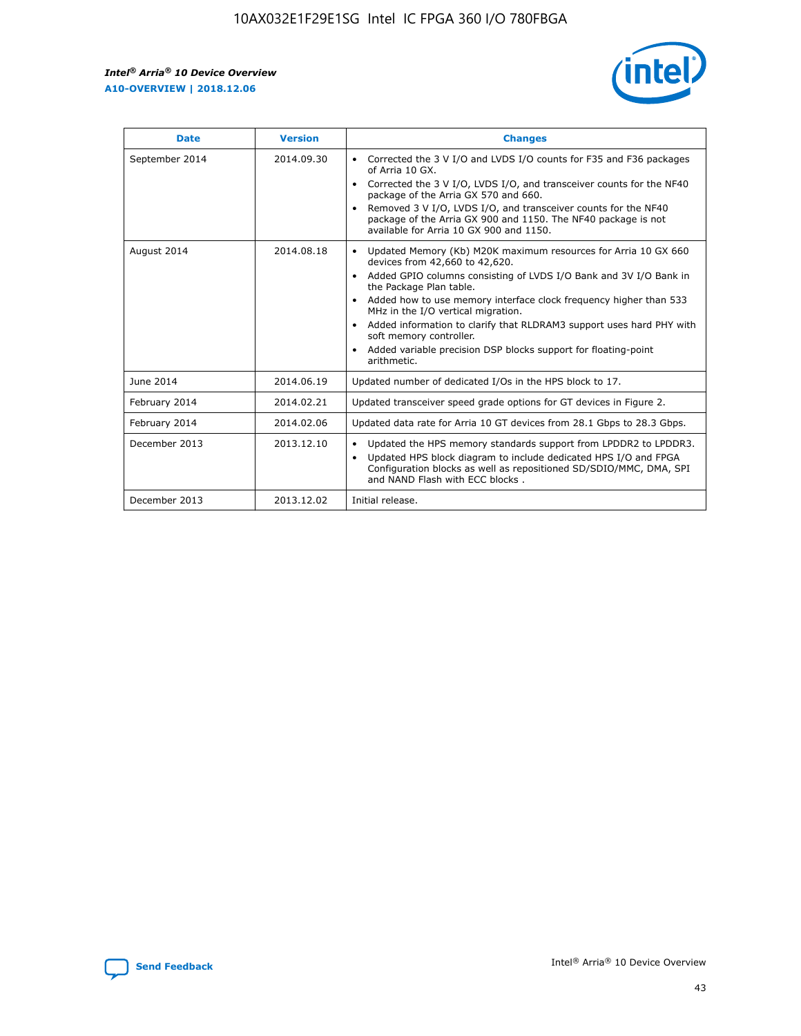| Date | Version | Changes |
| --- | --- | --- |
| September 2014 | 2014.09.30 | • Corrected the 3 V I/O and LVDS I/O counts for F35 and F36 packages of Arria 10 GX.<br>• Corrected the 3 V I/O, LVDS I/O, and transceiver counts for the NF40 package of the Arria GX 570 and 660.<br>• Removed 3 V I/O, LVDS I/O, and transceiver counts for the NF40 package of the Arria GX 900 and 1150. The NF40 package is not available for Arria 10 GX 900 and 1150. |
| August 2014 | 2014.08.18 | • Updated Memory (Kb) M20K maximum resources for Arria 10 GX 660 devices from 42,660 to 42,620.<br>• Added GPIO columns consisting of LVDS I/O Bank and 3V I/O Bank in the Package Plan table.<br>• Added how to use memory interface clock frequency higher than 533 MHz in the I/O vertical migration.<br>• Added information to clarify that RLDRAM3 support uses hard PHY with soft memory controller.<br>• Added variable precision DSP blocks support for floating-point arithmetic. |
| June 2014 | 2014.06.19 | Updated number of dedicated I/Os in the HPS block to 17. |
| February 2014 | 2014.02.21 | Updated transceiver speed grade options for GT devices in Figure 2. |
| February 2014 | 2014.02.06 | Updated data rate for Arria 10 GT devices from 28.1 Gbps to 28.3 Gbps. |
| December 2013 | 2013.12.10 | • Updated the HPS memory standards support from LPDDR2 to LPDDR3.<br>• Updated HPS block diagram to include dedicated HPS I/O and FPGA Configuration blocks as well as repositioned SD/SDIO/MMC, DMA, SPI and NAND Flash with ECC blocks . |
| December 2013 | 2013.12.02 | Initial release. |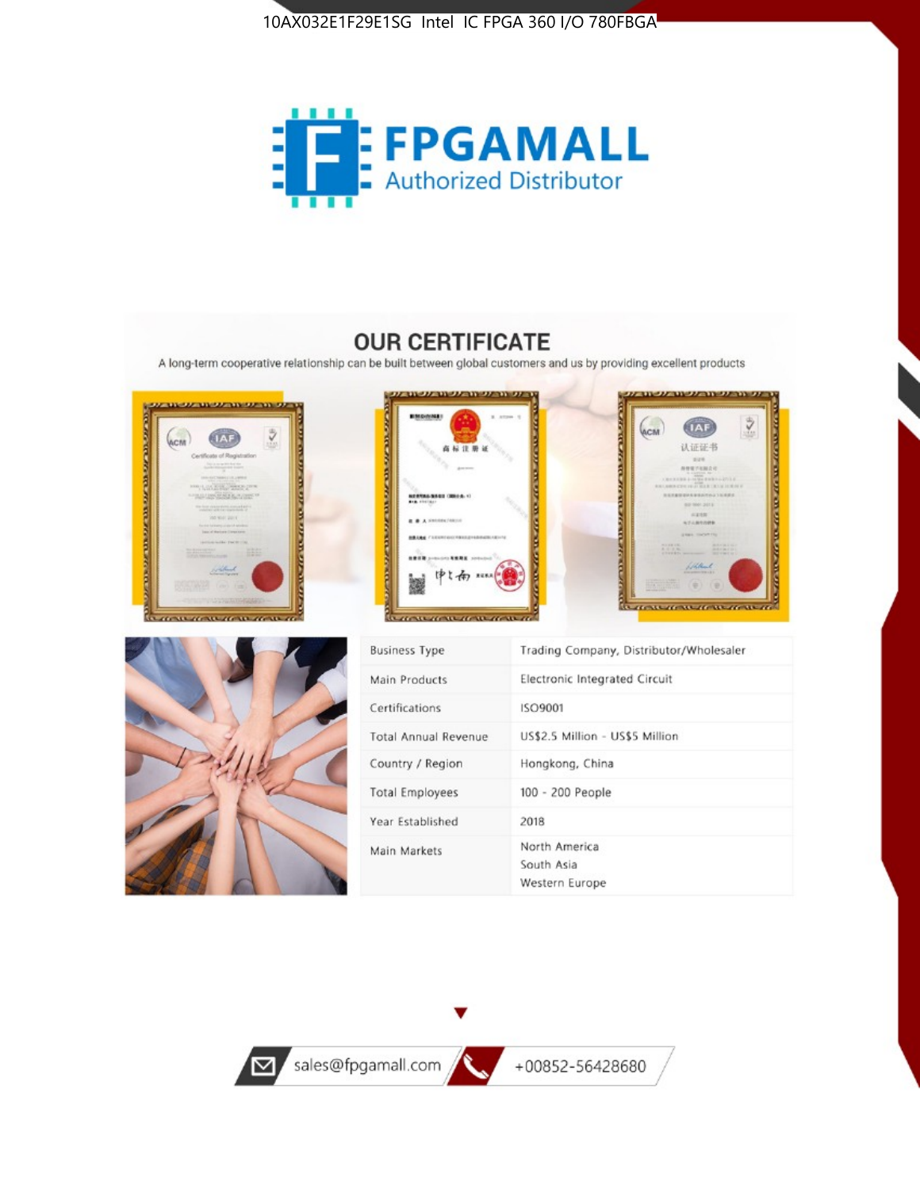# FPGAMALL

Authorized Distributor

## OUR CERTIFICATE

A long-term cooperative relationship can be built between global customers and us by providing excellent products

| | |
|---|---|
| Business Type | Trading Company, Distributor/Wholesaler |
| Main Products | Electronic Integrated Circuit |
| Certifications | ISO9001 |
| Total Annual Revenue | US$2.5 Million - US$5 Million |
| Country / Region | Hongkong, China |
| Total Employees | 100 - 200 People |
| Year Established | 2018 |
| Main Markets | North America<br>South Asia<br>Western Europe |

sales@fpgamall.com

+00852-56428680